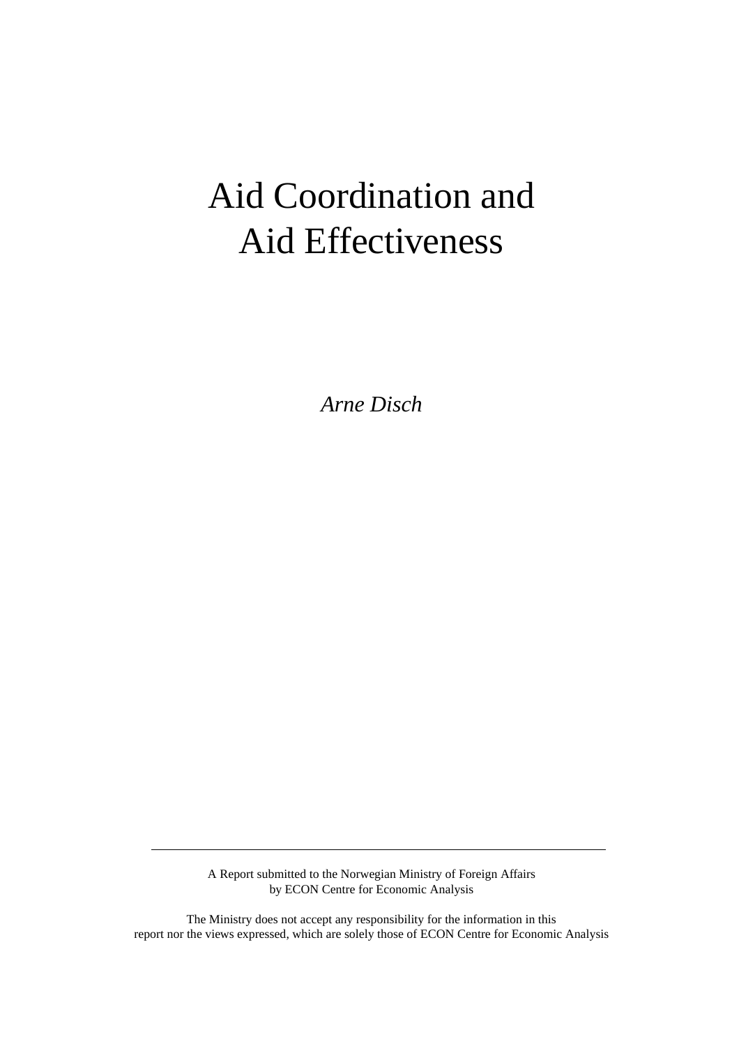# Aid Coordination and Aid Effectiveness

*Arne Disch*

---

A Report submitted to the Norwegian Ministry of Foreign Affairs
by ECON Centre for Economic Analysis

The Ministry does not accept any responsibility for the information in this
report nor the views expressed, which are solely those of ECON Centre for Economic Analysis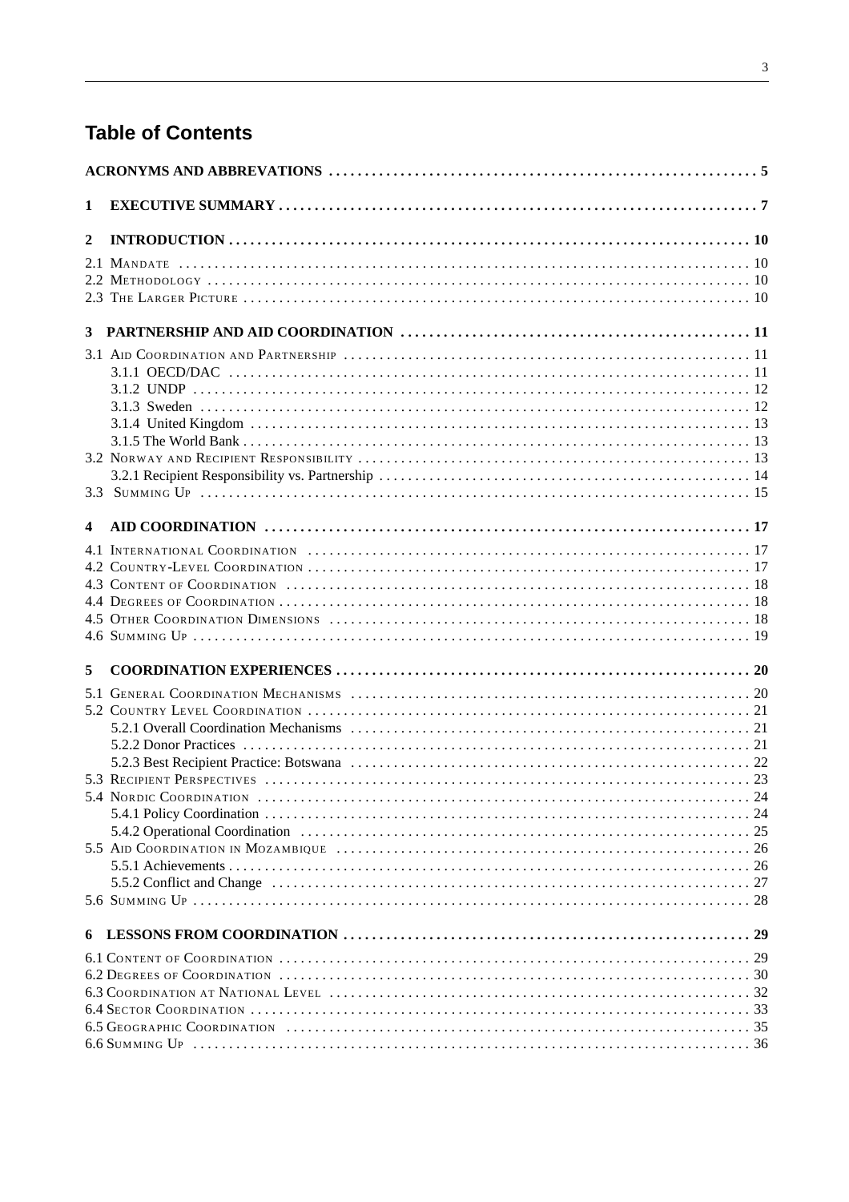## Table of Contents

ACRONYMS AND ABBREVATIONS . . . . . 5

1 EXECUTIVE SUMMARY . . . . . 7

2 INTRODUCTION . . . . . 10

2.1 Mandate . . . . . 10
2.2 Methodology . . . . . 10
2.3 The Larger Picture . . . . . 10

3 PARTNERSHIP AND AID COORDINATION . . . . . 11

3.1 Aid Coordination and Partnership . . . . . 11
3.1.1 OECD/DAC . . . . . 11
3.1.2 UNDP . . . . . 12
3.1.3 Sweden . . . . . 12
3.1.4 United Kingdom . . . . . 13
3.1.5 The World Bank . . . . . 13
3.2 Norway and Recipient Responsibility . . . . . 13
3.2.1 Recipient Responsibility vs. Partnership . . . . . 14
3.3 Summing Up . . . . . 15

4 AID COORDINATION . . . . . 17

4.1 International Coordination . . . . . 17
4.2 Country-Level Coordination . . . . . 17
4.3 Content of Coordination . . . . . 18
4.4 Degrees of Coordination . . . . . 18
4.5 Other Coordination Dimensions . . . . . 18
4.6 Summing Up . . . . . 19

5 COORDINATION EXPERIENCES . . . . . 20

5.1 General Coordination Mechanisms . . . . . 20
5.2 Country Level Coordination . . . . . 21
5.2.1 Overall Coordination Mechanisms . . . . . 21
5.2.2 Donor Practices . . . . . 21
5.2.3 Best Recipient Practice: Botswana . . . . . 22
5.3 Recipient Perspectives . . . . . 23
5.4 Nordic Coordination . . . . . 24
5.4.1 Policy Coordination . . . . . 24
5.4.2 Operational Coordination . . . . . 25
5.5 Aid Coordination in Mozambique . . . . . 26
5.5.1 Achievements . . . . . 26
5.5.2 Conflict and Change . . . . . 27
5.6 Summing Up . . . . . 28

6 LESSONS FROM COORDINATION . . . . . 29

6.1 Content of Coordination . . . . . 29
6.2 Degrees of Coordination . . . . . 30
6.3 Coordination at National Level . . . . . 32
6.4 Sector Coordination . . . . . 33
6.5 Geographic Coordination . . . . . 35
6.6 Summing Up . . . . . 36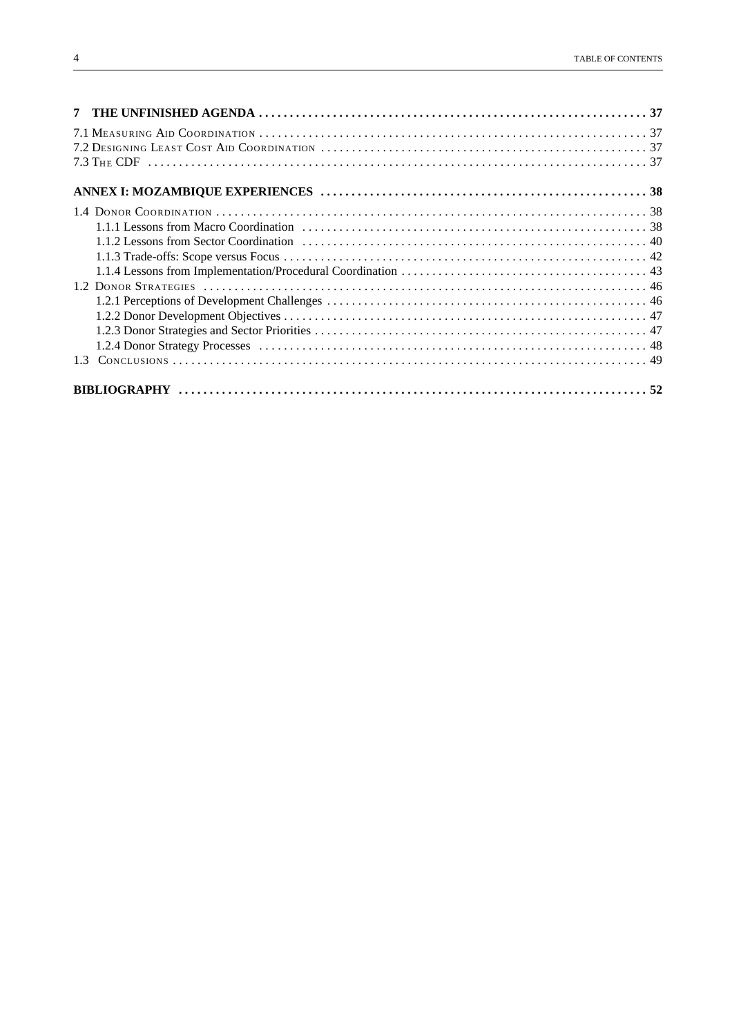**7 THE UNFINISHED AGENDA . . . . . . . . . . . . . . . . . . . . . . . . . . . . . . . . . . . . . . . . . . . . . . . . . . . . . . . . . . . . . . 37**

7.1 MEASURING AID COORDINATION . . . . . . . . . . . . . . . . . . . . . . . . . . . . . . . . . . . . . . . . . . . . . . . . . . . . . . . . . . . . . . . 37
7.2 DESIGNING LEAST COST AID COORDINATION . . . . . . . . . . . . . . . . . . . . . . . . . . . . . . . . . . . . . . . . . . . . . . . . . . . 37
7.3 THE CDF . . . . . . . . . . . . . . . . . . . . . . . . . . . . . . . . . . . . . . . . . . . . . . . . . . . . . . . . . . . . . . . . . . . . . . . . . . . . . . . . 37

**ANNEX I: MOZAMBIQUE EXPERIENCES . . . . . . . . . . . . . . . . . . . . . . . . . . . . . . . . . . . . . . . . . . . . . . . . . . . . . 38**

1.4 DONOR COORDINATION . . . . . . . . . . . . . . . . . . . . . . . . . . . . . . . . . . . . . . . . . . . . . . . . . . . . . . . . . . . . . . . . . . . . . . 38
- 1.1.1 Lessons from Macro Coordination . . . . . . . . . . . . . . . . . . . . . . . . . . . . . . . . . . . . . . . . . . . . . . . . . . . . . . . . 38
- 1.1.2 Lessons from Sector Coordination . . . . . . . . . . . . . . . . . . . . . . . . . . . . . . . . . . . . . . . . . . . . . . . . . . . . . . . . 40
- 1.1.3 Trade-offs: Scope versus Focus . . . . . . . . . . . . . . . . . . . . . . . . . . . . . . . . . . . . . . . . . . . . . . . . . . . . . . . . . . . 42
- 1.1.4 Lessons from Implementation/Procedural Coordination . . . . . . . . . . . . . . . . . . . . . . . . . . . . . . . . . . . . . . . . 43

1.2 DONOR STRATEGIES . . . . . . . . . . . . . . . . . . . . . . . . . . . . . . . . . . . . . . . . . . . . . . . . . . . . . . . . . . . . . . . . . . . . . . . . 46
- 1.2.1 Perceptions of Development Challenges . . . . . . . . . . . . . . . . . . . . . . . . . . . . . . . . . . . . . . . . . . . . . . . . . . . . 46
- 1.2.2 Donor Development Objectives . . . . . . . . . . . . . . . . . . . . . . . . . . . . . . . . . . . . . . . . . . . . . . . . . . . . . . . . . . . 47
- 1.2.3 Donor Strategies and Sector Priorities . . . . . . . . . . . . . . . . . . . . . . . . . . . . . . . . . . . . . . . . . . . . . . . . . . . . . . 47
- 1.2.4 Donor Strategy Processes . . . . . . . . . . . . . . . . . . . . . . . . . . . . . . . . . . . . . . . . . . . . . . . . . . . . . . . . . . . . . . . . 48

1.3 CONCLUSIONS . . . . . . . . . . . . . . . . . . . . . . . . . . . . . . . . . . . . . . . . . . . . . . . . . . . . . . . . . . . . . . . . . . . . . . . . . . . . . . 49

**BIBLIOGRAPHY . . . . . . . . . . . . . . . . . . . . . . . . . . . . . . . . . . . . . . . . . . . . . . . . . . . . . . . . . . . . . . . . . . . . . . . . . . 52**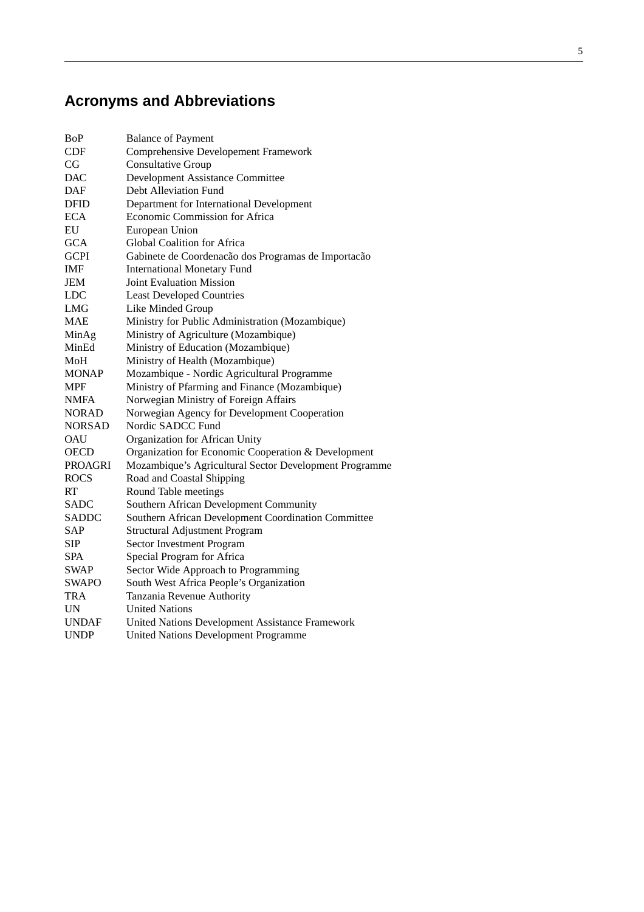# Acronyms and Abbreviations

| | |
|---|---|
| BoP | Balance of Payment |
| CDF | Comprehensive Developement Framework |
| CG | Consultative Group |
| DAC | Development Assistance Committee |
| DAF | Debt Alleviation Fund |
| DFID | Department for International Development |
| ECA | Economic Commission for Africa |
| EU | European Union |
| GCA | Global Coalition for Africa |
| GCPI | Gabinete de Coordenacão dos Programas de Importacão |
| IMF | International Monetary Fund |
| JEM | Joint Evaluation Mission |
| LDC | Least Developed Countries |
| LMG | Like Minded Group |
| MAE | Ministry for Public Administration (Mozambique) |
| MinAg | Ministry of Agriculture (Mozambique) |
| MinEd | Ministry of Education (Mozambique) |
| MoH | Ministry of Health (Mozambique) |
| MONAP | Mozambique - Nordic Agricultural Programme |
| MPF | Ministry of Pfarming and Finance (Mozambique) |
| NMFA | Norwegian Ministry of Foreign Affairs |
| NORAD | Norwegian Agency for Development Cooperation |
| NORSAD | Nordic SADCC Fund |
| OAU | Organization for African Unity |
| OECD | Organization for Economic Cooperation & Development |
| PROAGRI | Mozambique's Agricultural Sector Development Programme |
| ROCS | Road and Coastal Shipping |
| RT | Round Table meetings |
| SADC | Southern African Development Community |
| SADDC | Southern African Development Coordination Committee |
| SAP | Structural Adjustment Program |
| SIP | Sector Investment Program |
| SPA | Special Program for Africa |
| SWAP | Sector Wide Approach to Programming |
| SWAPO | South West Africa People's Organization |
| TRA | Tanzania Revenue Authority |
| UN | United Nations |
| UNDAF | United Nations Development Assistance Framework |
| UNDP | United Nations Development Programme |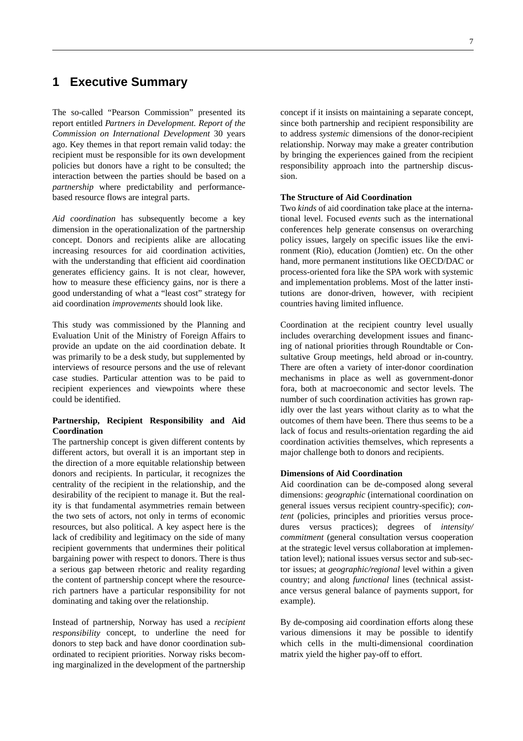# 1 Executive Summary

The so-called "Pearson Commission" presented its report entitled *Partners in Development. Report of the Commission on International Development* 30 years ago. Key themes in that report remain valid today: the recipient must be responsible for its own development policies but donors have a right to be consulted; the interaction between the parties should be based on a *partnership* where predictability and performance-based resource flows are integral parts.

*Aid coordination* has subsequently become a key dimension in the operationalization of the partnership concept. Donors and recipients alike are allocating increasing resources for aid coordination activities, with the understanding that efficient aid coordination generates efficiency gains. It is not clear, however, how to measure these efficiency gains, nor is there a good understanding of what a "least cost" strategy for aid coordination *improvements* should look like.

This study was commissioned by the Planning and Evaluation Unit of the Ministry of Foreign Affairs to provide an update on the aid coordination debate. It was primarily to be a desk study, but supplemented by interviews of resource persons and the use of relevant case studies. Particular attention was to be paid to recipient experiences and viewpoints where these could be identified.

**Partnership, Recipient Responsibility and Aid Coordination**

The partnership concept is given different contents by different actors, but overall it is an important step in the direction of a more equitable relationship between donors and recipients. In particular, it recognizes the centrality of the recipient in the relationship, and the desirability of the recipient to manage it. But the reality is that fundamental asymmetries remain between the two sets of actors, not only in terms of economic resources, but also political. A key aspect here is the lack of credibility and legitimacy on the side of many recipient governments that undermines their political bargaining power with respect to donors. There is thus a serious gap between rhetoric and reality regarding the content of partnership concept where the resource-rich partners have a particular responsibility for not dominating and taking over the relationship.

Instead of partnership, Norway has used a *recipient responsibility* concept, to underline the need for donors to step back and have donor coordination subordinated to recipient priorities. Norway risks becoming marginalized in the development of the partnership concept if it insists on maintaining a separate concept, since both partnership and recipient responsibility are to address *systemic* dimensions of the donor-recipient relationship. Norway may make a greater contribution by bringing the experiences gained from the recipient responsibility approach into the partnership discussion.

**The Structure of Aid Coordination**

Two *kinds* of aid coordination take place at the international level. Focused *events* such as the international conferences help generate consensus on overarching policy issues, largely on specific issues like the environment (Rio), education (Jomtien) etc. On the other hand, more permanent institutions like OECD/DAC or process-oriented fora like the SPA work with systemic and implementation problems. Most of the latter institutions are donor-driven, however, with recipient countries having limited influence.

Coordination at the recipient country level usually includes overarching development issues and financing of national priorities through Roundtable or Consultative Group meetings, held abroad or in-country. There are often a variety of inter-donor coordination mechanisms in place as well as government-donor fora, both at macroeconomic and sector levels. The number of such coordination activities has grown rapidly over the last years without clarity as to what the outcomes of them have been. There thus seems to be a lack of focus and results-orientation regarding the aid coordination activities themselves, which represents a major challenge both to donors and recipients.

**Dimensions of Aid Coordination**

Aid coordination can be de-composed along several dimensions: *geographic* (international coordination on general issues versus recipient country-specific); *content* (policies, principles and priorities versus procedures versus practices); degrees of *intensity/commitment* (general consultation versus cooperation at the strategic level versus collaboration at implementation level); national issues versus sector and sub-sector issues; at *geographic/regional* level within a given country; and along *functional* lines (technical assistance versus general balance of payments support, for example).

By de-composing aid coordination efforts along these various dimensions it may be possible to identify which cells in the multi-dimensional coordination matrix yield the higher pay-off to effort.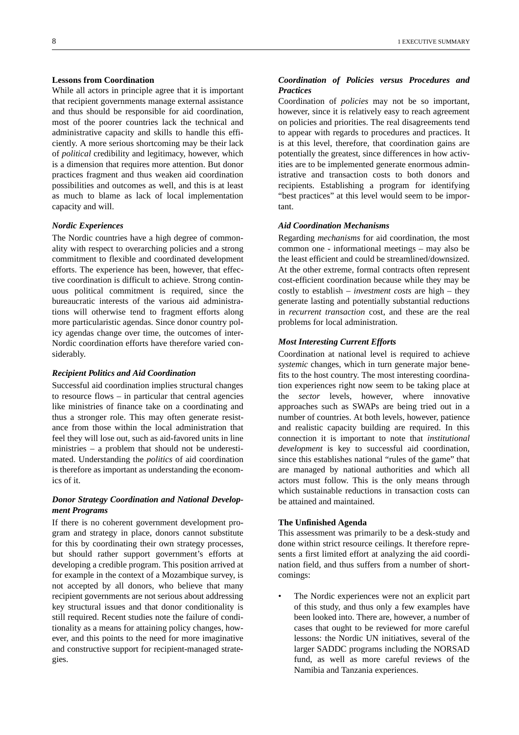**Lessons from Coordination**

While all actors in principle agree that it is important that recipient governments manage external assistance and thus should be responsible for aid coordination, most of the poorer countries lack the technical and administrative capacity and skills to handle this efficiently. A more serious shortcoming may be their lack of *political* credibility and legitimacy, however, which is a dimension that requires more attention. But donor practices fragment and thus weaken aid coordination possibilities and outcomes as well, and this is at least as much to blame as lack of local implementation capacity and will.

***Nordic Experiences***

The Nordic countries have a high degree of commonality with respect to overarching policies and a strong commitment to flexible and coordinated development efforts. The experience has been, however, that effective coordination is difficult to achieve. Strong continuous political commitment is required, since the bureaucratic interests of the various aid administrations will otherwise tend to fragment efforts along more particularistic agendas. Since donor country policy agendas change over time, the outcomes of inter-Nordic coordination efforts have therefore varied considerably.

***Recipient Politics and Aid Coordination***

Successful aid coordination implies structural changes to resource flows – in particular that central agencies like ministries of finance take on a coordinating and thus a stronger role. This may often generate resistance from those within the local administration that feel they will lose out, such as aid-favored units in line ministries – a problem that should not be underestimated. Understanding the *politics* of aid coordination is therefore as important as understanding the economics of it.

***Donor Strategy Coordination and National Development Programs***

If there is no coherent government development program and strategy in place, donors cannot substitute for this by coordinating their own strategy processes, but should rather support government's efforts at developing a credible program. This position arrived at for example in the context of a Mozambique survey, is not accepted by all donors, who believe that many recipient governments are not serious about addressing key structural issues and that donor conditionality is still required. Recent studies note the failure of conditionality as a means for attaining policy changes, however, and this points to the need for more imaginative and constructive support for recipient-managed strategies.

***Coordination of Policies versus Procedures and Practices***

Coordination of *policies* may not be so important, however, since it is relatively easy to reach agreement on policies and priorities. The real disagreements tend to appear with regards to procedures and practices. It is at this level, therefore, that coordination gains are potentially the greatest, since differences in how activities are to be implemented generate enormous administrative and transaction costs to both donors and recipients. Establishing a program for identifying "best practices" at this level would seem to be important.

***Aid Coordination Mechanisms***

Regarding *mechanisms* for aid coordination, the most common one - informational meetings – may also be the least efficient and could be streamlined/downsized. At the other extreme, formal contracts often represent cost-efficient coordination because while they may be costly to establish – *investment costs* are high – they generate lasting and potentially substantial reductions in *recurrent transaction* cost, and these are the real problems for local administration.

***Most Interesting Current Efforts***

Coordination at national level is required to achieve *systemic* changes, which in turn generate major benefits to the host country. The most interesting coordination experiences right now seem to be taking place at the *sector* levels, however, where innovative approaches such as SWAPs are being tried out in a number of countries. At both levels, however, patience and realistic capacity building are required. In this connection it is important to note that *institutional development* is key to successful aid coordination, since this establishes national "rules of the game" that are managed by national authorities and which all actors must follow. This is the only means through which sustainable reductions in transaction costs can be attained and maintained.

**The Unfinished Agenda**

This assessment was primarily to be a desk-study and done within strict resource ceilings. It therefore represents a first limited effort at analyzing the aid coordination field, and thus suffers from a number of shortcomings:

- The Nordic experiences were not an explicit part of this study, and thus only a few examples have been looked into. There are, however, a number of cases that ought to be reviewed for more careful lessons: the Nordic UN initiatives, several of the larger SADDC programs including the NORSAD fund, as well as more careful reviews of the Namibia and Tanzania experiences.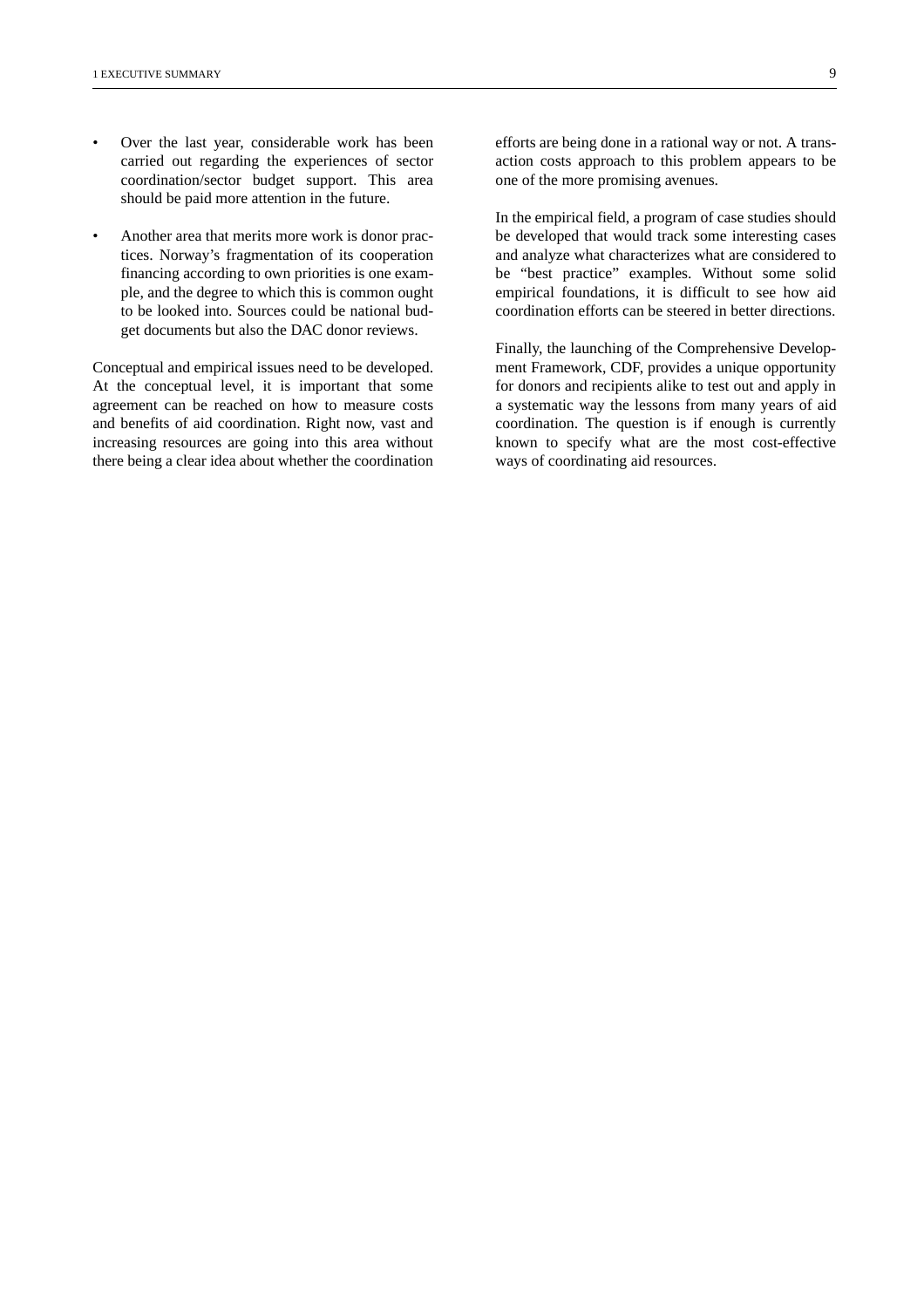- Over the last year, considerable work has been carried out regarding the experiences of sector coordination/sector budget support. This area should be paid more attention in the future.
- Another area that merits more work is donor practices. Norway's fragmentation of its cooperation financing according to own priorities is one example, and the degree to which this is common ought to be looked into. Sources could be national budget documents but also the DAC donor reviews.

Conceptual and empirical issues need to be developed. At the conceptual level, it is important that some agreement can be reached on how to measure costs and benefits of aid coordination. Right now, vast and increasing resources are going into this area without there being a clear idea about whether the coordination efforts are being done in a rational way or not. A transaction costs approach to this problem appears to be one of the more promising avenues.

In the empirical field, a program of case studies should be developed that would track some interesting cases and analyze what characterizes what are considered to be "best practice" examples. Without some solid empirical foundations, it is difficult to see how aid coordination efforts can be steered in better directions.

Finally, the launching of the Comprehensive Development Framework, CDF, provides a unique opportunity for donors and recipients alike to test out and apply in a systematic way the lessons from many years of aid coordination. The question is if enough is currently known to specify what are the most cost-effective ways of coordinating aid resources.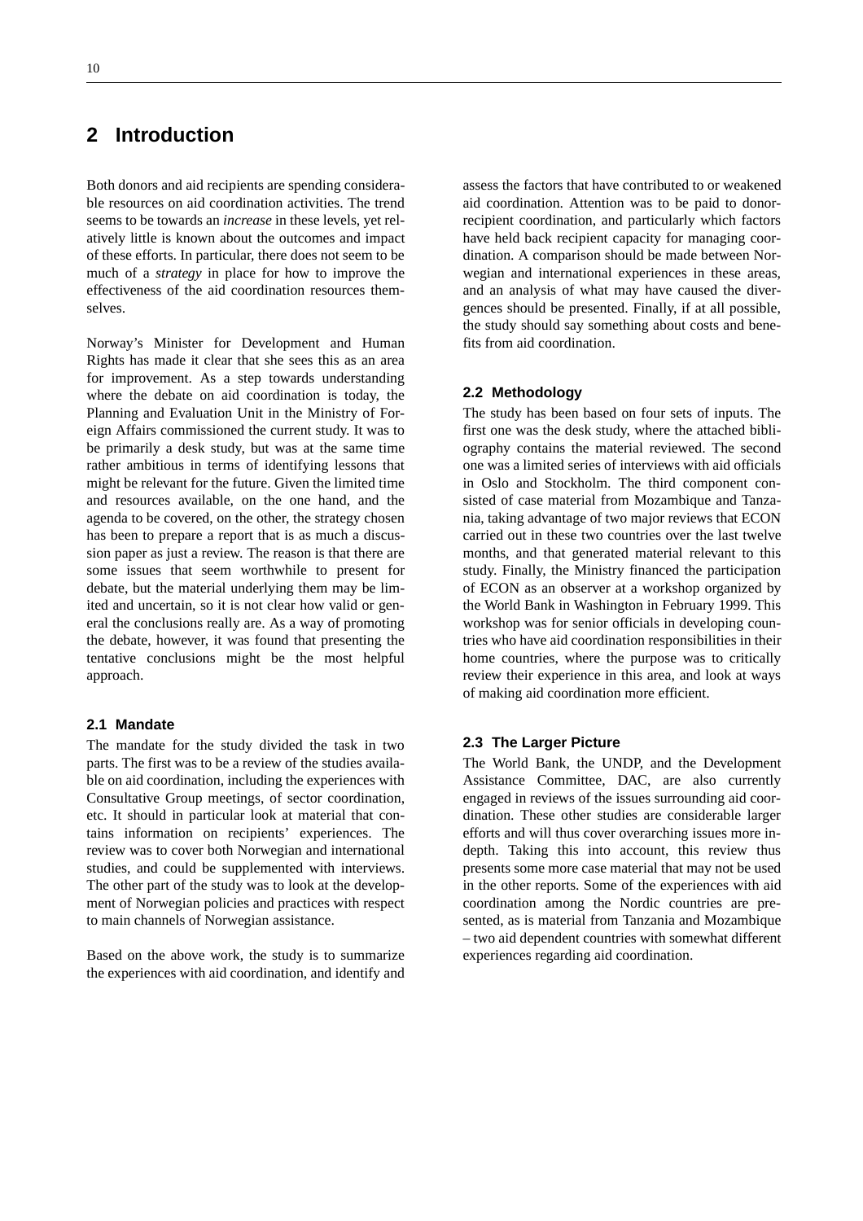# 2 Introduction

Both donors and aid recipients are spending considerable resources on aid coordination activities. The trend seems to be towards an *increase* in these levels, yet relatively little is known about the outcomes and impact of these efforts. In particular, there does not seem to be much of a *strategy* in place for how to improve the effectiveness of the aid coordination resources themselves.

Norway's Minister for Development and Human Rights has made it clear that she sees this as an area for improvement. As a step towards understanding where the debate on aid coordination is today, the Planning and Evaluation Unit in the Ministry of Foreign Affairs commissioned the current study. It was to be primarily a desk study, but was at the same time rather ambitious in terms of identifying lessons that might be relevant for the future. Given the limited time and resources available, on the one hand, and the agenda to be covered, on the other, the strategy chosen has been to prepare a report that is as much a discussion paper as just a review. The reason is that there are some issues that seem worthwhile to present for debate, but the material underlying them may be limited and uncertain, so it is not clear how valid or general the conclusions really are. As a way of promoting the debate, however, it was found that presenting the tentative conclusions might be the most helpful approach.

### 2.1 Mandate

The mandate for the study divided the task in two parts. The first was to be a review of the studies available on aid coordination, including the experiences with Consultative Group meetings, of sector coordination, etc. It should in particular look at material that contains information on recipients' experiences. The review was to cover both Norwegian and international studies, and could be supplemented with interviews. The other part of the study was to look at the development of Norwegian policies and practices with respect to main channels of Norwegian assistance.

Based on the above work, the study is to summarize the experiences with aid coordination, and identify and assess the factors that have contributed to or weakened aid coordination. Attention was to be paid to donor-recipient coordination, and particularly which factors have held back recipient capacity for managing coordination. A comparison should be made between Norwegian and international experiences in these areas, and an analysis of what may have caused the divergences should be presented. Finally, if at all possible, the study should say something about costs and benefits from aid coordination.

### 2.2 Methodology

The study has been based on four sets of inputs. The first one was the desk study, where the attached bibliography contains the material reviewed. The second one was a limited series of interviews with aid officials in Oslo and Stockholm. The third component consisted of case material from Mozambique and Tanzania, taking advantage of two major reviews that ECON carried out in these two countries over the last twelve months, and that generated material relevant to this study. Finally, the Ministry financed the participation of ECON as an observer at a workshop organized by the World Bank in Washington in February 1999. This workshop was for senior officials in developing countries who have aid coordination responsibilities in their home countries, where the purpose was to critically review their experience in this area, and look at ways of making aid coordination more efficient.

### 2.3 The Larger Picture

The World Bank, the UNDP, and the Development Assistance Committee, DAC, are also currently engaged in reviews of the issues surrounding aid coordination. These other studies are considerable larger efforts and will thus cover overarching issues more in-depth. Taking this into account, this review thus presents some more case material that may not be used in the other reports. Some of the experiences with aid coordination among the Nordic countries are presented, as is material from Tanzania and Mozambique – two aid dependent countries with somewhat different experiences regarding aid coordination.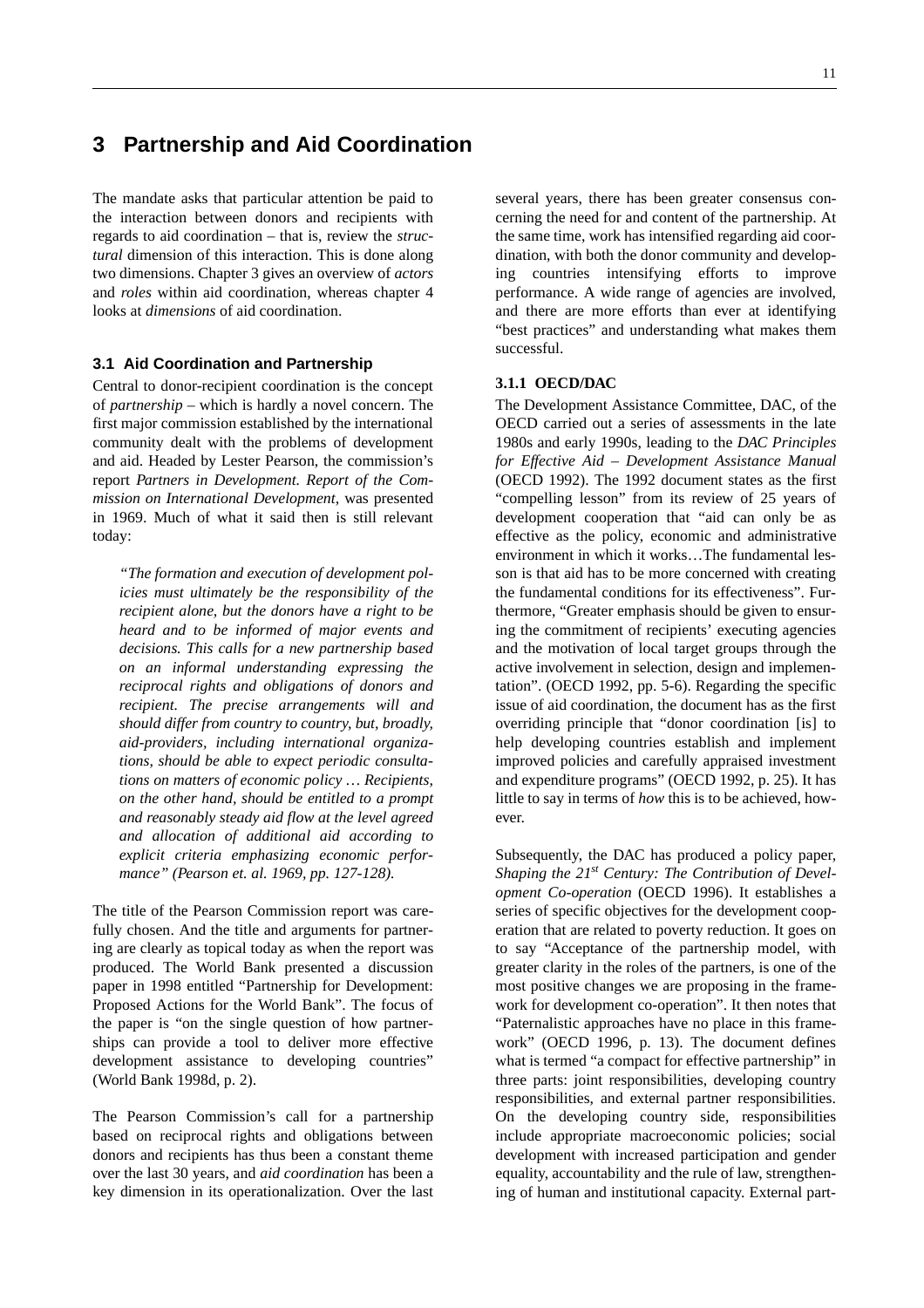# 3 Partnership and Aid Coordination

The mandate asks that particular attention be paid to the interaction between donors and recipients with regards to aid coordination – that is, review the *structural* dimension of this interaction. This is done along two dimensions. Chapter 3 gives an overview of *actors* and *roles* within aid coordination, whereas chapter 4 looks at *dimensions* of aid coordination.

## 3.1 Aid Coordination and Partnership

Central to donor-recipient coordination is the concept of *partnership* – which is hardly a novel concern. The first major commission established by the international community dealt with the problems of development and aid. Headed by Lester Pearson, the commission's report *Partners in Development. Report of the Commission on International Development,* was presented in 1969. Much of what it said then is still relevant today:

> *"The formation and execution of development policies must ultimately be the responsibility of the recipient alone, but the donors have a right to be heard and to be informed of major events and decisions. This calls for a new partnership based on an informal understanding expressing the reciprocal rights and obligations of donors and recipient. The precise arrangements will and should differ from country to country, but, broadly, aid-providers, including international organizations, should be able to expect periodic consultations on matters of economic policy … Recipients, on the other hand, should be entitled to a prompt and reasonably steady aid flow at the level agreed and allocation of additional aid according to explicit criteria emphasizing economic performance" (Pearson et. al. 1969, pp. 127-128).*

The title of the Pearson Commission report was carefully chosen. And the title and arguments for partnering are clearly as topical today as when the report was produced. The World Bank presented a discussion paper in 1998 entitled "Partnership for Development: Proposed Actions for the World Bank". The focus of the paper is "on the single question of how partnerships can provide a tool to deliver more effective development assistance to developing countries" (World Bank 1998d, p. 2).

The Pearson Commission's call for a partnership based on reciprocal rights and obligations between donors and recipients has thus been a constant theme over the last 30 years, and *aid coordination* has been a key dimension in its operationalization. Over the last several years, there has been greater consensus concerning the need for and content of the partnership. At the same time, work has intensified regarding aid coordination, with both the donor community and developing countries intensifying efforts to improve performance. A wide range of agencies are involved, and there are more efforts than ever at identifying "best practices" and understanding what makes them successful.

### 3.1.1 OECD/DAC

The Development Assistance Committee, DAC, of the OECD carried out a series of assessments in the late 1980s and early 1990s, leading to the *DAC Principles for Effective Aid – Development Assistance Manual* (OECD 1992). The 1992 document states as the first "compelling lesson" from its review of 25 years of development cooperation that "aid can only be as effective as the policy, economic and administrative environment in which it works…The fundamental lesson is that aid has to be more concerned with creating the fundamental conditions for its effectiveness". Furthermore, "Greater emphasis should be given to ensuring the commitment of recipients' executing agencies and the motivation of local target groups through the active involvement in selection, design and implementation". (OECD 1992, pp. 5-6). Regarding the specific issue of aid coordination, the document has as the first overriding principle that "donor coordination [is] to help developing countries establish and implement improved policies and carefully appraised investment and expenditure programs" (OECD 1992, p. 25). It has little to say in terms of *how* this is to be achieved, however.

Subsequently, the DAC has produced a policy paper, *Shaping the 21st Century: The Contribution of Development Co-operation* (OECD 1996). It establishes a series of specific objectives for the development cooperation that are related to poverty reduction. It goes on to say "Acceptance of the partnership model, with greater clarity in the roles of the partners, is one of the most positive changes we are proposing in the framework for development co-operation". It then notes that "Paternalistic approaches have no place in this framework" (OECD 1996, p. 13). The document defines what is termed "a compact for effective partnership" in three parts: joint responsibilities, developing country responsibilities, and external partner responsibilities. On the developing country side, responsibilities include appropriate macroeconomic policies; social development with increased participation and gender equality, accountability and the rule of law, strengthening of human and institutional capacity. External part-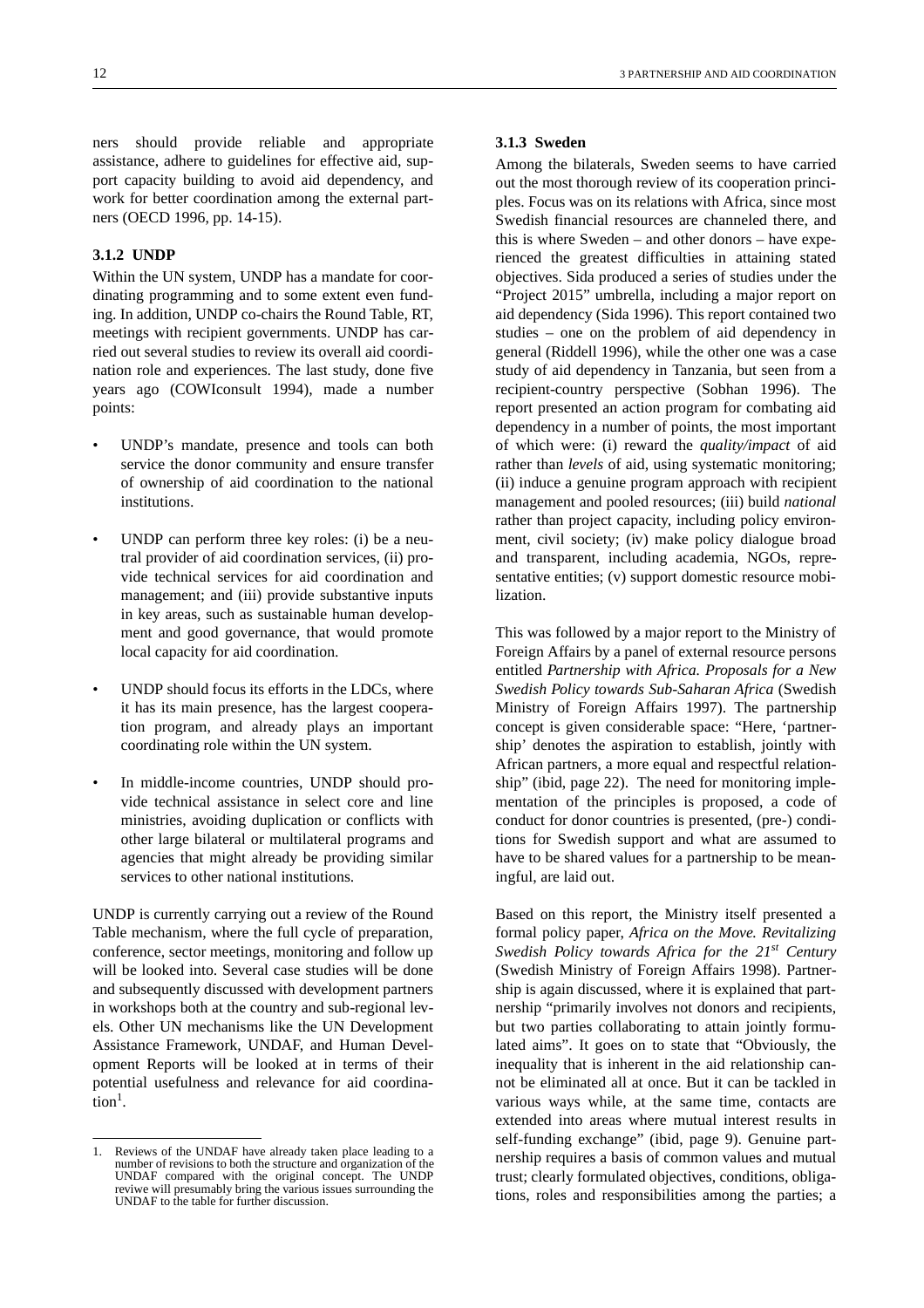ners should provide reliable and appropriate assistance, adhere to guidelines for effective aid, support capacity building to avoid aid dependency, and work for better coordination among the external partners (OECD 1996, pp. 14-15).

### 3.1.2 UNDP

Within the UN system, UNDP has a mandate for coordinating programming and to some extent even funding. In addition, UNDP co-chairs the Round Table, RT, meetings with recipient governments. UNDP has carried out several studies to review its overall aid coordination role and experiences. The last study, done five years ago (COWIconsult 1994), made a number points:

- UNDP's mandate, presence and tools can both service the donor community and ensure transfer of ownership of aid coordination to the national institutions.
- UNDP can perform three key roles: (i) be a neutral provider of aid coordination services, (ii) provide technical services for aid coordination and management; and (iii) provide substantive inputs in key areas, such as sustainable human development and good governance, that would promote local capacity for aid coordination.
- UNDP should focus its efforts in the LDCs, where it has its main presence, has the largest cooperation program, and already plays an important coordinating role within the UN system.
- In middle-income countries, UNDP should provide technical assistance in select core and line ministries, avoiding duplication or conflicts with other large bilateral or multilateral programs and agencies that might already be providing similar services to other national institutions.

UNDP is currently carrying out a review of the Round Table mechanism, where the full cycle of preparation, conference, sector meetings, monitoring and follow up will be looked into. Several case studies will be done and subsequently discussed with development partners in workshops both at the country and sub-regional levels. Other UN mechanisms like the UN Development Assistance Framework, UNDAF, and Human Development Reports will be looked at in terms of their potential usefulness and relevance for aid coordination[1].

1. Reviews of the UNDAF have already taken place leading to a number of revisions to both the structure and organization of the UNDAF compared with the original concept. The UNDP reviwe will presumably bring the various issues surrounding the UNDAF to the table for further discussion.

### 3.1.3 Sweden

Among the bilaterals, Sweden seems to have carried out the most thorough review of its cooperation principles. Focus was on its relations with Africa, since most Swedish financial resources are channeled there, and this is where Sweden – and other donors – have experienced the greatest difficulties in attaining stated objectives. Sida produced a series of studies under the "Project 2015" umbrella, including a major report on aid dependency (Sida 1996). This report contained two studies – one on the problem of aid dependency in general (Riddell 1996), while the other one was a case study of aid dependency in Tanzania, but seen from a recipient-country perspective (Sobhan 1996). The report presented an action program for combating aid dependency in a number of points, the most important of which were: (i) reward the *quality/impact* of aid rather than *levels* of aid, using systematic monitoring; (ii) induce a genuine program approach with recipient management and pooled resources; (iii) build *national* rather than project capacity, including policy environment, civil society; (iv) make policy dialogue broad and transparent, including academia, NGOs, representative entities; (v) support domestic resource mobilization.

This was followed by a major report to the Ministry of Foreign Affairs by a panel of external resource persons entitled *Partnership with Africa. Proposals for a New Swedish Policy towards Sub-Saharan Africa* (Swedish Ministry of Foreign Affairs 1997). The partnership concept is given considerable space: "Here, 'partnership' denotes the aspiration to establish, jointly with African partners, a more equal and respectful relationship" (ibid, page 22). The need for monitoring implementation of the principles is proposed, a code of conduct for donor countries is presented, (pre-) conditions for Swedish support and what are assumed to have to be shared values for a partnership to be meaningful, are laid out.

Based on this report, the Ministry itself presented a formal policy paper, *Africa on the Move. Revitalizing Swedish Policy towards Africa for the 21st Century* (Swedish Ministry of Foreign Affairs 1998). Partnership is again discussed, where it is explained that partnership "primarily involves not donors and recipients, but two parties collaborating to attain jointly formulated aims". It goes on to state that "Obviously, the inequality that is inherent in the aid relationship cannot be eliminated all at once. But it can be tackled in various ways while, at the same time, contacts are extended into areas where mutual interest results in self-funding exchange" (ibid, page 9). Genuine partnership requires a basis of common values and mutual trust; clearly formulated objectives, conditions, obligations, roles and responsibilities among the parties; a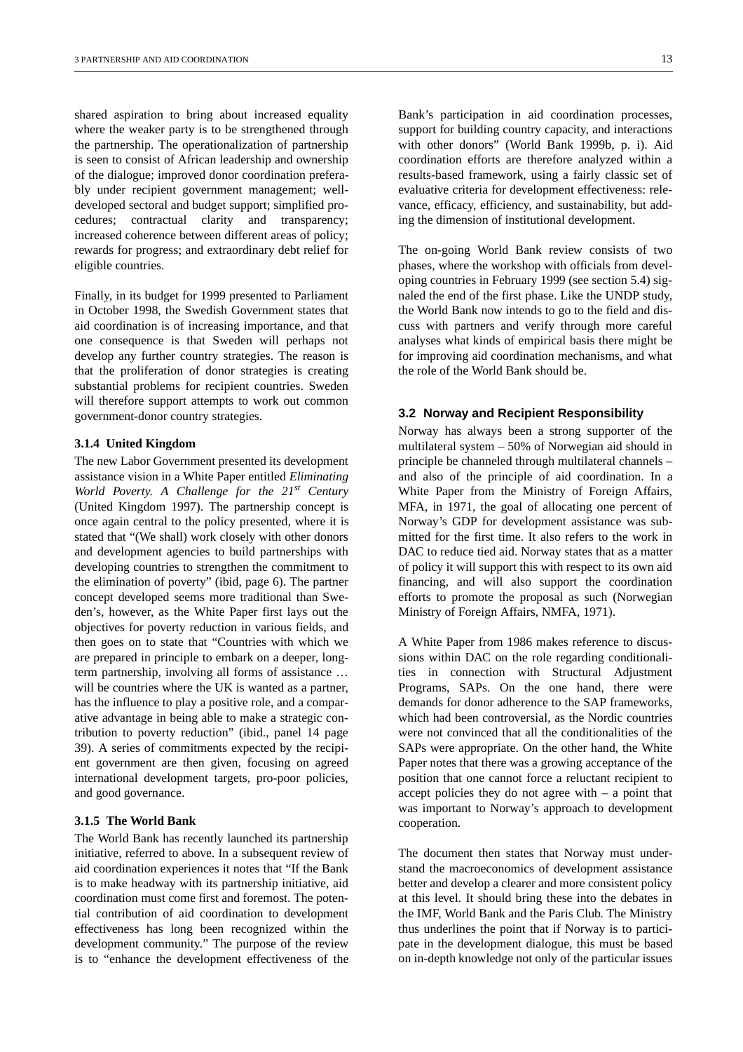shared aspiration to bring about increased equality where the weaker party is to be strengthened through the partnership. The operationalization of partnership is seen to consist of African leadership and ownership of the dialogue; improved donor coordination preferably under recipient government management; well-developed sectoral and budget support; simplified procedures; contractual clarity and transparency; increased coherence between different areas of policy; rewards for progress; and extraordinary debt relief for eligible countries.

Finally, in its budget for 1999 presented to Parliament in October 1998, the Swedish Government states that aid coordination is of increasing importance, and that one consequence is that Sweden will perhaps not develop any further country strategies. The reason is that the proliferation of donor strategies is creating substantial problems for recipient countries. Sweden will therefore support attempts to work out common government-donor country strategies.

#### 3.1.4 United Kingdom

The new Labor Government presented its development assistance vision in a White Paper entitled *Eliminating World Poverty. A Challenge for the 21st Century* (United Kingdom 1997). The partnership concept is once again central to the policy presented, where it is stated that "(We shall) work closely with other donors and development agencies to build partnerships with developing countries to strengthen the commitment to the elimination of poverty" (ibid, page 6). The partner concept developed seems more traditional than Sweden's, however, as the White Paper first lays out the objectives for poverty reduction in various fields, and then goes on to state that "Countries with which we are prepared in principle to embark on a deeper, long-term partnership, involving all forms of assistance … will be countries where the UK is wanted as a partner, has the influence to play a positive role, and a comparative advantage in being able to make a strategic contribution to poverty reduction" (ibid., panel 14 page 39). A series of commitments expected by the recipient government are then given, focusing on agreed international development targets, pro-poor policies, and good governance.

#### 3.1.5 The World Bank

The World Bank has recently launched its partnership initiative, referred to above. In a subsequent review of aid coordination experiences it notes that "If the Bank is to make headway with its partnership initiative, aid coordination must come first and foremost. The potential contribution of aid coordination to development effectiveness has long been recognized within the development community." The purpose of the review is to "enhance the development effectiveness of the Bank's participation in aid coordination processes, support for building country capacity, and interactions with other donors" (World Bank 1999b, p. i). Aid coordination efforts are therefore analyzed within a results-based framework, using a fairly classic set of evaluative criteria for development effectiveness: relevance, efficacy, efficiency, and sustainability, but adding the dimension of institutional development.

The on-going World Bank review consists of two phases, where the workshop with officials from developing countries in February 1999 (see section 5.4) signaled the end of the first phase. Like the UNDP study, the World Bank now intends to go to the field and discuss with partners and verify through more careful analyses what kinds of empirical basis there might be for improving aid coordination mechanisms, and what the role of the World Bank should be.

### 3.2 Norway and Recipient Responsibility

Norway has always been a strong supporter of the multilateral system – 50% of Norwegian aid should in principle be channeled through multilateral channels – and also of the principle of aid coordination. In a White Paper from the Ministry of Foreign Affairs, MFA, in 1971, the goal of allocating one percent of Norway's GDP for development assistance was submitted for the first time. It also refers to the work in DAC to reduce tied aid. Norway states that as a matter of policy it will support this with respect to its own aid financing, and will also support the coordination efforts to promote the proposal as such (Norwegian Ministry of Foreign Affairs, NMFA, 1971).

A White Paper from 1986 makes reference to discussions within DAC on the role regarding conditionalities in connection with Structural Adjustment Programs, SAPs. On the one hand, there were demands for donor adherence to the SAP frameworks, which had been controversial, as the Nordic countries were not convinced that all the conditionalities of the SAPs were appropriate. On the other hand, the White Paper notes that there was a growing acceptance of the position that one cannot force a reluctant recipient to accept policies they do not agree with – a point that was important to Norway's approach to development cooperation.

The document then states that Norway must understand the macroeconomics of development assistance better and develop a clearer and more consistent policy at this level. It should bring these into the debates in the IMF, World Bank and the Paris Club. The Ministry thus underlines the point that if Norway is to participate in the development dialogue, this must be based on in-depth knowledge not only of the particular issues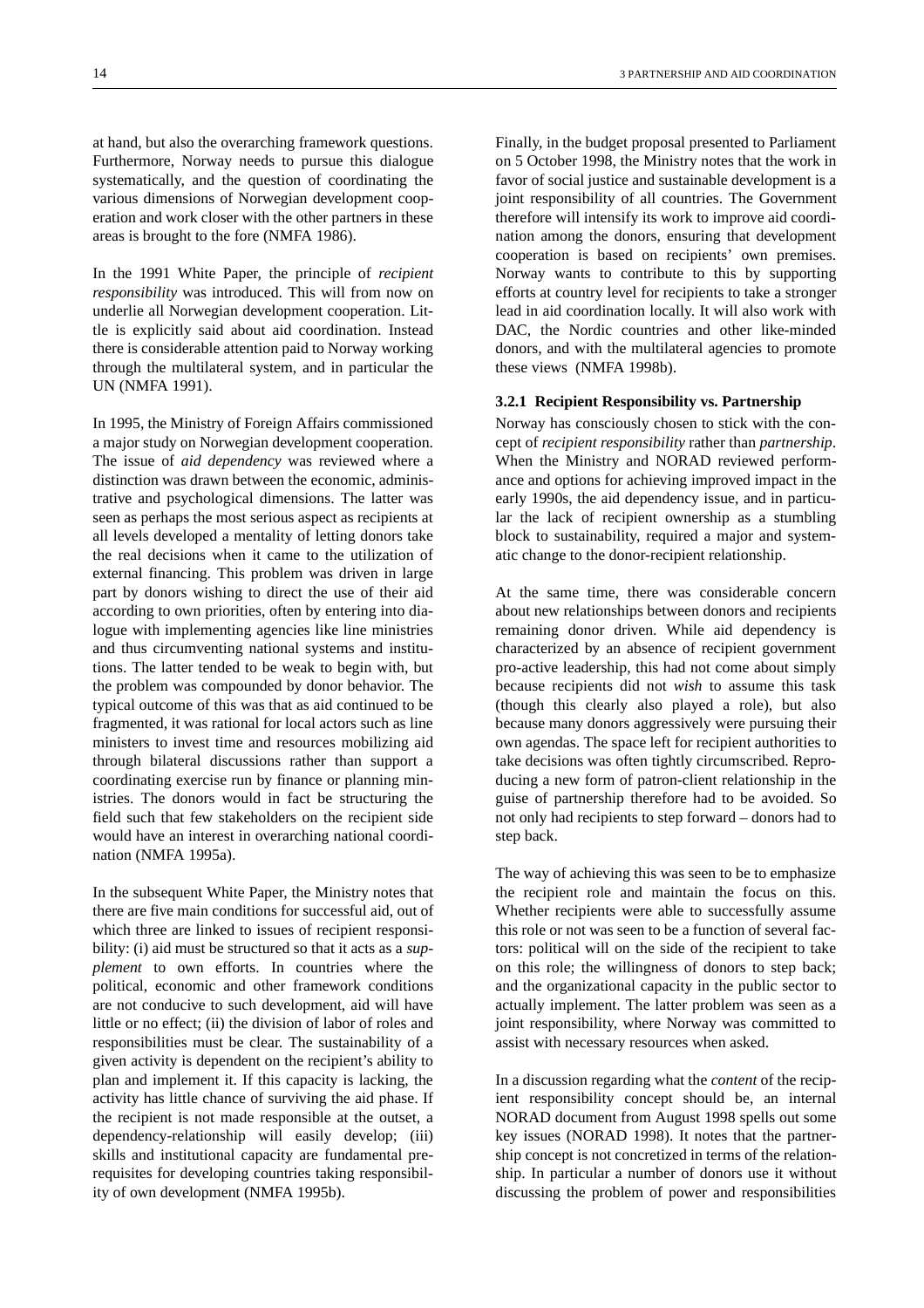at hand, but also the overarching framework questions. Furthermore, Norway needs to pursue this dialogue systematically, and the question of coordinating the various dimensions of Norwegian development cooperation and work closer with the other partners in these areas is brought to the fore (NMFA 1986).

In the 1991 White Paper, the principle of *recipient responsibility* was introduced. This will from now on underlie all Norwegian development cooperation. Little is explicitly said about aid coordination. Instead there is considerable attention paid to Norway working through the multilateral system, and in particular the UN (NMFA 1991).

In 1995, the Ministry of Foreign Affairs commissioned a major study on Norwegian development cooperation. The issue of *aid dependency* was reviewed where a distinction was drawn between the economic, administrative and psychological dimensions. The latter was seen as perhaps the most serious aspect as recipients at all levels developed a mentality of letting donors take the real decisions when it came to the utilization of external financing. This problem was driven in large part by donors wishing to direct the use of their aid according to own priorities, often by entering into dialogue with implementing agencies like line ministries and thus circumventing national systems and institutions. The latter tended to be weak to begin with, but the problem was compounded by donor behavior. The typical outcome of this was that as aid continued to be fragmented, it was rational for local actors such as line ministers to invest time and resources mobilizing aid through bilateral discussions rather than support a coordinating exercise run by finance or planning ministries. The donors would in fact be structuring the field such that few stakeholders on the recipient side would have an interest in overarching national coordination (NMFA 1995a).

In the subsequent White Paper, the Ministry notes that there are five main conditions for successful aid, out of which three are linked to issues of recipient responsibility: (i) aid must be structured so that it acts as a *supplement* to own efforts. In countries where the political, economic and other framework conditions are not conducive to such development, aid will have little or no effect; (ii) the division of labor of roles and responsibilities must be clear. The sustainability of a given activity is dependent on the recipient's ability to plan and implement it. If this capacity is lacking, the activity has little chance of surviving the aid phase. If the recipient is not made responsible at the outset, a dependency-relationship will easily develop; (iii) skills and institutional capacity are fundamental prerequisites for developing countries taking responsibility of own development (NMFA 1995b).

Finally, in the budget proposal presented to Parliament on 5 October 1998, the Ministry notes that the work in favor of social justice and sustainable development is a joint responsibility of all countries. The Government therefore will intensify its work to improve aid coordination among the donors, ensuring that development cooperation is based on recipients' own premises. Norway wants to contribute to this by supporting efforts at country level for recipients to take a stronger lead in aid coordination locally. It will also work with DAC, the Nordic countries and other like-minded donors, and with the multilateral agencies to promote these views (NMFA 1998b).

### 3.2.1 Recipient Responsibility vs. Partnership

Norway has consciously chosen to stick with the concept of *recipient responsibility* rather than *partnership*. When the Ministry and NORAD reviewed performance and options for achieving improved impact in the early 1990s, the aid dependency issue, and in particular the lack of recipient ownership as a stumbling block to sustainability, required a major and systematic change to the donor-recipient relationship.

At the same time, there was considerable concern about new relationships between donors and recipients remaining donor driven. While aid dependency is characterized by an absence of recipient government pro-active leadership, this had not come about simply because recipients did not *wish* to assume this task (though this clearly also played a role), but also because many donors aggressively were pursuing their own agendas. The space left for recipient authorities to take decisions was often tightly circumscribed. Reproducing a new form of patron-client relationship in the guise of partnership therefore had to be avoided. So not only had recipients to step forward – donors had to step back.

The way of achieving this was seen to be to emphasize the recipient role and maintain the focus on this. Whether recipients were able to successfully assume this role or not was seen to be a function of several factors: political will on the side of the recipient to take on this role; the willingness of donors to step back; and the organizational capacity in the public sector to actually implement. The latter problem was seen as a joint responsibility, where Norway was committed to assist with necessary resources when asked.

In a discussion regarding what the *content* of the recipient responsibility concept should be, an internal NORAD document from August 1998 spells out some key issues (NORAD 1998). It notes that the partnership concept is not concretized in terms of the relationship. In particular a number of donors use it without discussing the problem of power and responsibilities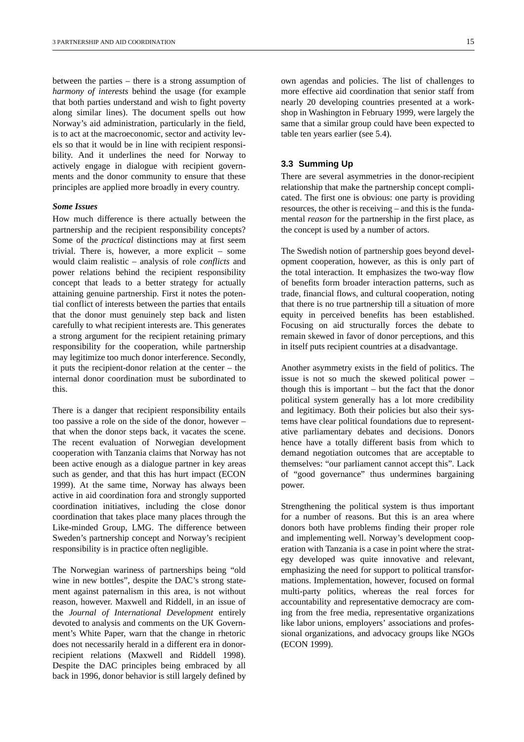between the parties – there is a strong assumption of *harmony of interests* behind the usage (for example that both parties understand and wish to fight poverty along similar lines). The document spells out how Norway's aid administration, particularly in the field, is to act at the macroeconomic, sector and activity levels so that it would be in line with recipient responsibility. And it underlines the need for Norway to actively engage in dialogue with recipient governments and the donor community to ensure that these principles are applied more broadly in every country.

#### *Some Issues*

How much difference is there actually between the partnership and the recipient responsibility concepts? Some of the *practical* distinctions may at first seem trivial. There is, however, a more explicit – some would claim realistic – analysis of role *conflicts* and power relations behind the recipient responsibility concept that leads to a better strategy for actually attaining genuine partnership. First it notes the potential conflict of interests between the parties that entails that the donor must genuinely step back and listen carefully to what recipient interests are. This generates a strong argument for the recipient retaining primary responsibility for the cooperation, while partnership may legitimize too much donor interference. Secondly, it puts the recipient-donor relation at the center – the internal donor coordination must be subordinated to this.

There is a danger that recipient responsibility entails too passive a role on the side of the donor, however – that when the donor steps back, it vacates the scene. The recent evaluation of Norwegian development cooperation with Tanzania claims that Norway has not been active enough as a dialogue partner in key areas such as gender, and that this has hurt impact (ECON 1999). At the same time, Norway has always been active in aid coordination fora and strongly supported coordination initiatives, including the close donor coordination that takes place many places through the Like-minded Group, LMG. The difference between Sweden's partnership concept and Norway's recipient responsibility is in practice often negligible.

The Norwegian wariness of partnerships being "old wine in new bottles", despite the DAC's strong statement against paternalism in this area, is not without reason, however. Maxwell and Riddell, in an issue of the *Journal of International Development* entirely devoted to analysis and comments on the UK Government's White Paper, warn that the change in rhetoric does not necessarily herald in a different era in donor-recipient relations (Maxwell and Riddell 1998). Despite the DAC principles being embraced by all back in 1996, donor behavior is still largely defined by own agendas and policies. The list of challenges to more effective aid coordination that senior staff from nearly 20 developing countries presented at a workshop in Washington in February 1999, were largely the same that a similar group could have been expected to table ten years earlier (see 5.4).

### 3.3 Summing Up

There are several asymmetries in the donor-recipient relationship that make the partnership concept complicated. The first one is obvious: one party is providing resources, the other is receiving – and this is the fundamental *reason* for the partnership in the first place, as the concept is used by a number of actors.

The Swedish notion of partnership goes beyond development cooperation, however, as this is only part of the total interaction. It emphasizes the two-way flow of benefits form broader interaction patterns, such as trade, financial flows, and cultural cooperation, noting that there is no true partnership till a situation of more equity in perceived benefits has been established. Focusing on aid structurally forces the debate to remain skewed in favor of donor perceptions, and this in itself puts recipient countries at a disadvantage.

Another asymmetry exists in the field of politics. The issue is not so much the skewed political power – though this is important – but the fact that the donor political system generally has a lot more credibility and legitimacy. Both their policies but also their systems have clear political foundations due to representative parliamentary debates and decisions. Donors hence have a totally different basis from which to demand negotiation outcomes that are acceptable to themselves: "our parliament cannot accept this". Lack of "good governance" thus undermines bargaining power.

Strengthening the political system is thus important for a number of reasons. But this is an area where donors both have problems finding their proper role and implementing well. Norway's development cooperation with Tanzania is a case in point where the strategy developed was quite innovative and relevant, emphasizing the need for support to political transformations. Implementation, however, focused on formal multi-party politics, whereas the real forces for accountability and representative democracy are coming from the free media, representative organizations like labor unions, employers' associations and professional organizations, and advocacy groups like NGOs (ECON 1999).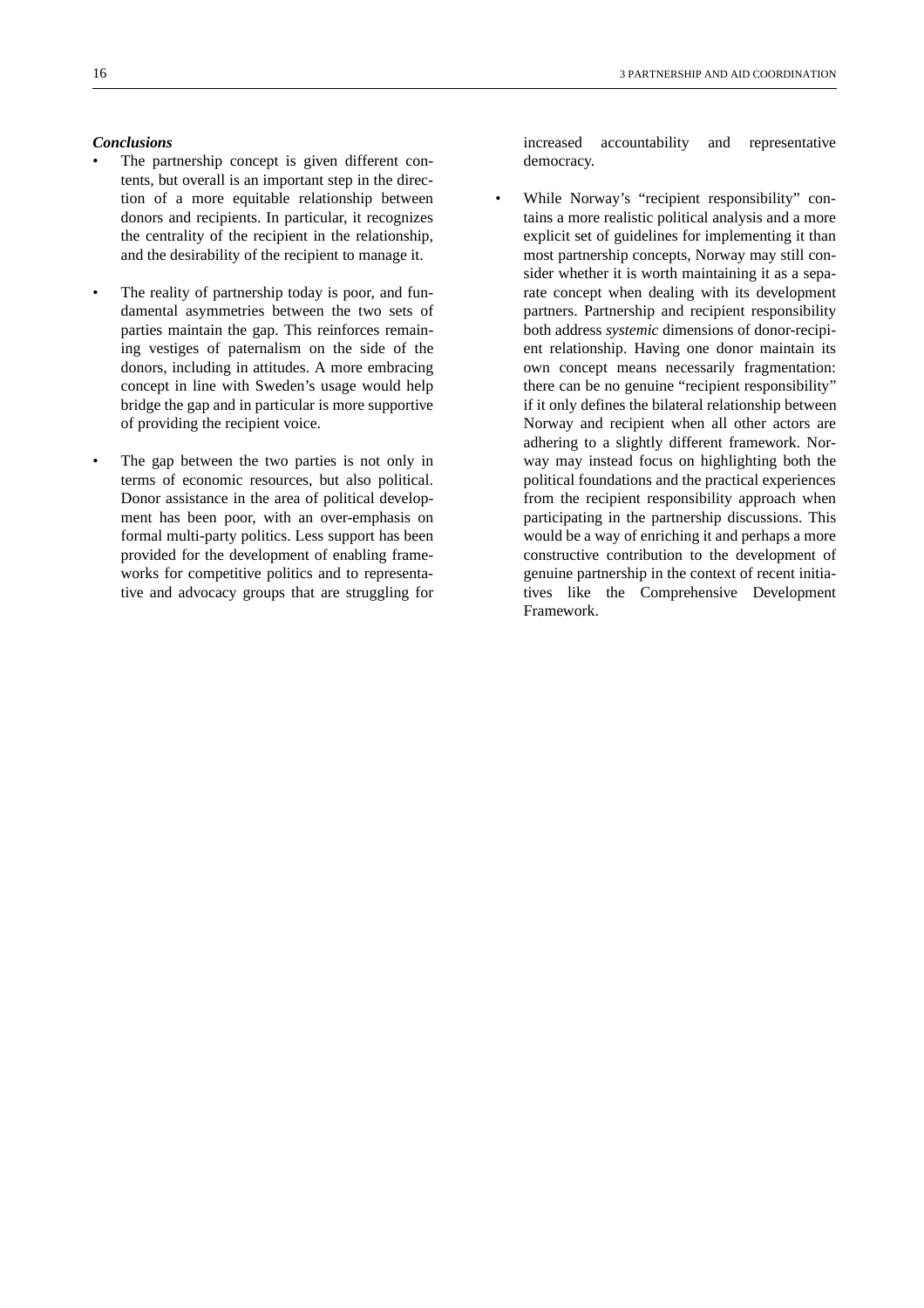***Conclusions***

- The partnership concept is given different contents, but overall is an important step in the direction of a more equitable relationship between donors and recipients. In particular, it recognizes the centrality of the recipient in the relationship, and the desirability of the recipient to manage it.

- The reality of partnership today is poor, and fundamental asymmetries between the two sets of parties maintain the gap. This reinforces remaining vestiges of paternalism on the side of the donors, including in attitudes. A more embracing concept in line with Sweden's usage would help bridge the gap and in particular is more supportive of providing the recipient voice.

- The gap between the two parties is not only in terms of economic resources, but also political. Donor assistance in the area of political development has been poor, with an over-emphasis on formal multi-party politics. Less support has been provided for the development of enabling frameworks for competitive politics and to representative and advocacy groups that are struggling for increased accountability and representative democracy.

- While Norway's "recipient responsibility" contains a more realistic political analysis and a more explicit set of guidelines for implementing it than most partnership concepts, Norway may still consider whether it is worth maintaining it as a separate concept when dealing with its development partners. Partnership and recipient responsibility both address *systemic* dimensions of donor-recipient relationship. Having one donor maintain its own concept means necessarily fragmentation: there can be no genuine "recipient responsibility" if it only defines the bilateral relationship between Norway and recipient when all other actors are adhering to a slightly different framework. Norway may instead focus on highlighting both the political foundations and the practical experiences from the recipient responsibility approach when participating in the partnership discussions. This would be a way of enriching it and perhaps a more constructive contribution to the development of genuine partnership in the context of recent initiatives like the Comprehensive Development Framework.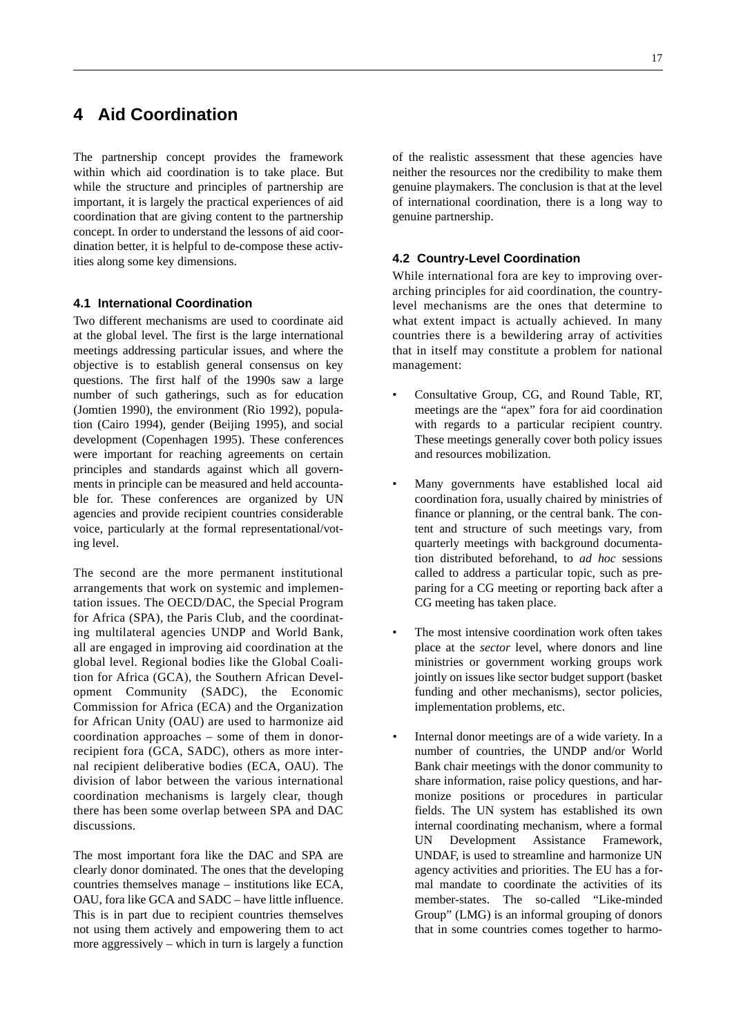# 4 Aid Coordination

The partnership concept provides the framework within which aid coordination is to take place. But while the structure and principles of partnership are important, it is largely the practical experiences of aid coordination that are giving content to the partnership concept. In order to understand the lessons of aid coordination better, it is helpful to de-compose these activities along some key dimensions.

### 4.1 International Coordination

Two different mechanisms are used to coordinate aid at the global level. The first is the large international meetings addressing particular issues, and where the objective is to establish general consensus on key questions. The first half of the 1990s saw a large number of such gatherings, such as for education (Jomtien 1990), the environment (Rio 1992), population (Cairo 1994), gender (Beijing 1995), and social development (Copenhagen 1995). These conferences were important for reaching agreements on certain principles and standards against which all governments in principle can be measured and held accountable for. These conferences are organized by UN agencies and provide recipient countries considerable voice, particularly at the formal representational/voting level.

The second are the more permanent institutional arrangements that work on systemic and implementation issues. The OECD/DAC, the Special Program for Africa (SPA), the Paris Club, and the coordinating multilateral agencies UNDP and World Bank, all are engaged in improving aid coordination at the global level. Regional bodies like the Global Coalition for Africa (GCA), the Southern African Development Community (SADC), the Economic Commission for Africa (ECA) and the Organization for African Unity (OAU) are used to harmonize aid coordination approaches – some of them in donor-recipient fora (GCA, SADC), others as more internal recipient deliberative bodies (ECA, OAU). The division of labor between the various international coordination mechanisms is largely clear, though there has been some overlap between SPA and DAC discussions.

The most important fora like the DAC and SPA are clearly donor dominated. The ones that the developing countries themselves manage – institutions like ECA, OAU, fora like GCA and SADC – have little influence. This is in part due to recipient countries themselves not using them actively and empowering them to act more aggressively – which in turn is largely a function of the realistic assessment that these agencies have neither the resources nor the credibility to make them genuine playmakers. The conclusion is that at the level of international coordination, there is a long way to genuine partnership.

### 4.2 Country-Level Coordination

While international fora are key to improving overarching principles for aid coordination, the country-level mechanisms are the ones that determine to what extent impact is actually achieved. In many countries there is a bewildering array of activities that in itself may constitute a problem for national management:

- Consultative Group, CG, and Round Table, RT, meetings are the "apex" fora for aid coordination with regards to a particular recipient country. These meetings generally cover both policy issues and resources mobilization.
- Many governments have established local aid coordination fora, usually chaired by ministries of finance or planning, or the central bank. The content and structure of such meetings vary, from quarterly meetings with background documentation distributed beforehand, to *ad hoc* sessions called to address a particular topic, such as preparing for a CG meeting or reporting back after a CG meeting has taken place.
- The most intensive coordination work often takes place at the *sector* level, where donors and line ministries or government working groups work jointly on issues like sector budget support (basket funding and other mechanisms), sector policies, implementation problems, etc.
- Internal donor meetings are of a wide variety. In a number of countries, the UNDP and/or World Bank chair meetings with the donor community to share information, raise policy questions, and harmonize positions or procedures in particular fields. The UN system has established its own internal coordinating mechanism, where a formal UN Development Assistance Framework, UNDAF, is used to streamline and harmonize UN agency activities and priorities. The EU has a formal mandate to coordinate the activities of its member-states. The so-called "Like-minded Group" (LMG) is an informal grouping of donors that in some countries comes together to harmo-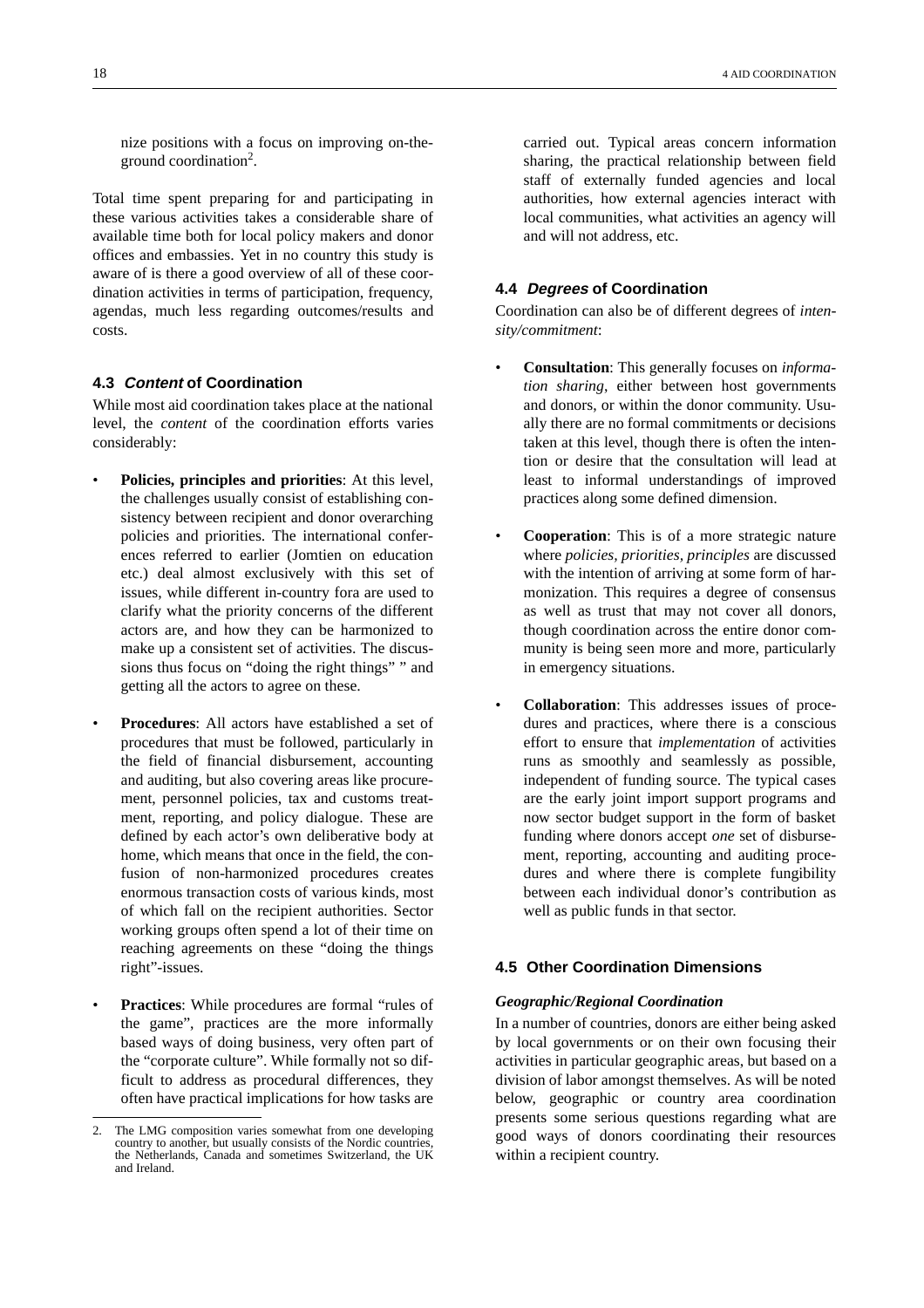nize positions with a focus on improving on-the-ground coordination[2].

Total time spent preparing for and participating in these various activities takes a considerable share of available time both for local policy makers and donor offices and embassies. Yet in no country this study is aware of is there a good overview of all of these coordination activities in terms of participation, frequency, agendas, much less regarding outcomes/results and costs.

## 4.3 *Content* of Coordination

While most aid coordination takes place at the national level, the *content* of the coordination efforts varies considerably:

- **Policies, principles and priorities**: At this level, the challenges usually consist of establishing consistency between recipient and donor overarching policies and priorities. The international conferences referred to earlier (Jomtien on education etc.) deal almost exclusively with this set of issues, while different in-country fora are used to clarify what the priority concerns of the different actors are, and how they can be harmonized to make up a consistent set of activities. The discussions thus focus on "doing the right things" " and getting all the actors to agree on these.

- **Procedures**: All actors have established a set of procedures that must be followed, particularly in the field of financial disbursement, accounting and auditing, but also covering areas like procurement, personnel policies, tax and customs treatment, reporting, and policy dialogue. These are defined by each actor's own deliberative body at home, which means that once in the field, the confusion of non-harmonized procedures creates enormous transaction costs of various kinds, most of which fall on the recipient authorities. Sector working groups often spend a lot of their time on reaching agreements on these "doing the things right"-issues.

- **Practices**: While procedures are formal "rules of the game", practices are the more informally based ways of doing business, very often part of the "corporate culture". While formally not so difficult to address as procedural differences, they often have practical implications for how tasks are carried out. Typical areas concern information sharing, the practical relationship between field staff of externally funded agencies and local authorities, how external agencies interact with local communities, what activities an agency will and will not address, etc.

## 4.4 *Degrees* of Coordination

Coordination can also be of different degrees of *intensity/commitment*:

- **Consultation**: This generally focuses on *information sharing*, either between host governments and donors, or within the donor community. Usually there are no formal commitments or decisions taken at this level, though there is often the intention or desire that the consultation will lead at least to informal understandings of improved practices along some defined dimension.

- **Cooperation**: This is of a more strategic nature where *policies, priorities, principles* are discussed with the intention of arriving at some form of harmonization. This requires a degree of consensus as well as trust that may not cover all donors, though coordination across the entire donor community is being seen more and more, particularly in emergency situations.

- **Collaboration**: This addresses issues of procedures and practices, where there is a conscious effort to ensure that *implementation* of activities runs as smoothly and seamlessly as possible, independent of funding source. The typical cases are the early joint import support programs and now sector budget support in the form of basket funding where donors accept *one* set of disbursement, reporting, accounting and auditing procedures and where there is complete fungibility between each individual donor's contribution as well as public funds in that sector.

## 4.5 Other Coordination Dimensions

### *Geographic/Regional Coordination*

In a number of countries, donors are either being asked by local governments or on their own focusing their activities in particular geographic areas, but based on a division of labor amongst themselves. As will be noted below, geographic or country area coordination presents some serious questions regarding what are good ways of donors coordinating their resources within a recipient country.

---

2. The LMG composition varies somewhat from one developing country to another, but usually consists of the Nordic countries, the Netherlands, Canada and sometimes Switzerland, the UK and Ireland.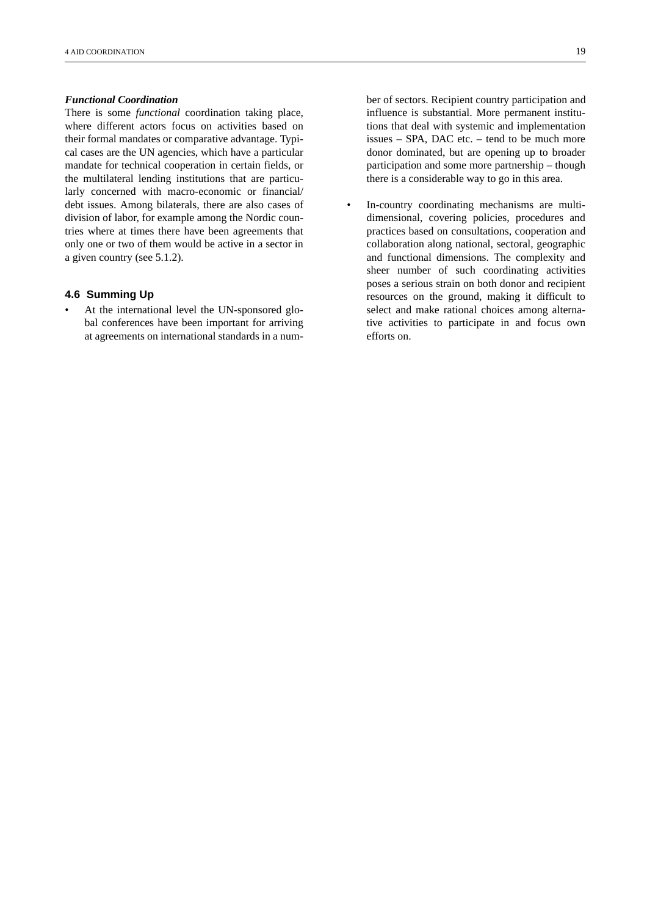### *Functional Coordination*

There is some *functional* coordination taking place, where different actors focus on activities based on their formal mandates or comparative advantage. Typical cases are the UN agencies, which have a particular mandate for technical cooperation in certain fields, or the multilateral lending institutions that are particularly concerned with macro-economic or financial/ debt issues. Among bilaterals, there are also cases of division of labor, for example among the Nordic countries where at times there have been agreements that only one or two of them would be active in a sector in a given country (see 5.1.2).

## 4.6 Summing Up

- At the international level the UN-sponsored global conferences have been important for arriving at agreements on international standards in a number of sectors. Recipient country participation and influence is substantial. More permanent institutions that deal with systemic and implementation issues – SPA, DAC etc. – tend to be much more donor dominated, but are opening up to broader participation and some more partnership – though there is a considerable way to go in this area.
- In-country coordinating mechanisms are multidimensional, covering policies, procedures and practices based on consultations, cooperation and collaboration along national, sectoral, geographic and functional dimensions. The complexity and sheer number of such coordinating activities poses a serious strain on both donor and recipient resources on the ground, making it difficult to select and make rational choices among alternative activities to participate in and focus own efforts on.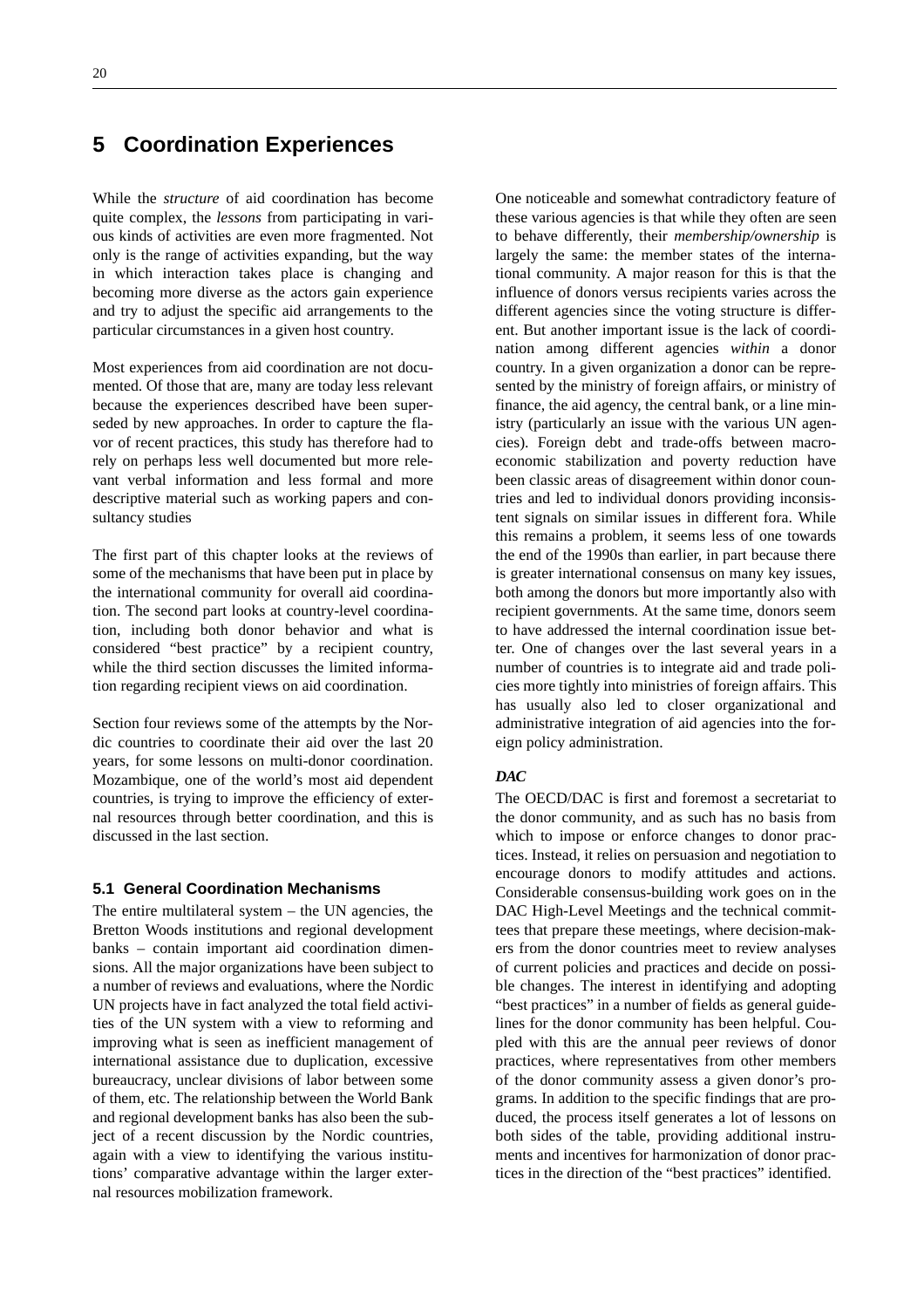# 5 Coordination Experiences

While the *structure* of aid coordination has become quite complex, the *lessons* from participating in various kinds of activities are even more fragmented. Not only is the range of activities expanding, but the way in which interaction takes place is changing and becoming more diverse as the actors gain experience and try to adjust the specific aid arrangements to the particular circumstances in a given host country.

Most experiences from aid coordination are not documented. Of those that are, many are today less relevant because the experiences described have been superseded by new approaches. In order to capture the flavor of recent practices, this study has therefore had to rely on perhaps less well documented but more relevant verbal information and less formal and more descriptive material such as working papers and consultancy studies

The first part of this chapter looks at the reviews of some of the mechanisms that have been put in place by the international community for overall aid coordination. The second part looks at country-level coordination, including both donor behavior and what is considered "best practice" by a recipient country, while the third section discusses the limited information regarding recipient views on aid coordination.

Section four reviews some of the attempts by the Nordic countries to coordinate their aid over the last 20 years, for some lessons on multi-donor coordination. Mozambique, one of the world's most aid dependent countries, is trying to improve the efficiency of external resources through better coordination, and this is discussed in the last section.

## 5.1 General Coordination Mechanisms

The entire multilateral system – the UN agencies, the Bretton Woods institutions and regional development banks – contain important aid coordination dimensions. All the major organizations have been subject to a number of reviews and evaluations, where the Nordic UN projects have in fact analyzed the total field activities of the UN system with a view to reforming and improving what is seen as inefficient management of international assistance due to duplication, excessive bureaucracy, unclear divisions of labor between some of them, etc. The relationship between the World Bank and regional development banks has also been the subject of a recent discussion by the Nordic countries, again with a view to identifying the various institutions' comparative advantage within the larger external resources mobilization framework.

One noticeable and somewhat contradictory feature of these various agencies is that while they often are seen to behave differently, their *membership/ownership* is largely the same: the member states of the international community. A major reason for this is that the influence of donors versus recipients varies across the different agencies since the voting structure is different. But another important issue is the lack of coordination among different agencies *within* a donor country. In a given organization a donor can be represented by the ministry of foreign affairs, or ministry of finance, the aid agency, the central bank, or a line ministry (particularly an issue with the various UN agencies). Foreign debt and trade-offs between macroeconomic stabilization and poverty reduction have been classic areas of disagreement within donor countries and led to individual donors providing inconsistent signals on similar issues in different fora. While this remains a problem, it seems less of one towards the end of the 1990s than earlier, in part because there is greater international consensus on many key issues, both among the donors but more importantly also with recipient governments. At the same time, donors seem to have addressed the internal coordination issue better. One of changes over the last several years in a number of countries is to integrate aid and trade policies more tightly into ministries of foreign affairs. This has usually also led to closer organizational and administrative integration of aid agencies into the foreign policy administration.

### *DAC*

The OECD/DAC is first and foremost a secretariat to the donor community, and as such has no basis from which to impose or enforce changes to donor practices. Instead, it relies on persuasion and negotiation to encourage donors to modify attitudes and actions. Considerable consensus-building work goes on in the DAC High-Level Meetings and the technical committees that prepare these meetings, where decision-makers from the donor countries meet to review analyses of current policies and practices and decide on possible changes. The interest in identifying and adopting "best practices" in a number of fields as general guidelines for the donor community has been helpful. Coupled with this are the annual peer reviews of donor practices, where representatives from other members of the donor community assess a given donor's programs. In addition to the specific findings that are produced, the process itself generates a lot of lessons on both sides of the table, providing additional instruments and incentives for harmonization of donor practices in the direction of the "best practices" identified.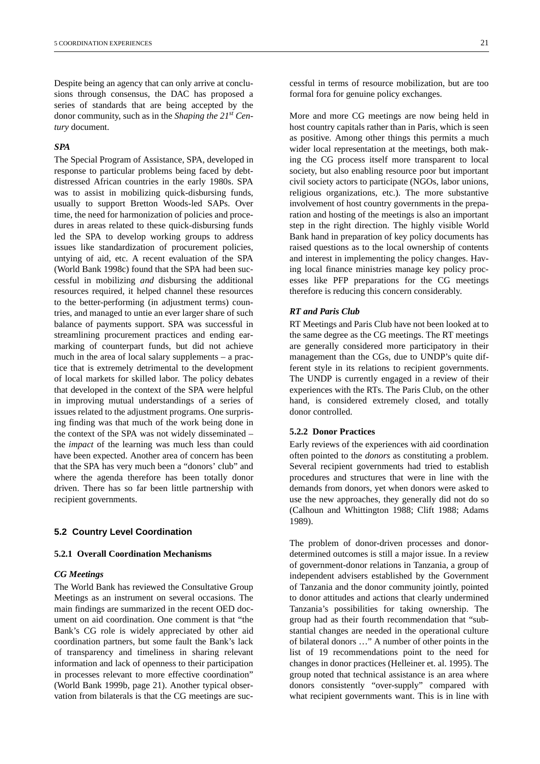Despite being an agency that can only arrive at conclusions through consensus, the DAC has proposed a series of standards that are being accepted by the donor community, such as in the *Shaping the 21st Century* document.

### *SPA*

The Special Program of Assistance, SPA, developed in response to particular problems being faced by debt-distressed African countries in the early 1980s. SPA was to assist in mobilizing quick-disbursing funds, usually to support Bretton Woods-led SAPs. Over time, the need for harmonization of policies and procedures in areas related to these quick-disbursing funds led the SPA to develop working groups to address issues like standardization of procurement policies, untying of aid, etc. A recent evaluation of the SPA (World Bank 1998c) found that the SPA had been successful in mobilizing *and* disbursing the additional resources required, it helped channel these resources to the better-performing (in adjustment terms) countries, and managed to untie an ever larger share of such balance of payments support. SPA was successful in streamlining procurement practices and ending earmarking of counterpart funds, but did not achieve much in the area of local salary supplements – a practice that is extremely detrimental to the development of local markets for skilled labor. The policy debates that developed in the context of the SPA were helpful in improving mutual understandings of a series of issues related to the adjustment programs. One surprising finding was that much of the work being done in the context of the SPA was not widely disseminated – the *impact* of the learning was much less than could have been expected. Another area of concern has been that the SPA has very much been a "donors' club" and where the agenda therefore has been totally donor driven. There has so far been little partnership with recipient governments.

## 5.2 Country Level Coordination

### 5.2.1 Overall Coordination Mechanisms

### *CG Meetings*

The World Bank has reviewed the Consultative Group Meetings as an instrument on several occasions. The main findings are summarized in the recent OED document on aid coordination. One comment is that "the Bank's CG role is widely appreciated by other aid coordination partners, but some fault the Bank's lack of transparency and timeliness in sharing relevant information and lack of openness to their participation in processes relevant to more effective coordination" (World Bank 1999b, page 21). Another typical observation from bilaterals is that the CG meetings are successful in terms of resource mobilization, but are too formal fora for genuine policy exchanges.

More and more CG meetings are now being held in host country capitals rather than in Paris, which is seen as positive. Among other things this permits a much wider local representation at the meetings, both making the CG process itself more transparent to local society, but also enabling resource poor but important civil society actors to participate (NGOs, labor unions, religious organizations, etc.). The more substantive involvement of host country governments in the preparation and hosting of the meetings is also an important step in the right direction. The highly visible World Bank hand in preparation of key policy documents has raised questions as to the local ownership of contents and interest in implementing the policy changes. Having local finance ministries manage key policy processes like PFP preparations for the CG meetings therefore is reducing this concern considerably.

### *RT and Paris Club*

RT Meetings and Paris Club have not been looked at to the same degree as the CG meetings. The RT meetings are generally considered more participatory in their management than the CGs, due to UNDP's quite different style in its relations to recipient governments. The UNDP is currently engaged in a review of their experiences with the RTs. The Paris Club, on the other hand, is considered extremely closed, and totally donor controlled.

### 5.2.2 Donor Practices

Early reviews of the experiences with aid coordination often pointed to the *donors* as constituting a problem. Several recipient governments had tried to establish procedures and structures that were in line with the demands from donors, yet when donors were asked to use the new approaches, they generally did not do so (Calhoun and Whittington 1988; Clift 1988; Adams 1989).

The problem of donor-driven processes and donor-determined outcomes is still a major issue. In a review of government-donor relations in Tanzania, a group of independent advisers established by the Government of Tanzania and the donor community jointly, pointed to donor attitudes and actions that clearly undermined Tanzania's possibilities for taking ownership. The group had as their fourth recommendation that "substantial changes are needed in the operational culture of bilateral donors …" A number of other points in the list of 19 recommendations point to the need for changes in donor practices (Helleiner et. al. 1995). The group noted that technical assistance is an area where donors consistently "over-supply" compared with what recipient governments want. This is in line with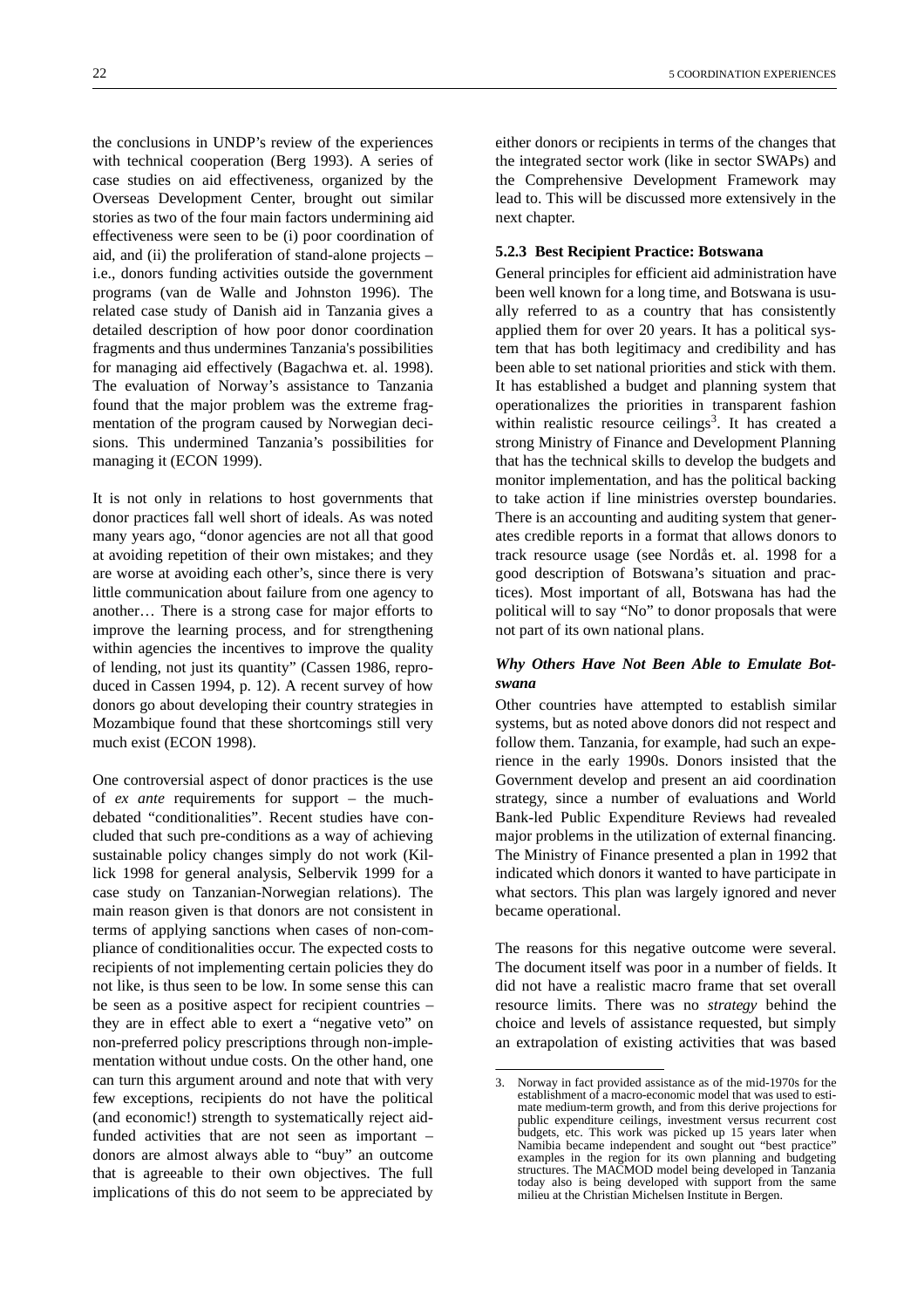the conclusions in UNDP's review of the experiences with technical cooperation (Berg 1993). A series of case studies on aid effectiveness, organized by the Overseas Development Center, brought out similar stories as two of the four main factors undermining aid effectiveness were seen to be (i) poor coordination of aid, and (ii) the proliferation of stand-alone projects – i.e., donors funding activities outside the government programs (van de Walle and Johnston 1996). The related case study of Danish aid in Tanzania gives a detailed description of how poor donor coordination fragments and thus undermines Tanzania's possibilities for managing aid effectively (Bagachwa et. al. 1998). The evaluation of Norway's assistance to Tanzania found that the major problem was the extreme fragmentation of the program caused by Norwegian decisions. This undermined Tanzania's possibilities for managing it (ECON 1999).

It is not only in relations to host governments that donor practices fall well short of ideals. As was noted many years ago, "donor agencies are not all that good at avoiding repetition of their own mistakes; and they are worse at avoiding each other's, since there is very little communication about failure from one agency to another… There is a strong case for major efforts to improve the learning process, and for strengthening within agencies the incentives to improve the quality of lending, not just its quantity" (Cassen 1986, reproduced in Cassen 1994, p. 12). A recent survey of how donors go about developing their country strategies in Mozambique found that these shortcomings still very much exist (ECON 1998).

One controversial aspect of donor practices is the use of *ex ante* requirements for support – the much-debated "conditionalities". Recent studies have concluded that such pre-conditions as a way of achieving sustainable policy changes simply do not work (Killick 1998 for general analysis, Selbervik 1999 for a case study on Tanzanian-Norwegian relations). The main reason given is that donors are not consistent in terms of applying sanctions when cases of non-compliance of conditionalities occur. The expected costs to recipients of not implementing certain policies they do not like, is thus seen to be low. In some sense this can be seen as a positive aspect for recipient countries – they are in effect able to exert a "negative veto" on non-preferred policy prescriptions through non-implementation without undue costs. On the other hand, one can turn this argument around and note that with very few exceptions, recipients do not have the political (and economic!) strength to systematically reject aid-funded activities that are not seen as important – donors are almost always able to "buy" an outcome that is agreeable to their own objectives. The full implications of this do not seem to be appreciated by either donors or recipients in terms of the changes that the integrated sector work (like in sector SWAPs) and the Comprehensive Development Framework may lead to. This will be discussed more extensively in the next chapter.

### 5.2.3 Best Recipient Practice: Botswana

General principles for efficient aid administration have been well known for a long time, and Botswana is usually referred to as a country that has consistently applied them for over 20 years. It has a political system that has both legitimacy and credibility and has been able to set national priorities and stick with them. It has established a budget and planning system that operationalizes the priorities in transparent fashion within realistic resource ceilings[3]. It has created a strong Ministry of Finance and Development Planning that has the technical skills to develop the budgets and monitor implementation, and has the political backing to take action if line ministries overstep boundaries. There is an accounting and auditing system that generates credible reports in a format that allows donors to track resource usage (see Nordås et. al. 1998 for a good description of Botswana's situation and practices). Most important of all, Botswana has had the political will to say "No" to donor proposals that were not part of its own national plans.

#### *Why Others Have Not Been Able to Emulate Botswana*

Other countries have attempted to establish similar systems, but as noted above donors did not respect and follow them. Tanzania, for example, had such an experience in the early 1990s. Donors insisted that the Government develop and present an aid coordination strategy, since a number of evaluations and World Bank-led Public Expenditure Reviews had revealed major problems in the utilization of external financing. The Ministry of Finance presented a plan in 1992 that indicated which donors it wanted to have participate in what sectors. This plan was largely ignored and never became operational.

The reasons for this negative outcome were several. The document itself was poor in a number of fields. It did not have a realistic macro frame that set overall resource limits. There was no *strategy* behind the choice and levels of assistance requested, but simply an extrapolation of existing activities that was based

3. Norway in fact provided assistance as of the mid-1970s for the establishment of a macro-economic model that was used to estimate medium-term growth, and from this derive projections for public expenditure ceilings, investment versus recurrent cost budgets, etc. This work was picked up 15 years later when Namibia became independent and sought out "best practice" examples in the region for its own planning and budgeting structures. The MACMOD model being developed in Tanzania today also is being developed with support from the same milieu at the Christian Michelsen Institute in Bergen.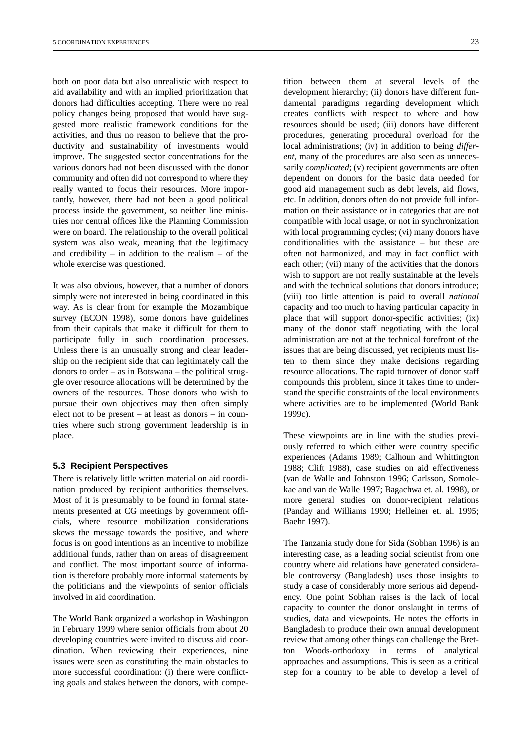both on poor data but also unrealistic with respect to aid availability and with an implied prioritization that donors had difficulties accepting. There were no real policy changes being proposed that would have suggested more realistic framework conditions for the activities, and thus no reason to believe that the productivity and sustainability of investments would improve. The suggested sector concentrations for the various donors had not been discussed with the donor community and often did not correspond to where they really wanted to focus their resources. More importantly, however, there had not been a good political process inside the government, so neither line ministries nor central offices like the Planning Commission were on board. The relationship to the overall political system was also weak, meaning that the legitimacy and credibility – in addition to the realism – of the whole exercise was questioned.

It was also obvious, however, that a number of donors simply were not interested in being coordinated in this way. As is clear from for example the Mozambique survey (ECON 1998), some donors have guidelines from their capitals that make it difficult for them to participate fully in such coordination processes. Unless there is an unusually strong and clear leadership on the recipient side that can legitimately call the donors to order – as in Botswana – the political struggle over resource allocations will be determined by the owners of the resources. Those donors who wish to pursue their own objectives may then often simply elect not to be present – at least as donors – in countries where such strong government leadership is in place.

### 5.3 Recipient Perspectives

There is relatively little written material on aid coordination produced by recipient authorities themselves. Most of it is presumably to be found in formal statements presented at CG meetings by government officials, where resource mobilization considerations skews the message towards the positive, and where focus is on good intentions as an incentive to mobilize additional funds, rather than on areas of disagreement and conflict. The most important source of information is therefore probably more informal statements by the politicians and the viewpoints of senior officials involved in aid coordination.

The World Bank organized a workshop in Washington in February 1999 where senior officials from about 20 developing countries were invited to discuss aid coordination. When reviewing their experiences, nine issues were seen as constituting the main obstacles to more successful coordination: (i) there were conflicting goals and stakes between the donors, with competition between them at several levels of the development hierarchy; (ii) donors have different fundamental paradigms regarding development which creates conflicts with respect to where and how resources should be used; (iii) donors have different procedures, generating procedural overload for the local administrations; (iv) in addition to being *different*, many of the procedures are also seen as unnecessarily *complicated*; (v) recipient governments are often dependent on donors for the basic data needed for good aid management such as debt levels, aid flows, etc. In addition, donors often do not provide full information on their assistance or in categories that are not compatible with local usage, or not in synchronization with local programming cycles; (vi) many donors have conditionalities with the assistance – but these are often not harmonized, and may in fact conflict with each other; (vii) many of the activities that the donors wish to support are not really sustainable at the levels and with the technical solutions that donors introduce; (viii) too little attention is paid to overall *national* capacity and too much to having particular capacity in place that will support donor-specific activities; (ix) many of the donor staff negotiating with the local administration are not at the technical forefront of the issues that are being discussed, yet recipients must listen to them since they make decisions regarding resource allocations. The rapid turnover of donor staff compounds this problem, since it takes time to understand the specific constraints of the local environments where activities are to be implemented (World Bank 1999c).

These viewpoints are in line with the studies previously referred to which either were country specific experiences (Adams 1989; Calhoun and Whittington 1988; Clift 1988), case studies on aid effectiveness (van de Walle and Johnston 1996; Carlsson, Somolekae and van de Walle 1997; Bagachwa et. al. 1998), or more general studies on donor-recipient relations (Panday and Williams 1990; Helleiner et. al. 1995; Baehr 1997).

The Tanzania study done for Sida (Sobhan 1996) is an interesting case, as a leading social scientist from one country where aid relations have generated considerable controversy (Bangladesh) uses those insights to study a case of considerably more serious aid dependency. One point Sobhan raises is the lack of local capacity to counter the donor onslaught in terms of studies, data and viewpoints. He notes the efforts in Bangladesh to produce their own annual development review that among other things can challenge the Bretton Woods-orthodoxy in terms of analytical approaches and assumptions. This is seen as a critical step for a country to be able to develop a level of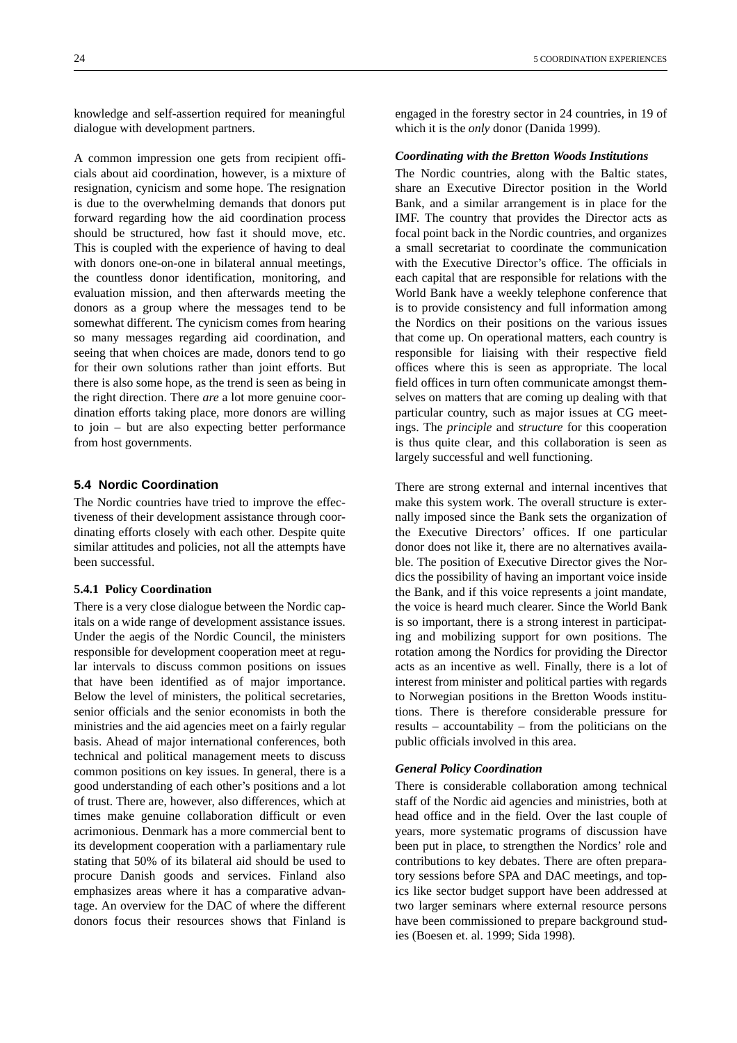knowledge and self-assertion required for meaningful dialogue with development partners.

A common impression one gets from recipient officials about aid coordination, however, is a mixture of resignation, cynicism and some hope. The resignation is due to the overwhelming demands that donors put forward regarding how the aid coordination process should be structured, how fast it should move, etc. This is coupled with the experience of having to deal with donors one-on-one in bilateral annual meetings, the countless donor identification, monitoring, and evaluation mission, and then afterwards meeting the donors as a group where the messages tend to be somewhat different. The cynicism comes from hearing so many messages regarding aid coordination, and seeing that when choices are made, donors tend to go for their own solutions rather than joint efforts. But there is also some hope, as the trend is seen as being in the right direction. There *are* a lot more genuine coordination efforts taking place, more donors are willing to join – but are also expecting better performance from host governments.

## 5.4 Nordic Coordination

The Nordic countries have tried to improve the effectiveness of their development assistance through coordinating efforts closely with each other. Despite quite similar attitudes and policies, not all the attempts have been successful.

### 5.4.1 Policy Coordination

There is a very close dialogue between the Nordic capitals on a wide range of development assistance issues. Under the aegis of the Nordic Council, the ministers responsible for development cooperation meet at regular intervals to discuss common positions on issues that have been identified as of major importance. Below the level of ministers, the political secretaries, senior officials and the senior economists in both the ministries and the aid agencies meet on a fairly regular basis. Ahead of major international conferences, both technical and political management meets to discuss common positions on key issues. In general, there is a good understanding of each other's positions and a lot of trust. There are, however, also differences, which at times make genuine collaboration difficult or even acrimonious. Denmark has a more commercial bent to its development cooperation with a parliamentary rule stating that 50% of its bilateral aid should be used to procure Danish goods and services. Finland also emphasizes areas where it has a comparative advantage. An overview for the DAC of where the different donors focus their resources shows that Finland is engaged in the forestry sector in 24 countries, in 19 of which it is the *only* donor (Danida 1999).

#### *Coordinating with the Bretton Woods Institutions*

The Nordic countries, along with the Baltic states, share an Executive Director position in the World Bank, and a similar arrangement is in place for the IMF. The country that provides the Director acts as focal point back in the Nordic countries, and organizes a small secretariat to coordinate the communication with the Executive Director's office. The officials in each capital that are responsible for relations with the World Bank have a weekly telephone conference that is to provide consistency and full information among the Nordics on their positions on the various issues that come up. On operational matters, each country is responsible for liaising with their respective field offices where this is seen as appropriate. The local field offices in turn often communicate amongst themselves on matters that are coming up dealing with that particular country, such as major issues at CG meetings. The *principle* and *structure* for this cooperation is thus quite clear, and this collaboration is seen as largely successful and well functioning.

There are strong external and internal incentives that make this system work. The overall structure is externally imposed since the Bank sets the organization of the Executive Directors' offices. If one particular donor does not like it, there are no alternatives available. The position of Executive Director gives the Nordics the possibility of having an important voice inside the Bank, and if this voice represents a joint mandate, the voice is heard much clearer. Since the World Bank is so important, there is a strong interest in participating and mobilizing support for own positions. The rotation among the Nordics for providing the Director acts as an incentive as well. Finally, there is a lot of interest from minister and political parties with regards to Norwegian positions in the Bretton Woods institutions. There is therefore considerable pressure for results – accountability – from the politicians on the public officials involved in this area.

#### *General Policy Coordination*

There is considerable collaboration among technical staff of the Nordic aid agencies and ministries, both at head office and in the field. Over the last couple of years, more systematic programs of discussion have been put in place, to strengthen the Nordics' role and contributions to key debates. There are often preparatory sessions before SPA and DAC meetings, and topics like sector budget support have been addressed at two larger seminars where external resource persons have been commissioned to prepare background studies (Boesen et. al. 1999; Sida 1998).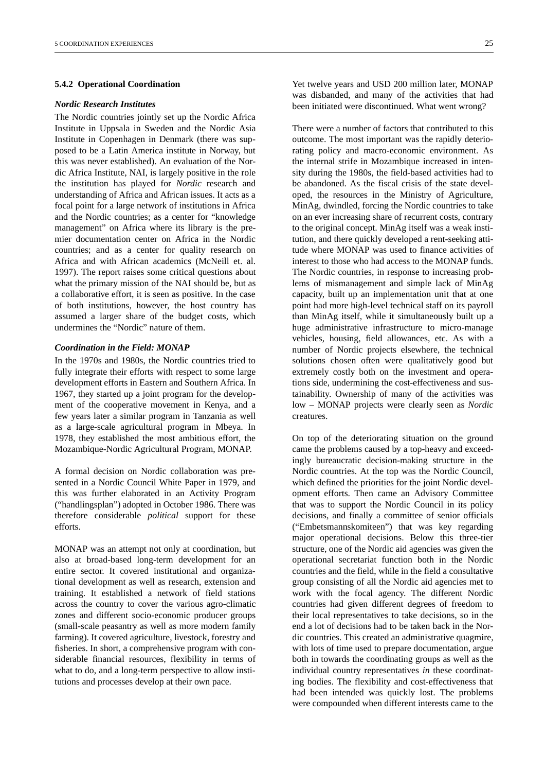### 5.4.2 Operational Coordination

#### *Nordic Research Institutes*

The Nordic countries jointly set up the Nordic Africa Institute in Uppsala in Sweden and the Nordic Asia Institute in Copenhagen in Denmark (there was supposed to be a Latin America institute in Norway, but this was never established). An evaluation of the Nordic Africa Institute, NAI, is largely positive in the role the institution has played for *Nordic* research and understanding of Africa and African issues. It acts as a focal point for a large network of institutions in Africa and the Nordic countries; as a center for "knowledge management" on Africa where its library is the premier documentation center on Africa in the Nordic countries; and as a center for quality research on Africa and with African academics (McNeill et. al. 1997). The report raises some critical questions about what the primary mission of the NAI should be, but as a collaborative effort, it is seen as positive. In the case of both institutions, however, the host country has assumed a larger share of the budget costs, which undermines the "Nordic" nature of them.

#### *Coordination in the Field: MONAP*

In the 1970s and 1980s, the Nordic countries tried to fully integrate their efforts with respect to some large development efforts in Eastern and Southern Africa. In 1967, they started up a joint program for the development of the cooperative movement in Kenya, and a few years later a similar program in Tanzania as well as a large-scale agricultural program in Mbeya. In 1978, they established the most ambitious effort, the Mozambique-Nordic Agricultural Program, MONAP.

A formal decision on Nordic collaboration was presented in a Nordic Council White Paper in 1979, and this was further elaborated in an Activity Program ("handlingsplan") adopted in October 1986. There was therefore considerable *political* support for these efforts.

MONAP was an attempt not only at coordination, but also at broad-based long-term development for an entire sector. It covered institutional and organizational development as well as research, extension and training. It established a network of field stations across the country to cover the various agro-climatic zones and different socio-economic producer groups (small-scale peasantry as well as more modern family farming). It covered agriculture, livestock, forestry and fisheries. In short, a comprehensive program with considerable financial resources, flexibility in terms of what to do, and a long-term perspective to allow institutions and processes develop at their own pace.

Yet twelve years and USD 200 million later, MONAP was disbanded, and many of the activities that had been initiated were discontinued. What went wrong?

There were a number of factors that contributed to this outcome. The most important was the rapidly deteriorating policy and macro-economic environment. As the internal strife in Mozambique increased in intensity during the 1980s, the field-based activities had to be abandoned. As the fiscal crisis of the state developed, the resources in the Ministry of Agriculture, MinAg, dwindled, forcing the Nordic countries to take on an ever increasing share of recurrent costs, contrary to the original concept. MinAg itself was a weak institution, and there quickly developed a rent-seeking attitude where MONAP was used to finance activities of interest to those who had access to the MONAP funds. The Nordic countries, in response to increasing problems of mismanagement and simple lack of MinAg capacity, built up an implementation unit that at one point had more high-level technical staff on its payroll than MinAg itself, while it simultaneously built up a huge administrative infrastructure to micro-manage vehicles, housing, field allowances, etc. As with a number of Nordic projects elsewhere, the technical solutions chosen often were qualitatively good but extremely costly both on the investment and operations side, undermining the cost-effectiveness and sustainability. Ownership of many of the activities was low – MONAP projects were clearly seen as *Nordic* creatures.

On top of the deteriorating situation on the ground came the problems caused by a top-heavy and exceedingly bureaucratic decision-making structure in the Nordic countries. At the top was the Nordic Council, which defined the priorities for the joint Nordic development efforts. Then came an Advisory Committee that was to support the Nordic Council in its policy decisions, and finally a committee of senior officials ("Embetsmannskomiteen") that was key regarding major operational decisions. Below this three-tier structure, one of the Nordic aid agencies was given the operational secretariat function both in the Nordic countries and the field, while in the field a consultative group consisting of all the Nordic aid agencies met to work with the focal agency. The different Nordic countries had given different degrees of freedom to their local representatives to take decisions, so in the end a lot of decisions had to be taken back in the Nordic countries. This created an administrative quagmire, with lots of time used to prepare documentation, argue both in towards the coordinating groups as well as the individual country representatives *in* these coordinating bodies. The flexibility and cost-effectiveness that had been intended was quickly lost. The problems were compounded when different interests came to the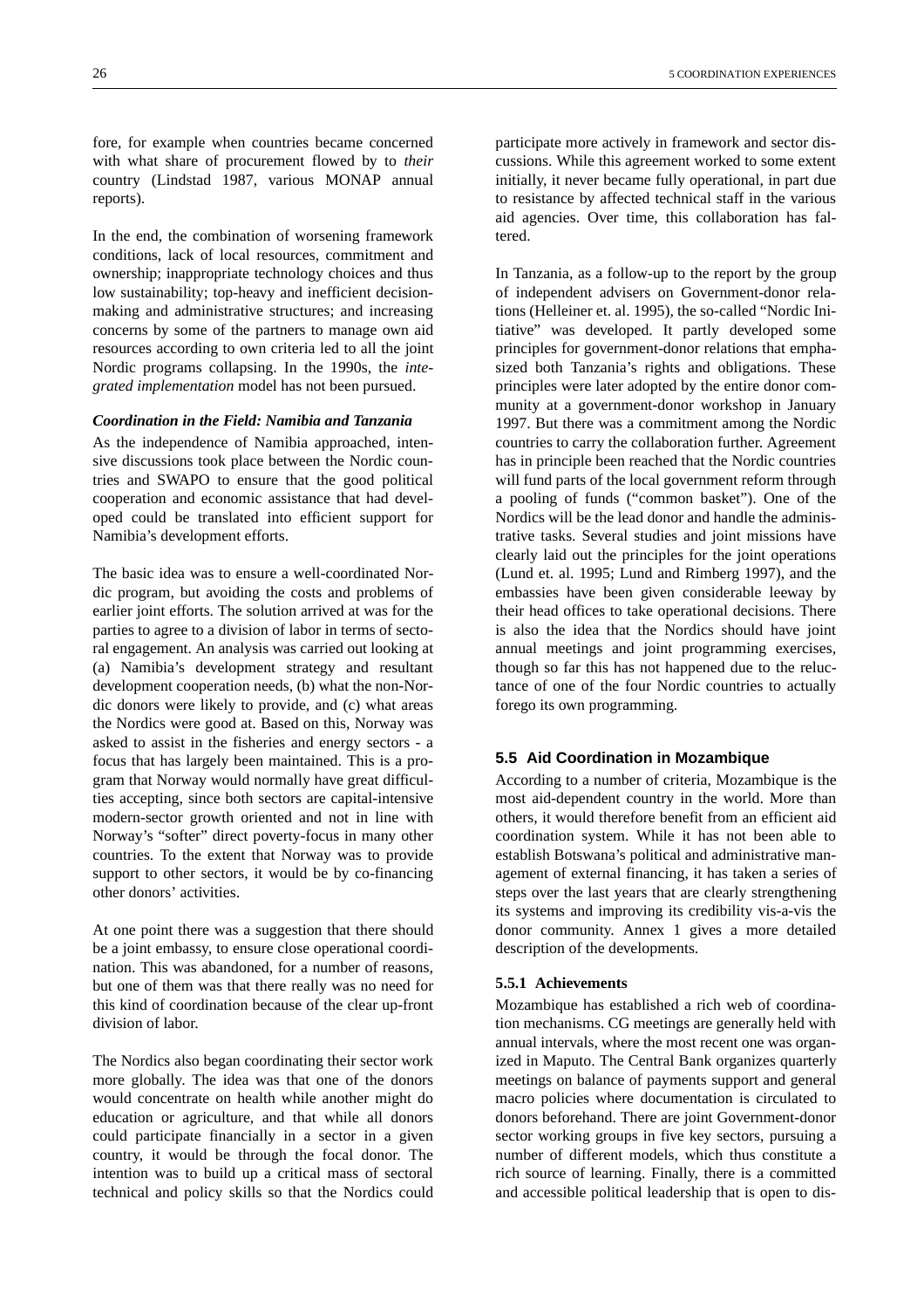fore, for example when countries became concerned with what share of procurement flowed by to *their* country (Lindstad 1987, various MONAP annual reports).

In the end, the combination of worsening framework conditions, lack of local resources, commitment and ownership; inappropriate technology choices and thus low sustainability; top-heavy and inefficient decision-making and administrative structures; and increasing concerns by some of the partners to manage own aid resources according to own criteria led to all the joint Nordic programs collapsing. In the 1990s, the *integrated implementation* model has not been pursued.

***Coordination in the Field: Namibia and Tanzania***

As the independence of Namibia approached, intensive discussions took place between the Nordic countries and SWAPO to ensure that the good political cooperation and economic assistance that had developed could be translated into efficient support for Namibia's development efforts.

The basic idea was to ensure a well-coordinated Nordic program, but avoiding the costs and problems of earlier joint efforts. The solution arrived at was for the parties to agree to a division of labor in terms of sectoral engagement. An analysis was carried out looking at (a) Namibia's development strategy and resultant development cooperation needs, (b) what the non-Nordic donors were likely to provide, and (c) what areas the Nordics were good at. Based on this, Norway was asked to assist in the fisheries and energy sectors - a focus that has largely been maintained. This is a program that Norway would normally have great difficulties accepting, since both sectors are capital-intensive modern-sector growth oriented and not in line with Norway's "softer" direct poverty-focus in many other countries. To the extent that Norway was to provide support to other sectors, it would be by co-financing other donors' activities.

At one point there was a suggestion that there should be a joint embassy, to ensure close operational coordination. This was abandoned, for a number of reasons, but one of them was that there really was no need for this kind of coordination because of the clear up-front division of labor.

The Nordics also began coordinating their sector work more globally. The idea was that one of the donors would concentrate on health while another might do education or agriculture, and that while all donors could participate financially in a sector in a given country, it would be through the focal donor. The intention was to build up a critical mass of sectoral technical and policy skills so that the Nordics could participate more actively in framework and sector discussions. While this agreement worked to some extent initially, it never became fully operational, in part due to resistance by affected technical staff in the various aid agencies. Over time, this collaboration has faltered.

In Tanzania, as a follow-up to the report by the group of independent advisers on Government-donor relations (Helleiner et. al. 1995), the so-called "Nordic Initiative" was developed. It partly developed some principles for government-donor relations that emphasized both Tanzania's rights and obligations. These principles were later adopted by the entire donor community at a government-donor workshop in January 1997. But there was a commitment among the Nordic countries to carry the collaboration further. Agreement has in principle been reached that the Nordic countries will fund parts of the local government reform through a pooling of funds ("common basket"). One of the Nordics will be the lead donor and handle the administrative tasks. Several studies and joint missions have clearly laid out the principles for the joint operations (Lund et. al. 1995; Lund and Rimberg 1997), and the embassies have been given considerable leeway by their head offices to take operational decisions. There is also the idea that the Nordics should have joint annual meetings and joint programming exercises, though so far this has not happened due to the reluctance of one of the four Nordic countries to actually forego its own programming.

## 5.5 Aid Coordination in Mozambique

According to a number of criteria, Mozambique is the most aid-dependent country in the world. More than others, it would therefore benefit from an efficient aid coordination system. While it has not been able to establish Botswana's political and administrative management of external financing, it has taken a series of steps over the last years that are clearly strengthening its systems and improving its credibility vis-a-vis the donor community. Annex 1 gives a more detailed description of the developments.

### 5.5.1 Achievements

Mozambique has established a rich web of coordination mechanisms. CG meetings are generally held with annual intervals, where the most recent one was organized in Maputo. The Central Bank organizes quarterly meetings on balance of payments support and general macro policies where documentation is circulated to donors beforehand. There are joint Government-donor sector working groups in five key sectors, pursuing a number of different models, which thus constitute a rich source of learning. Finally, there is a committed and accessible political leadership that is open to dis-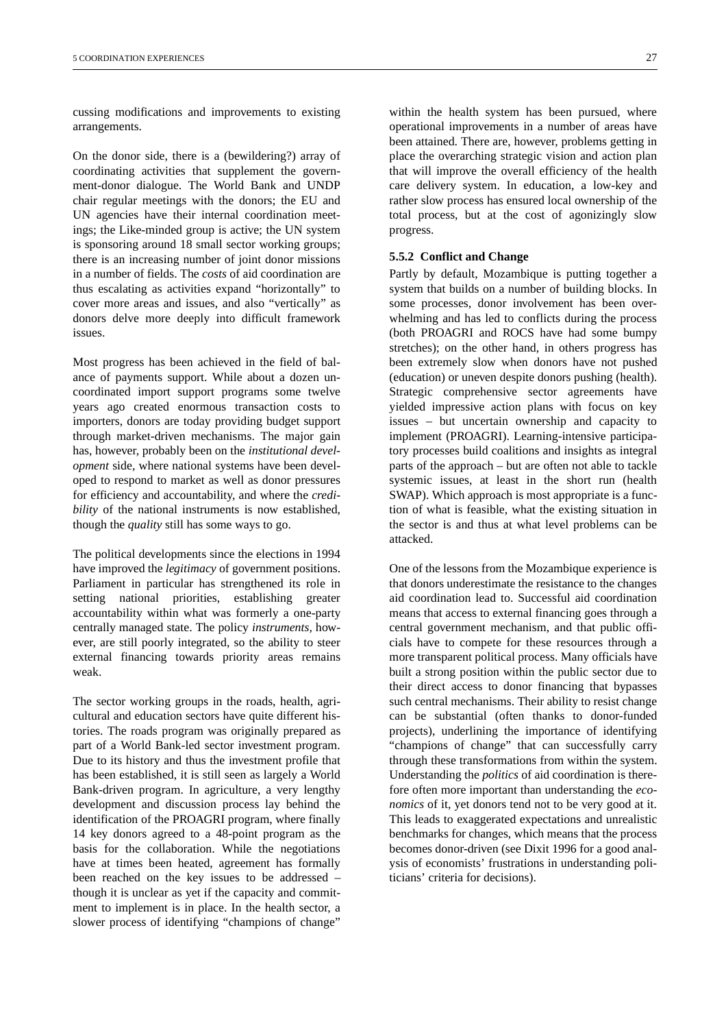cussing modifications and improvements to existing arrangements.

On the donor side, there is a (bewildering?) array of coordinating activities that supplement the government-donor dialogue. The World Bank and UNDP chair regular meetings with the donors; the EU and UN agencies have their internal coordination meetings; the Like-minded group is active; the UN system is sponsoring around 18 small sector working groups; there is an increasing number of joint donor missions in a number of fields. The *costs* of aid coordination are thus escalating as activities expand "horizontally" to cover more areas and issues, and also "vertically" as donors delve more deeply into difficult framework issues.

Most progress has been achieved in the field of balance of payments support. While about a dozen uncoordinated import support programs some twelve years ago created enormous transaction costs to importers, donors are today providing budget support through market-driven mechanisms. The major gain has, however, probably been on the *institutional development* side, where national systems have been developed to respond to market as well as donor pressures for efficiency and accountability, and where the *credibility* of the national instruments is now established, though the *quality* still has some ways to go.

The political developments since the elections in 1994 have improved the *legitimacy* of government positions. Parliament in particular has strengthened its role in setting national priorities, establishing greater accountability within what was formerly a one-party centrally managed state. The policy *instruments,* however, are still poorly integrated, so the ability to steer external financing towards priority areas remains weak.

The sector working groups in the roads, health, agricultural and education sectors have quite different histories. The roads program was originally prepared as part of a World Bank-led sector investment program. Due to its history and thus the investment profile that has been established, it is still seen as largely a World Bank-driven program. In agriculture, a very lengthy development and discussion process lay behind the identification of the PROAGRI program, where finally 14 key donors agreed to a 48-point program as the basis for the collaboration. While the negotiations have at times been heated, agreement has formally been reached on the key issues to be addressed – though it is unclear as yet if the capacity and commitment to implement is in place. In the health sector, a slower process of identifying "champions of change" within the health system has been pursued, where operational improvements in a number of areas have been attained. There are, however, problems getting in place the overarching strategic vision and action plan that will improve the overall efficiency of the health care delivery system. In education, a low-key and rather slow process has ensured local ownership of the total process, but at the cost of agonizingly slow progress.

### 5.5.2 Conflict and Change

Partly by default, Mozambique is putting together a system that builds on a number of building blocks. In some processes, donor involvement has been overwhelming and has led to conflicts during the process (both PROAGRI and ROCS have had some bumpy stretches); on the other hand, in others progress has been extremely slow when donors have not pushed (education) or uneven despite donors pushing (health). Strategic comprehensive sector agreements have yielded impressive action plans with focus on key issues – but uncertain ownership and capacity to implement (PROAGRI). Learning-intensive participatory processes build coalitions and insights as integral parts of the approach – but are often not able to tackle systemic issues, at least in the short run (health SWAP). Which approach is most appropriate is a function of what is feasible, what the existing situation in the sector is and thus at what level problems can be attacked.

One of the lessons from the Mozambique experience is that donors underestimate the resistance to the changes aid coordination lead to. Successful aid coordination means that access to external financing goes through a central government mechanism, and that public officials have to compete for these resources through a more transparent political process. Many officials have built a strong position within the public sector due to their direct access to donor financing that bypasses such central mechanisms. Their ability to resist change can be substantial (often thanks to donor-funded projects), underlining the importance of identifying "champions of change" that can successfully carry through these transformations from within the system. Understanding the *politics* of aid coordination is therefore often more important than understanding the *economics* of it, yet donors tend not to be very good at it. This leads to exaggerated expectations and unrealistic benchmarks for changes, which means that the process becomes donor-driven (see Dixit 1996 for a good analysis of economists' frustrations in understanding politicians' criteria for decisions).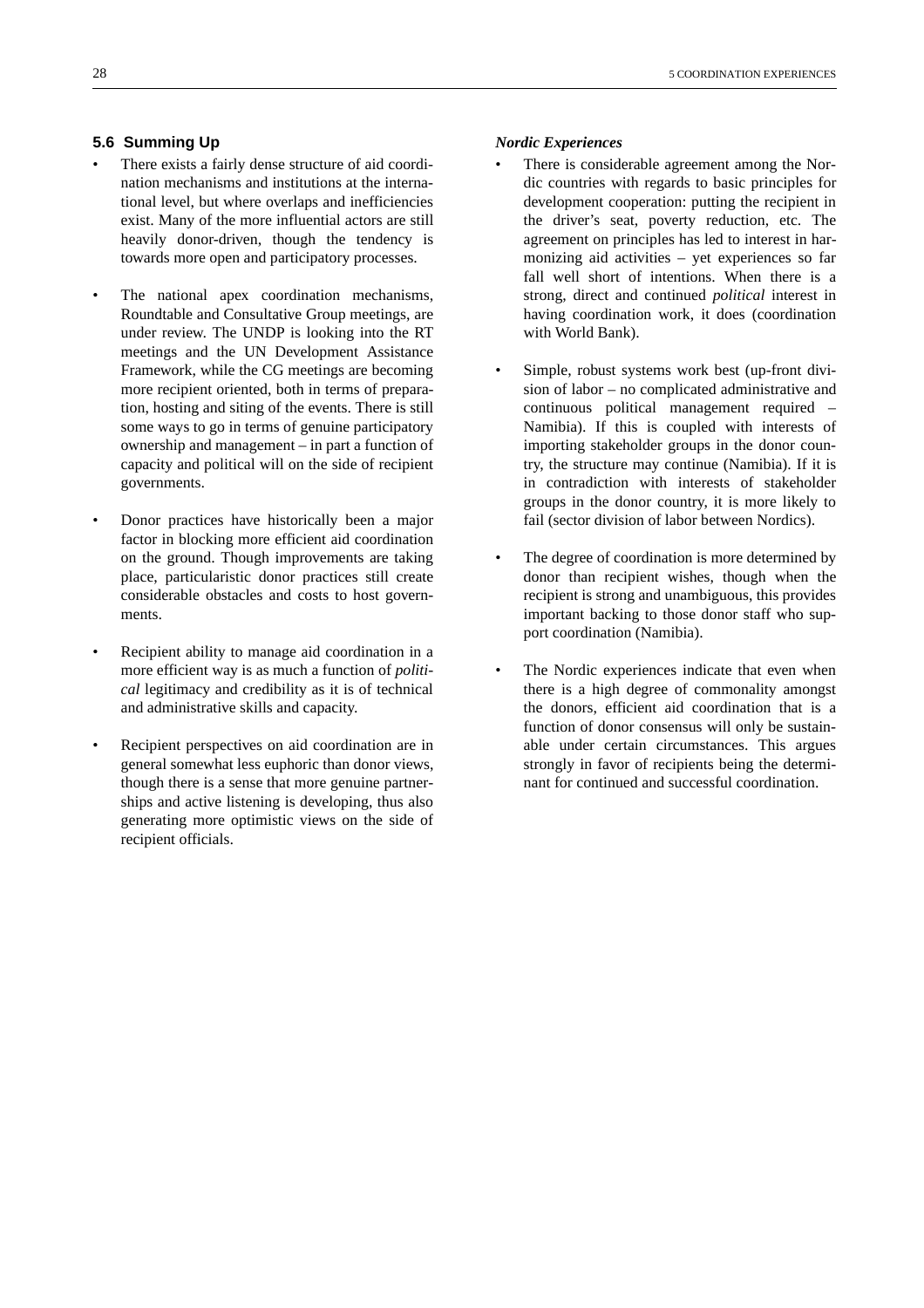### 5.6 Summing Up

- There exists a fairly dense structure of aid coordination mechanisms and institutions at the international level, but where overlaps and inefficiencies exist. Many of the more influential actors are still heavily donor-driven, though the tendency is towards more open and participatory processes.

- The national apex coordination mechanisms, Roundtable and Consultative Group meetings, are under review. The UNDP is looking into the RT meetings and the UN Development Assistance Framework, while the CG meetings are becoming more recipient oriented, both in terms of preparation, hosting and siting of the events. There is still some ways to go in terms of genuine participatory ownership and management – in part a function of capacity and political will on the side of recipient governments.

- Donor practices have historically been a major factor in blocking more efficient aid coordination on the ground. Though improvements are taking place, particularistic donor practices still create considerable obstacles and costs to host governments.

- Recipient ability to manage aid coordination in a more efficient way is as much a function of *political* legitimacy and credibility as it is of technical and administrative skills and capacity.

- Recipient perspectives on aid coordination are in general somewhat less euphoric than donor views, though there is a sense that more genuine partnerships and active listening is developing, thus also generating more optimistic views on the side of recipient officials.

***Nordic Experiences***

- There is considerable agreement among the Nordic countries with regards to basic principles for development cooperation: putting the recipient in the driver's seat, poverty reduction, etc. The agreement on principles has led to interest in harmonizing aid activities – yet experiences so far fall well short of intentions. When there is a strong, direct and continued *political* interest in having coordination work, it does (coordination with World Bank).

- Simple, robust systems work best (up-front division of labor – no complicated administrative and continuous political management required – Namibia). If this is coupled with interests of importing stakeholder groups in the donor country, the structure may continue (Namibia). If it is in contradiction with interests of stakeholder groups in the donor country, it is more likely to fail (sector division of labor between Nordics).

- The degree of coordination is more determined by donor than recipient wishes, though when the recipient is strong and unambiguous, this provides important backing to those donor staff who support coordination (Namibia).

- The Nordic experiences indicate that even when there is a high degree of commonality amongst the donors, efficient aid coordination that is a function of donor consensus will only be sustainable under certain circumstances. This argues strongly in favor of recipients being the determinant for continued and successful coordination.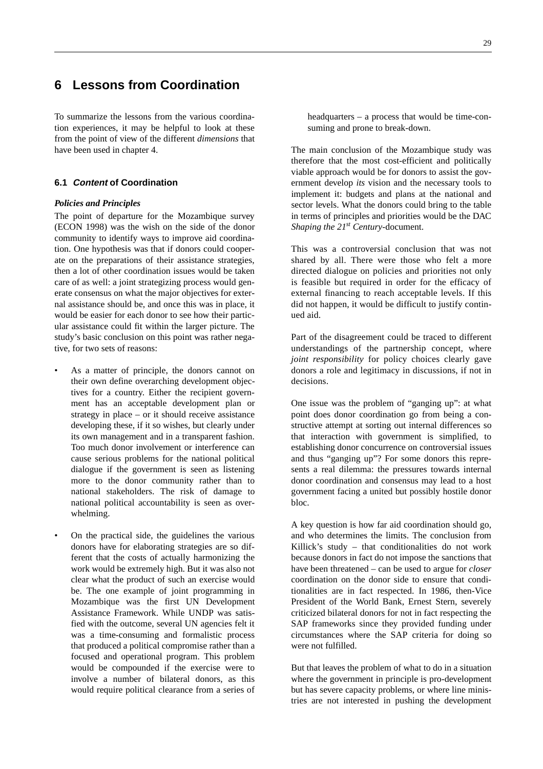# 6 Lessons from Coordination

To summarize the lessons from the various coordination experiences, it may be helpful to look at these from the point of view of the different *dimensions* that have been used in chapter 4.

### 6.1 *Content* of Coordination

#### *Policies and Principles*

The point of departure for the Mozambique survey (ECON 1998) was the wish on the side of the donor community to identify ways to improve aid coordination. One hypothesis was that if donors could cooperate on the preparations of their assistance strategies, then a lot of other coordination issues would be taken care of as well: a joint strategizing process would generate consensus on what the major objectives for external assistance should be, and once this was in place, it would be easier for each donor to see how their particular assistance could fit within the larger picture. The study's basic conclusion on this point was rather negative, for two sets of reasons:

- As a matter of principle, the donors cannot on their own define overarching development objectives for a country. Either the recipient government has an acceptable development plan or strategy in place – or it should receive assistance developing these, if it so wishes, but clearly under its own management and in a transparent fashion. Too much donor involvement or interference can cause serious problems for the national political dialogue if the government is seen as listening more to the donor community rather than to national stakeholders. The risk of damage to national political accountability is seen as overwhelming.
- On the practical side, the guidelines the various donors have for elaborating strategies are so different that the costs of actually harmonizing the work would be extremely high. But it was also not clear what the product of such an exercise would be. The one example of joint programming in Mozambique was the first UN Development Assistance Framework. While UNDP was satisfied with the outcome, several UN agencies felt it was a time-consuming and formalistic process that produced a political compromise rather than a focused and operational program. This problem would be compounded if the exercise were to involve a number of bilateral donors, as this would require political clearance from a series of headquarters – a process that would be time-consuming and prone to break-down.

The main conclusion of the Mozambique study was therefore that the most cost-efficient and politically viable approach would be for donors to assist the government develop *its* vision and the necessary tools to implement it: budgets and plans at the national and sector levels. What the donors could bring to the table in terms of principles and priorities would be the DAC *Shaping the 21st Century*-document.

This was a controversial conclusion that was not shared by all. There were those who felt a more directed dialogue on policies and priorities not only is feasible but required in order for the efficacy of external financing to reach acceptable levels. If this did not happen, it would be difficult to justify continued aid.

Part of the disagreement could be traced to different understandings of the partnership concept, where *joint responsibility* for policy choices clearly gave donors a role and legitimacy in discussions, if not in decisions.

One issue was the problem of "ganging up": at what point does donor coordination go from being a constructive attempt at sorting out internal differences so that interaction with government is simplified, to establishing donor concurrence on controversial issues and thus "ganging up"? For some donors this represents a real dilemma: the pressures towards internal donor coordination and consensus may lead to a host government facing a united but possibly hostile donor bloc.

A key question is how far aid coordination should go, and who determines the limits. The conclusion from Killick's study – that conditionalities do not work because donors in fact do not impose the sanctions that have been threatened – can be used to argue for *closer* coordination on the donor side to ensure that conditionalities are in fact respected. In 1986, then-Vice President of the World Bank, Ernest Stern, severely criticized bilateral donors for not in fact respecting the SAP frameworks since they provided funding under circumstances where the SAP criteria for doing so were not fulfilled.

But that leaves the problem of what to do in a situation where the government in principle is pro-development but has severe capacity problems, or where line ministries are not interested in pushing the development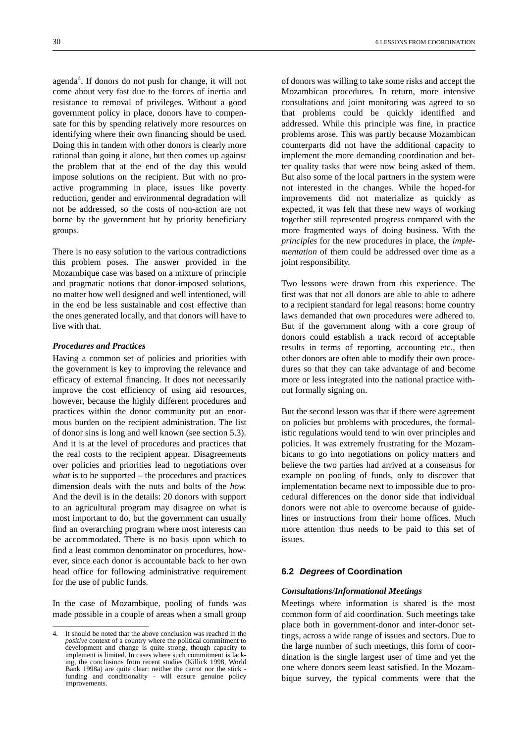agenda[4]. If donors do not push for change, it will not come about very fast due to the forces of inertia and resistance to removal of privileges. Without a good government policy in place, donors have to compensate for this by spending relatively more resources on identifying where their own financing should be used. Doing this in tandem with other donors is clearly more rational than going it alone, but then comes up against the problem that at the end of the day this would impose solutions on the recipient. But with no proactive programming in place, issues like poverty reduction, gender and environmental degradation will not be addressed, so the costs of non-action are not borne by the government but by priority beneficiary groups.

There is no easy solution to the various contradictions this problem poses. The answer provided in the Mozambique case was based on a mixture of principle and pragmatic notions that donor-imposed solutions, no matter how well designed and well intentioned, will in the end be less sustainable and cost effective than the ones generated locally, and that donors will have to live with that.

#### *Procedures and Practices*

Having a common set of policies and priorities with the government is key to improving the relevance and efficacy of external financing. It does not necessarily improve the cost efficiency of using aid resources, however, because the highly different procedures and practices within the donor community put an enormous burden on the recipient administration. The list of donor sins is long and well known (see section 5.3). And it is at the level of procedures and practices that the real costs to the recipient appear. Disagreements over policies and priorities lead to negotiations over *what* is to be supported – the procedures and practices dimension deals with the nuts and bolts of the *how*. And the devil is in the details: 20 donors with support to an agricultural program may disagree on what is most important to do, but the government can usually find an overarching program where most interests can be accommodated. There is no basis upon which to find a least common denominator on procedures, however, since each donor is accountable back to her own head office for following administrative requirement for the use of public funds.

In the case of Mozambique, pooling of funds was made possible in a couple of areas when a small group of donors was willing to take some risks and accept the Mozambican procedures. In return, more intensive consultations and joint monitoring was agreed to so that problems could be quickly identified and addressed. While this principle was fine, in practice problems arose. This was partly because Mozambican counterparts did not have the additional capacity to implement the more demanding coordination and better quality tasks that were now being asked of them. But also some of the local partners in the system were not interested in the changes. While the hoped-for improvements did not materialize as quickly as expected, it was felt that these new ways of working together still represented progress compared with the more fragmented ways of doing business. With the *principles* for the new procedures in place, the *implementation* of them could be addressed over time as a joint responsibility.

Two lessons were drawn from this experience. The first was that not all donors are able to able to adhere to a recipient standard for legal reasons: home country laws demanded that own procedures were adhered to. But if the government along with a core group of donors could establish a track record of acceptable results in terms of reporting, accounting etc., then other donors are often able to modify their own procedures so that they can take advantage of and become more or less integrated into the national practice without formally signing on.

But the second lesson was that if there were agreement on policies but problems with procedures, the formalistic regulations would tend to win over principles and policies. It was extremely frustrating for the Mozambicans to go into negotiations on policy matters and believe the two parties had arrived at a consensus for example on pooling of funds, only to discover that implementation became next to impossible due to procedural differences on the donor side that individual donors were not able to overcome because of guidelines or instructions from their home offices. Much more attention thus needs to be paid to this set of issues.

## 6.2 *Degrees* of Coordination

#### *Consultations/Informational Meetings*

Meetings where information is shared is the most common form of aid coordination. Such meetings take place both in government-donor and inter-donor settings, across a wide range of issues and sectors. Due to the large number of such meetings, this form of coordination is the single largest user of time and yet the one where donors seem least satisfied. In the Mozambique survey, the typical comments were that the

---

4. It should be noted that the above conclusion was reached in the *positive* context of a country where the political commitment to development and change is quite strong, though capacity to implement is limited. In cases where such commitment is lacking, the conclusions from recent studies (Killick 1998, World Bank 1998a) are quite clear: neither the carrot nor the stick - funding and conditionality - will ensure genuine policy improvements.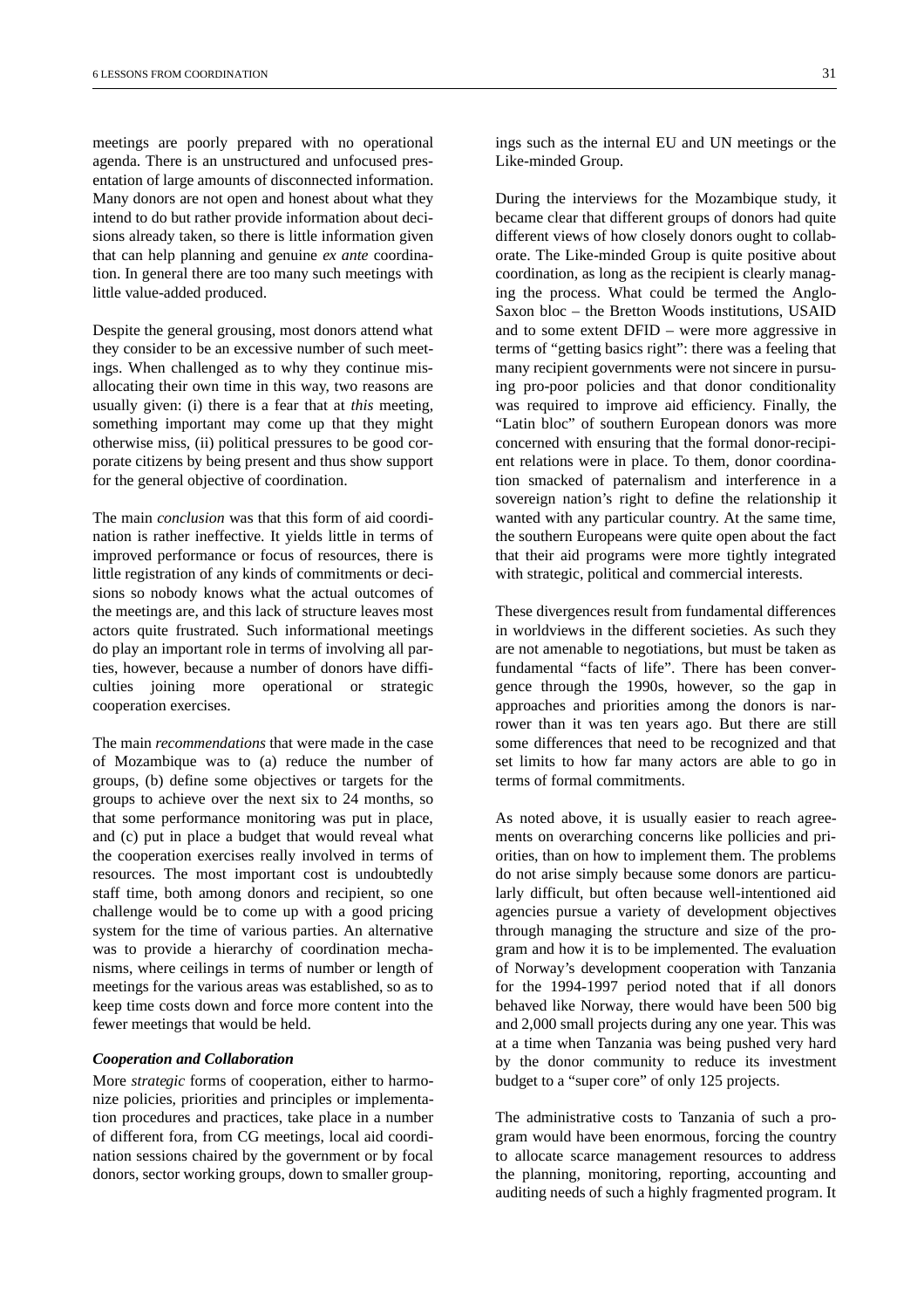meetings are poorly prepared with no operational agenda. There is an unstructured and unfocused presentation of large amounts of disconnected information. Many donors are not open and honest about what they intend to do but rather provide information about decisions already taken, so there is little information given that can help planning and genuine *ex ante* coordination. In general there are too many such meetings with little value-added produced.

Despite the general grousing, most donors attend what they consider to be an excessive number of such meetings. When challenged as to why they continue misallocating their own time in this way, two reasons are usually given: (i) there is a fear that at *this* meeting, something important may come up that they might otherwise miss, (ii) political pressures to be good corporate citizens by being present and thus show support for the general objective of coordination.

The main *conclusion* was that this form of aid coordination is rather ineffective. It yields little in terms of improved performance or focus of resources, there is little registration of any kinds of commitments or decisions so nobody knows what the actual outcomes of the meetings are, and this lack of structure leaves most actors quite frustrated. Such informational meetings do play an important role in terms of involving all parties, however, because a number of donors have difficulties joining more operational or strategic cooperation exercises.

The main *recommendations* that were made in the case of Mozambique was to (a) reduce the number of groups, (b) define some objectives or targets for the groups to achieve over the next six to 24 months, so that some performance monitoring was put in place, and (c) put in place a budget that would reveal what the cooperation exercises really involved in terms of resources. The most important cost is undoubtedly staff time, both among donors and recipient, so one challenge would be to come up with a good pricing system for the time of various parties. An alternative was to provide a hierarchy of coordination mechanisms, where ceilings in terms of number or length of meetings for the various areas was established, so as to keep time costs down and force more content into the fewer meetings that would be held.

### *Cooperation and Collaboration*

More *strategic* forms of cooperation, either to harmonize policies, priorities and principles or implementation procedures and practices, take place in a number of different fora, from CG meetings, local aid coordination sessions chaired by the government or by focal donors, sector working groups, down to smaller groupings such as the internal EU and UN meetings or the Like-minded Group.

During the interviews for the Mozambique study, it became clear that different groups of donors had quite different views of how closely donors ought to collaborate. The Like-minded Group is quite positive about coordination, as long as the recipient is clearly managing the process. What could be termed the Anglo-Saxon bloc – the Bretton Woods institutions, USAID and to some extent DFID – were more aggressive in terms of "getting basics right": there was a feeling that many recipient governments were not sincere in pursuing pro-poor policies and that donor conditionality was required to improve aid efficiency. Finally, the "Latin bloc" of southern European donors was more concerned with ensuring that the formal donor-recipient relations were in place. To them, donor coordination smacked of paternalism and interference in a sovereign nation's right to define the relationship it wanted with any particular country. At the same time, the southern Europeans were quite open about the fact that their aid programs were more tightly integrated with strategic, political and commercial interests.

These divergences result from fundamental differences in worldviews in the different societies. As such they are not amenable to negotiations, but must be taken as fundamental "facts of life". There has been convergence through the 1990s, however, so the gap in approaches and priorities among the donors is narrower than it was ten years ago. But there are still some differences that need to be recognized and that set limits to how far many actors are able to go in terms of formal commitments.

As noted above, it is usually easier to reach agreements on overarching concerns like pollicies and priorities, than on how to implement them. The problems do not arise simply because some donors are particularly difficult, but often because well-intentioned aid agencies pursue a variety of development objectives through managing the structure and size of the program and how it is to be implemented. The evaluation of Norway's development cooperation with Tanzania for the 1994-1997 period noted that if all donors behaved like Norway, there would have been 500 big and 2,000 small projects during any one year. This was at a time when Tanzania was being pushed very hard by the donor community to reduce its investment budget to a "super core" of only 125 projects.

The administrative costs to Tanzania of such a program would have been enormous, forcing the country to allocate scarce management resources to address the planning, monitoring, reporting, accounting and auditing needs of such a highly fragmented program. It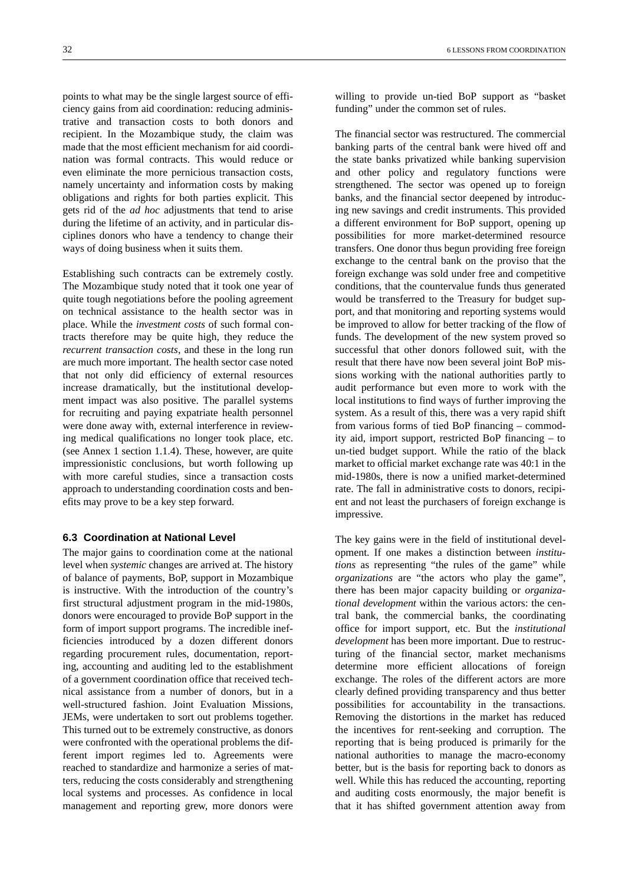points to what may be the single largest source of efficiency gains from aid coordination: reducing administrative and transaction costs to both donors and recipient. In the Mozambique study, the claim was made that the most efficient mechanism for aid coordination was formal contracts. This would reduce or even eliminate the more pernicious transaction costs, namely uncertainty and information costs by making obligations and rights for both parties explicit. This gets rid of the *ad hoc* adjustments that tend to arise during the lifetime of an activity, and in particular disciplines donors who have a tendency to change their ways of doing business when it suits them.

Establishing such contracts can be extremely costly. The Mozambique study noted that it took one year of quite tough negotiations before the pooling agreement on technical assistance to the health sector was in place. While the *investment costs* of such formal contracts therefore may be quite high, they reduce the *recurrent transaction costs*, and these in the long run are much more important. The health sector case noted that not only did efficiency of external resources increase dramatically, but the institutional development impact was also positive. The parallel systems for recruiting and paying expatriate health personnel were done away with, external interference in reviewing medical qualifications no longer took place, etc. (see Annex 1 section 1.1.4). These, however, are quite impressionistic conclusions, but worth following up with more careful studies, since a transaction costs approach to understanding coordination costs and benefits may prove to be a key step forward.

### 6.3 Coordination at National Level

The major gains to coordination come at the national level when *systemic* changes are arrived at. The history of balance of payments, BoP, support in Mozambique is instructive. With the introduction of the country's first structural adjustment program in the mid-1980s, donors were encouraged to provide BoP support in the form of import support programs. The incredible inefficiencies introduced by a dozen different donors regarding procurement rules, documentation, reporting, accounting and auditing led to the establishment of a government coordination office that received technical assistance from a number of donors, but in a well-structured fashion. Joint Evaluation Missions, JEMs, were undertaken to sort out problems together. This turned out to be extremely constructive, as donors were confronted with the operational problems the different import regimes led to. Agreements were reached to standardize and harmonize a series of matters, reducing the costs considerably and strengthening local systems and processes. As confidence in local management and reporting grew, more donors were willing to provide un-tied BoP support as "basket funding" under the common set of rules.

The financial sector was restructured. The commercial banking parts of the central bank were hived off and the state banks privatized while banking supervision and other policy and regulatory functions were strengthened. The sector was opened up to foreign banks, and the financial sector deepened by introducing new savings and credit instruments. This provided a different environment for BoP support, opening up possibilities for more market-determined resource transfers. One donor thus begun providing free foreign exchange to the central bank on the proviso that the foreign exchange was sold under free and competitive conditions, that the countervalue funds thus generated would be transferred to the Treasury for budget support, and that monitoring and reporting systems would be improved to allow for better tracking of the flow of funds. The development of the new system proved so successful that other donors followed suit, with the result that there have now been several joint BoP missions working with the national authorities partly to audit performance but even more to work with the local institutions to find ways of further improving the system. As a result of this, there was a very rapid shift from various forms of tied BoP financing – commodity aid, import support, restricted BoP financing – to un-tied budget support. While the ratio of the black market to official market exchange rate was 40:1 in the mid-1980s, there is now a unified market-determined rate. The fall in administrative costs to donors, recipient and not least the purchasers of foreign exchange is impressive.

The key gains were in the field of institutional development. If one makes a distinction between *institutions* as representing "the rules of the game" while *organizations* are "the actors who play the game", there has been major capacity building or *organizational development* within the various actors: the central bank, the commercial banks, the coordinating office for import support, etc. But the *institutional development* has been more important. Due to restructuring of the financial sector, market mechanisms determine more efficient allocations of foreign exchange. The roles of the different actors are more clearly defined providing transparency and thus better possibilities for accountability in the transactions. Removing the distortions in the market has reduced the incentives for rent-seeking and corruption. The reporting that is being produced is primarily for the national authorities to manage the macro-economy better, but is the basis for reporting back to donors as well. While this has reduced the accounting, reporting and auditing costs enormously, the major benefit is that it has shifted government attention away from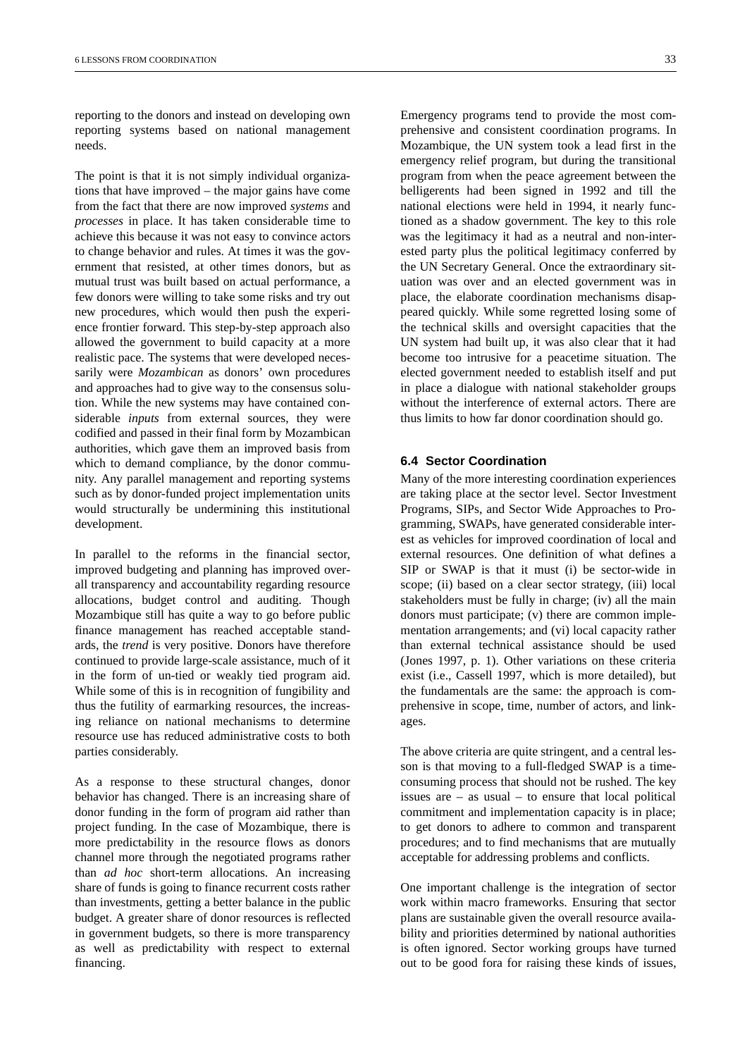reporting to the donors and instead on developing own reporting systems based on national management needs.

The point is that it is not simply individual organizations that have improved – the major gains have come from the fact that there are now improved *systems* and *processes* in place. It has taken considerable time to achieve this because it was not easy to convince actors to change behavior and rules. At times it was the government that resisted, at other times donors, but as mutual trust was built based on actual performance, a few donors were willing to take some risks and try out new procedures, which would then push the experience frontier forward. This step-by-step approach also allowed the government to build capacity at a more realistic pace. The systems that were developed necessarily were *Mozambican* as donors' own procedures and approaches had to give way to the consensus solution. While the new systems may have contained considerable *inputs* from external sources, they were codified and passed in their final form by Mozambican authorities, which gave them an improved basis from which to demand compliance, by the donor community. Any parallel management and reporting systems such as by donor-funded project implementation units would structurally be undermining this institutional development.

In parallel to the reforms in the financial sector, improved budgeting and planning has improved overall transparency and accountability regarding resource allocations, budget control and auditing. Though Mozambique still has quite a way to go before public finance management has reached acceptable standards, the *trend* is very positive. Donors have therefore continued to provide large-scale assistance, much of it in the form of un-tied or weakly tied program aid. While some of this is in recognition of fungibility and thus the futility of earmarking resources, the increasing reliance on national mechanisms to determine resource use has reduced administrative costs to both parties considerably.

As a response to these structural changes, donor behavior has changed. There is an increasing share of donor funding in the form of program aid rather than project funding. In the case of Mozambique, there is more predictability in the resource flows as donors channel more through the negotiated programs rather than *ad hoc* short-term allocations. An increasing share of funds is going to finance recurrent costs rather than investments, getting a better balance in the public budget. A greater share of donor resources is reflected in government budgets, so there is more transparency as well as predictability with respect to external financing.

Emergency programs tend to provide the most comprehensive and consistent coordination programs. In Mozambique, the UN system took a lead first in the emergency relief program, but during the transitional program from when the peace agreement between the belligerents had been signed in 1992 and till the national elections were held in 1994, it nearly functioned as a shadow government. The key to this role was the legitimacy it had as a neutral and non-interested party plus the political legitimacy conferred by the UN Secretary General. Once the extraordinary situation was over and an elected government was in place, the elaborate coordination mechanisms disappeared quickly. While some regretted losing some of the technical skills and oversight capacities that the UN system had built up, it was also clear that it had become too intrusive for a peacetime situation. The elected government needed to establish itself and put in place a dialogue with national stakeholder groups without the interference of external actors. There are thus limits to how far donor coordination should go.

### 6.4 Sector Coordination

Many of the more interesting coordination experiences are taking place at the sector level. Sector Investment Programs, SIPs, and Sector Wide Approaches to Programming, SWAPs, have generated considerable interest as vehicles for improved coordination of local and external resources. One definition of what defines a SIP or SWAP is that it must (i) be sector-wide in scope; (ii) based on a clear sector strategy, (iii) local stakeholders must be fully in charge; (iv) all the main donors must participate; (v) there are common implementation arrangements; and (vi) local capacity rather than external technical assistance should be used (Jones 1997, p. 1). Other variations on these criteria exist (i.e., Cassell 1997, which is more detailed), but the fundamentals are the same: the approach is comprehensive in scope, time, number of actors, and linkages.

The above criteria are quite stringent, and a central lesson is that moving to a full-fledged SWAP is a time-consuming process that should not be rushed. The key issues are – as usual – to ensure that local political commitment and implementation capacity is in place; to get donors to adhere to common and transparent procedures; and to find mechanisms that are mutually acceptable for addressing problems and conflicts.

One important challenge is the integration of sector work within macro frameworks. Ensuring that sector plans are sustainable given the overall resource availability and priorities determined by national authorities is often ignored. Sector working groups have turned out to be good fora for raising these kinds of issues,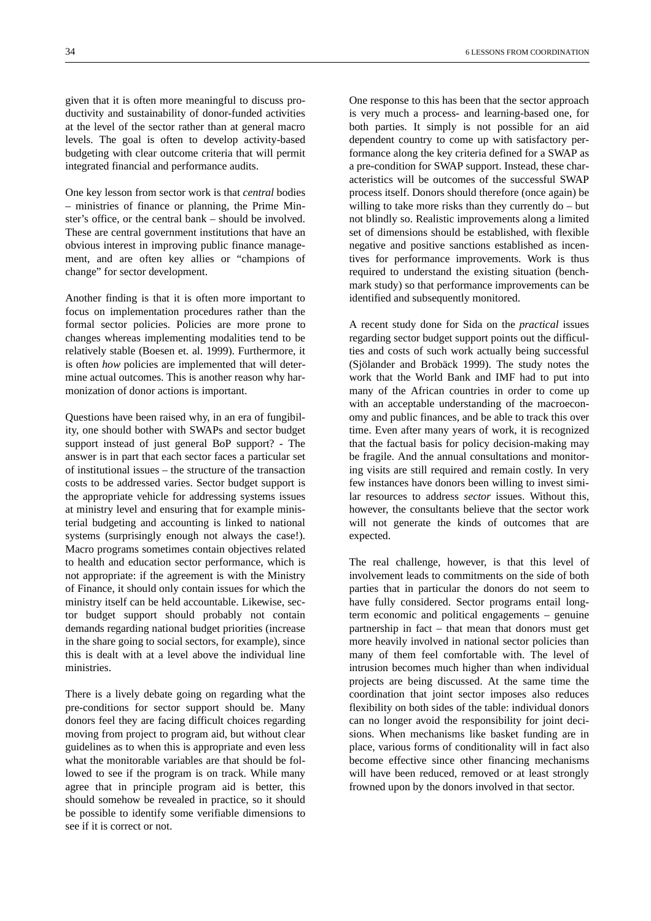given that it is often more meaningful to discuss productivity and sustainability of donor-funded activities at the level of the sector rather than at general macro levels. The goal is often to develop activity-based budgeting with clear outcome criteria that will permit integrated financial and performance audits.

One key lesson from sector work is that *central* bodies – ministries of finance or planning, the Prime Minister's office, or the central bank – should be involved. These are central government institutions that have an obvious interest in improving public finance management, and are often key allies or "champions of change" for sector development.

Another finding is that it is often more important to focus on implementation procedures rather than the formal sector policies. Policies are more prone to changes whereas implementing modalities tend to be relatively stable (Boesen et. al. 1999). Furthermore, it is often *how* policies are implemented that will determine actual outcomes. This is another reason why harmonization of donor actions is important.

Questions have been raised why, in an era of fungibility, one should bother with SWAPs and sector budget support instead of just general BoP support? - The answer is in part that each sector faces a particular set of institutional issues – the structure of the transaction costs to be addressed varies. Sector budget support is the appropriate vehicle for addressing systems issues at ministry level and ensuring that for example ministerial budgeting and accounting is linked to national systems (surprisingly enough not always the case!). Macro programs sometimes contain objectives related to health and education sector performance, which is not appropriate: if the agreement is with the Ministry of Finance, it should only contain issues for which the ministry itself can be held accountable. Likewise, sector budget support should probably not contain demands regarding national budget priorities (increase in the share going to social sectors, for example), since this is dealt with at a level above the individual line ministries.

There is a lively debate going on regarding what the pre-conditions for sector support should be. Many donors feel they are facing difficult choices regarding moving from project to program aid, but without clear guidelines as to when this is appropriate and even less what the monitorable variables are that should be followed to see if the program is on track. While many agree that in principle program aid is better, this should somehow be revealed in practice, so it should be possible to identify some verifiable dimensions to see if it is correct or not.

One response to this has been that the sector approach is very much a process- and learning-based one, for both parties. It simply is not possible for an aid dependent country to come up with satisfactory performance along the key criteria defined for a SWAP as a pre-condition for SWAP support. Instead, these characteristics will be outcomes of the successful SWAP process itself. Donors should therefore (once again) be willing to take more risks than they currently do – but not blindly so. Realistic improvements along a limited set of dimensions should be established, with flexible negative and positive sanctions established as incentives for performance improvements. Work is thus required to understand the existing situation (benchmark study) so that performance improvements can be identified and subsequently monitored.

A recent study done for Sida on the *practical* issues regarding sector budget support points out the difficulties and costs of such work actually being successful (Sjölander and Brobäck 1999). The study notes the work that the World Bank and IMF had to put into many of the African countries in order to come up with an acceptable understanding of the macroeconomy and public finances, and be able to track this over time. Even after many years of work, it is recognized that the factual basis for policy decision-making may be fragile. And the annual consultations and monitoring visits are still required and remain costly. In very few instances have donors been willing to invest similar resources to address *sector* issues. Without this, however, the consultants believe that the sector work will not generate the kinds of outcomes that are expected.

The real challenge, however, is that this level of involvement leads to commitments on the side of both parties that in particular the donors do not seem to have fully considered. Sector programs entail long-term economic and political engagements – genuine partnership in fact – that mean that donors must get more heavily involved in national sector policies than many of them feel comfortable with. The level of intrusion becomes much higher than when individual projects are being discussed. At the same time the coordination that joint sector imposes also reduces flexibility on both sides of the table: individual donors can no longer avoid the responsibility for joint decisions. When mechanisms like basket funding are in place, various forms of conditionality will in fact also become effective since other financing mechanisms will have been reduced, removed or at least strongly frowned upon by the donors involved in that sector.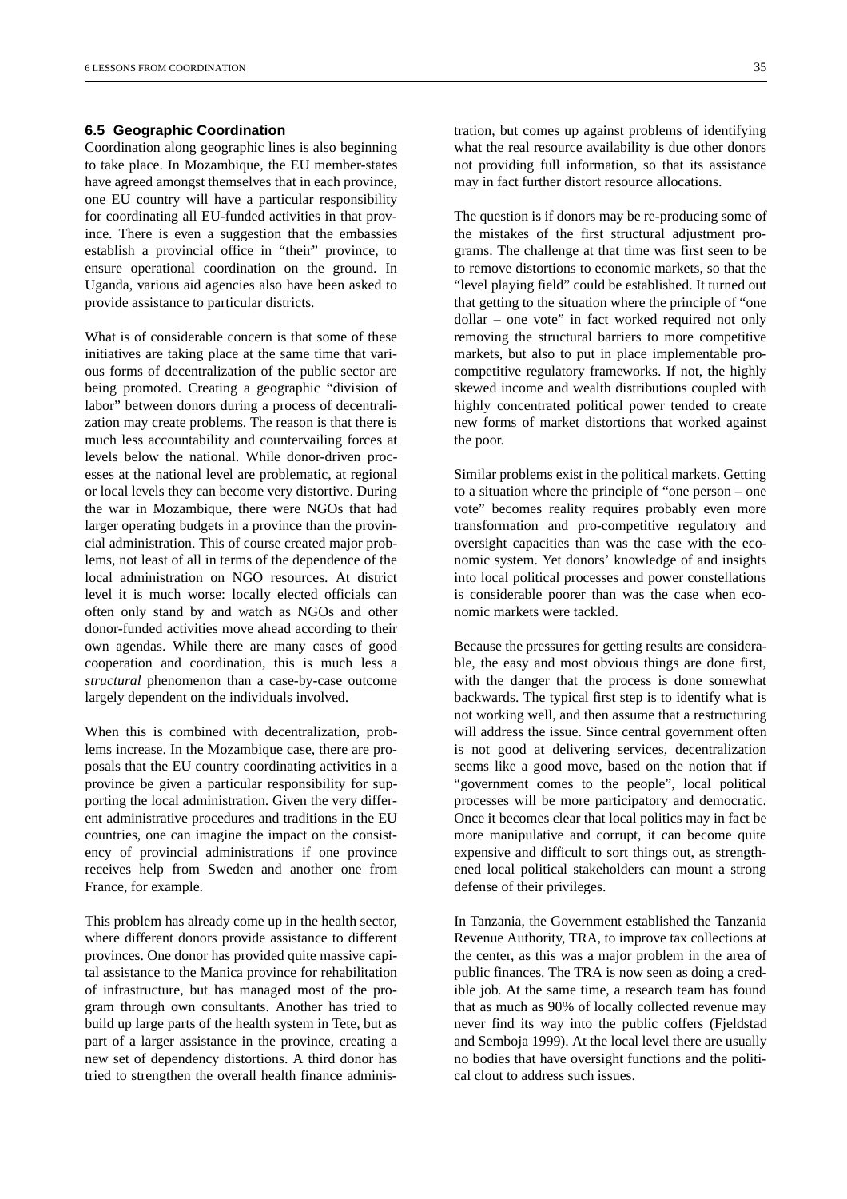### 6.5 Geographic Coordination

Coordination along geographic lines is also beginning to take place. In Mozambique, the EU member-states have agreed amongst themselves that in each province, one EU country will have a particular responsibility for coordinating all EU-funded activities in that province. There is even a suggestion that the embassies establish a provincial office in "their" province, to ensure operational coordination on the ground. In Uganda, various aid agencies also have been asked to provide assistance to particular districts.

What is of considerable concern is that some of these initiatives are taking place at the same time that various forms of decentralization of the public sector are being promoted. Creating a geographic "division of labor" between donors during a process of decentralization may create problems. The reason is that there is much less accountability and countervailing forces at levels below the national. While donor-driven processes at the national level are problematic, at regional or local levels they can become very distortive. During the war in Mozambique, there were NGOs that had larger operating budgets in a province than the provincial administration. This of course created major problems, not least of all in terms of the dependence of the local administration on NGO resources. At district level it is much worse: locally elected officials can often only stand by and watch as NGOs and other donor-funded activities move ahead according to their own agendas. While there are many cases of good cooperation and coordination, this is much less a *structural* phenomenon than a case-by-case outcome largely dependent on the individuals involved.

When this is combined with decentralization, problems increase. In the Mozambique case, there are proposals that the EU country coordinating activities in a province be given a particular responsibility for supporting the local administration. Given the very different administrative procedures and traditions in the EU countries, one can imagine the impact on the consistency of provincial administrations if one province receives help from Sweden and another one from France, for example.

This problem has already come up in the health sector, where different donors provide assistance to different provinces. One donor has provided quite massive capital assistance to the Manica province for rehabilitation of infrastructure, but has managed most of the program through own consultants. Another has tried to build up large parts of the health system in Tete, but as part of a larger assistance in the province, creating a new set of dependency distortions. A third donor has tried to strengthen the overall health finance administration, but comes up against problems of identifying what the real resource availability is due other donors not providing full information, so that its assistance may in fact further distort resource allocations.

The question is if donors may be re-producing some of the mistakes of the first structural adjustment programs. The challenge at that time was first seen to be to remove distortions to economic markets, so that the "level playing field" could be established. It turned out that getting to the situation where the principle of "one dollar – one vote" in fact worked required not only removing the structural barriers to more competitive markets, but also to put in place implementable pro-competitive regulatory frameworks. If not, the highly skewed income and wealth distributions coupled with highly concentrated political power tended to create new forms of market distortions that worked against the poor.

Similar problems exist in the political markets. Getting to a situation where the principle of "one person – one vote" becomes reality requires probably even more transformation and pro-competitive regulatory and oversight capacities than was the case with the economic system. Yet donors' knowledge of and insights into local political processes and power constellations is considerable poorer than was the case when economic markets were tackled.

Because the pressures for getting results are considerable, the easy and most obvious things are done first, with the danger that the process is done somewhat backwards. The typical first step is to identify what is not working well, and then assume that a restructuring will address the issue. Since central government often is not good at delivering services, decentralization seems like a good move, based on the notion that if "government comes to the people", local political processes will be more participatory and democratic. Once it becomes clear that local politics may in fact be more manipulative and corrupt, it can become quite expensive and difficult to sort things out, as strengthened local political stakeholders can mount a strong defense of their privileges.

In Tanzania, the Government established the Tanzania Revenue Authority, TRA, to improve tax collections at the center, as this was a major problem in the area of public finances. The TRA is now seen as doing a credible job. At the same time, a research team has found that as much as 90% of locally collected revenue may never find its way into the public coffers (Fjeldstad and Semboja 1999). At the local level there are usually no bodies that have oversight functions and the political clout to address such issues.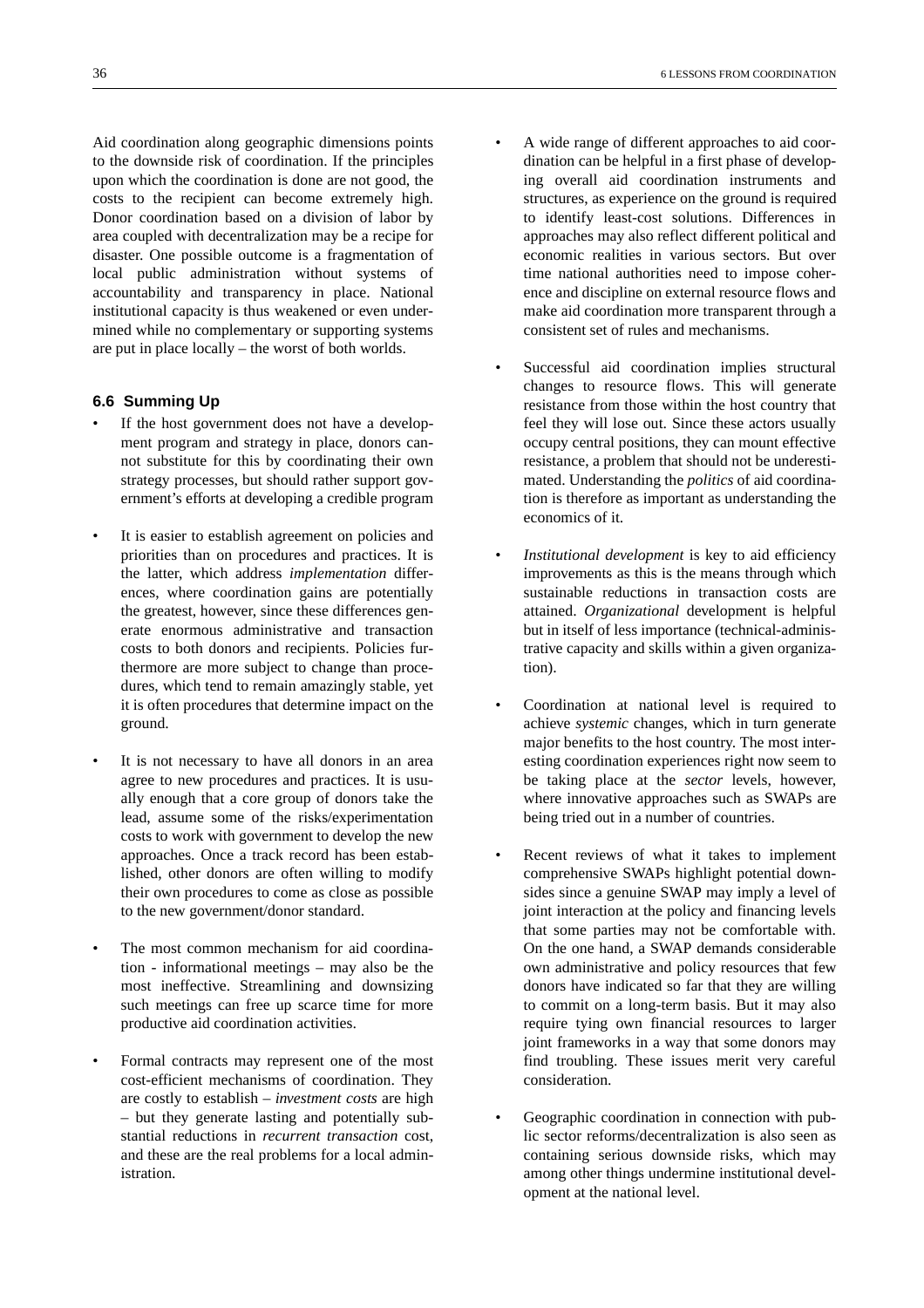Aid coordination along geographic dimensions points to the downside risk of coordination. If the principles upon which the coordination is done are not good, the costs to the recipient can become extremely high. Donor coordination based on a division of labor by area coupled with decentralization may be a recipe for disaster. One possible outcome is a fragmentation of local public administration without systems of accountability and transparency in place. National institutional capacity is thus weakened or even undermined while no complementary or supporting systems are put in place locally – the worst of both worlds.

### 6.6 Summing Up

- If the host government does not have a development program and strategy in place, donors cannot substitute for this by coordinating their own strategy processes, but should rather support government's efforts at developing a credible program
- It is easier to establish agreement on policies and priorities than on procedures and practices. It is the latter, which address *implementation* differences, where coordination gains are potentially the greatest, however, since these differences generate enormous administrative and transaction costs to both donors and recipients. Policies furthermore are more subject to change than procedures, which tend to remain amazingly stable, yet it is often procedures that determine impact on the ground.
- It is not necessary to have all donors in an area agree to new procedures and practices. It is usually enough that a core group of donors take the lead, assume some of the risks/experimentation costs to work with government to develop the new approaches. Once a track record has been established, other donors are often willing to modify their own procedures to come as close as possible to the new government/donor standard.
- The most common mechanism for aid coordination - informational meetings – may also be the most ineffective. Streamlining and downsizing such meetings can free up scarce time for more productive aid coordination activities.
- Formal contracts may represent one of the most cost-efficient mechanisms of coordination. They are costly to establish – *investment costs* are high – but they generate lasting and potentially substantial reductions in *recurrent transaction* cost, and these are the real problems for a local administration.
- A wide range of different approaches to aid coordination can be helpful in a first phase of developing overall aid coordination instruments and structures, as experience on the ground is required to identify least-cost solutions. Differences in approaches may also reflect different political and economic realities in various sectors. But over time national authorities need to impose coherence and discipline on external resource flows and make aid coordination more transparent through a consistent set of rules and mechanisms.
- Successful aid coordination implies structural changes to resource flows. This will generate resistance from those within the host country that feel they will lose out. Since these actors usually occupy central positions, they can mount effective resistance, a problem that should not be underestimated. Understanding the *politics* of aid coordination is therefore as important as understanding the economics of it.
- *Institutional development* is key to aid efficiency improvements as this is the means through which sustainable reductions in transaction costs are attained. *Organizational* development is helpful but in itself of less importance (technical-administrative capacity and skills within a given organization).
- Coordination at national level is required to achieve *systemic* changes, which in turn generate major benefits to the host country. The most interesting coordination experiences right now seem to be taking place at the *sector* levels, however, where innovative approaches such as SWAPs are being tried out in a number of countries.
- Recent reviews of what it takes to implement comprehensive SWAPs highlight potential downsides since a genuine SWAP may imply a level of joint interaction at the policy and financing levels that some parties may not be comfortable with. On the one hand, a SWAP demands considerable own administrative and policy resources that few donors have indicated so far that they are willing to commit on a long-term basis. But it may also require tying own financial resources to larger joint frameworks in a way that some donors may find troubling. These issues merit very careful consideration.
- Geographic coordination in connection with public sector reforms/decentralization is also seen as containing serious downside risks, which may among other things undermine institutional development at the national level.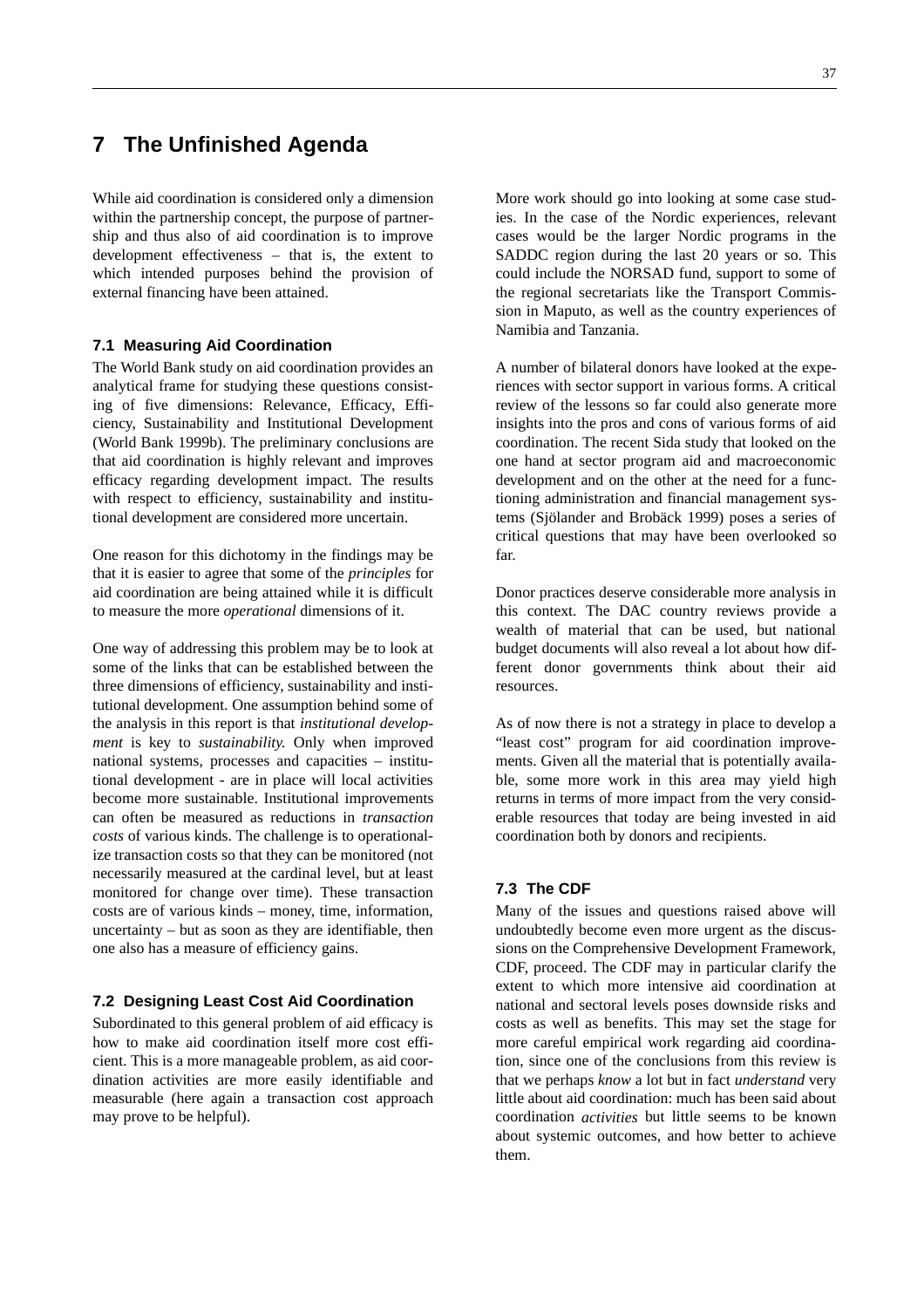# 7 The Unfinished Agenda

While aid coordination is considered only a dimension within the partnership concept, the purpose of partnership and thus also of aid coordination is to improve development effectiveness – that is, the extent to which intended purposes behind the provision of external financing have been attained.

### 7.1 Measuring Aid Coordination

The World Bank study on aid coordination provides an analytical frame for studying these questions consisting of five dimensions: Relevance, Efficacy, Efficiency, Sustainability and Institutional Development (World Bank 1999b). The preliminary conclusions are that aid coordination is highly relevant and improves efficacy regarding development impact. The results with respect to efficiency, sustainability and institutional development are considered more uncertain.

One reason for this dichotomy in the findings may be that it is easier to agree that some of the *principles* for aid coordination are being attained while it is difficult to measure the more *operational* dimensions of it.

One way of addressing this problem may be to look at some of the links that can be established between the three dimensions of efficiency, sustainability and institutional development. One assumption behind some of the analysis in this report is that *institutional development* is key to *sustainability.* Only when improved national systems, processes and capacities – institutional development - are in place will local activities become more sustainable. Institutional improvements can often be measured as reductions in *transaction costs* of various kinds. The challenge is to operationalize transaction costs so that they can be monitored (not necessarily measured at the cardinal level, but at least monitored for change over time). These transaction costs are of various kinds – money, time, information, uncertainty – but as soon as they are identifiable, then one also has a measure of efficiency gains.

### 7.2 Designing Least Cost Aid Coordination

Subordinated to this general problem of aid efficacy is how to make aid coordination itself more cost efficient. This is a more manageable problem, as aid coordination activities are more easily identifiable and measurable (here again a transaction cost approach may prove to be helpful).

More work should go into looking at some case studies. In the case of the Nordic experiences, relevant cases would be the larger Nordic programs in the SADDC region during the last 20 years or so. This could include the NORSAD fund, support to some of the regional secretariats like the Transport Commission in Maputo, as well as the country experiences of Namibia and Tanzania.

A number of bilateral donors have looked at the experiences with sector support in various forms. A critical review of the lessons so far could also generate more insights into the pros and cons of various forms of aid coordination. The recent Sida study that looked on the one hand at sector program aid and macroeconomic development and on the other at the need for a functioning administration and financial management systems (Sjölander and Brobäck 1999) poses a series of critical questions that may have been overlooked so far.

Donor practices deserve considerable more analysis in this context. The DAC country reviews provide a wealth of material that can be used, but national budget documents will also reveal a lot about how different donor governments think about their aid resources.

As of now there is not a strategy in place to develop a "least cost" program for aid coordination improvements. Given all the material that is potentially available, some more work in this area may yield high returns in terms of more impact from the very considerable resources that today are being invested in aid coordination both by donors and recipients.

### 7.3 The CDF

Many of the issues and questions raised above will undoubtedly become even more urgent as the discussions on the Comprehensive Development Framework, CDF, proceed. The CDF may in particular clarify the extent to which more intensive aid coordination at national and sectoral levels poses downside risks and costs as well as benefits. This may set the stage for more careful empirical work regarding aid coordination, since one of the conclusions from this review is that we perhaps *know* a lot but in fact *understand* very little about aid coordination: much has been said about coordination *activities* but little seems to be known about systemic outcomes, and how better to achieve them.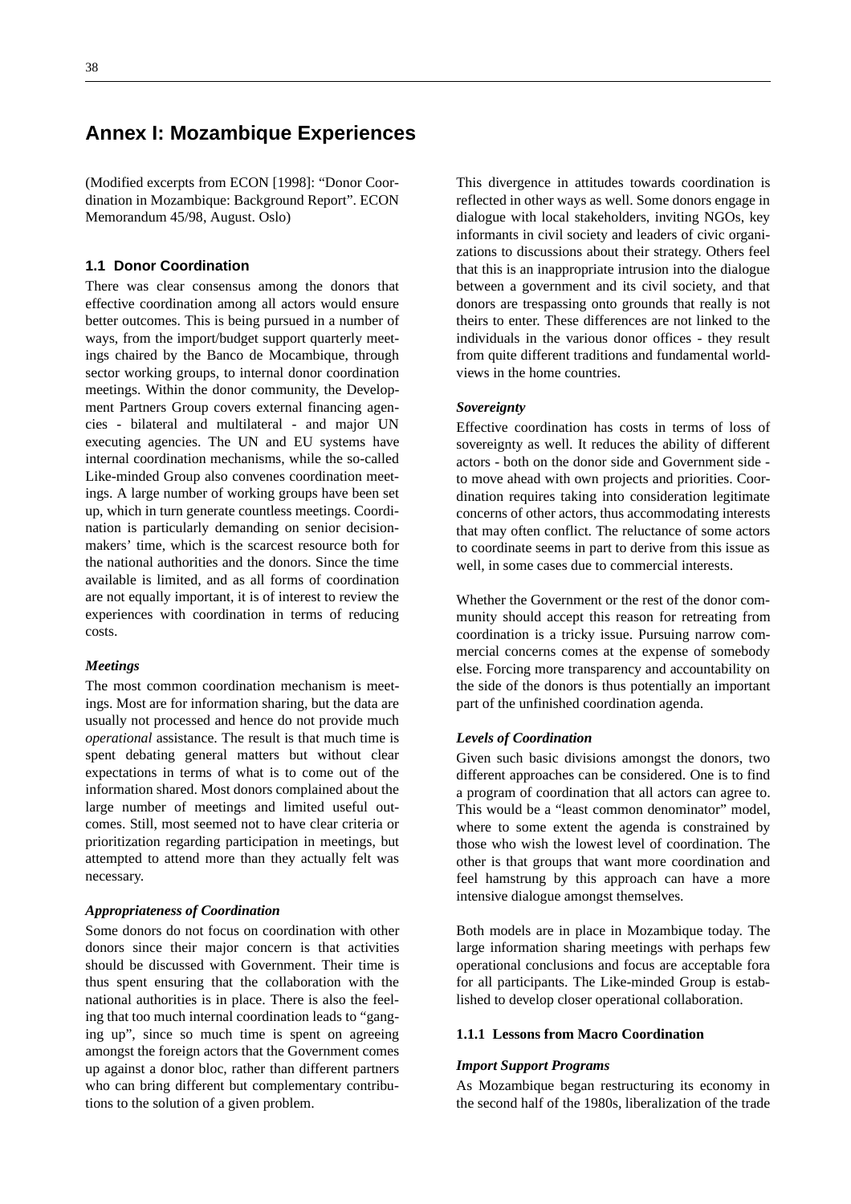# Annex I: Mozambique Experiences

(Modified excerpts from ECON [1998]: "Donor Coordination in Mozambique: Background Report". ECON Memorandum 45/98, August. Oslo)

### 1.1 Donor Coordination

There was clear consensus among the donors that effective coordination among all actors would ensure better outcomes. This is being pursued in a number of ways, from the import/budget support quarterly meetings chaired by the Banco de Mocambique, through sector working groups, to internal donor coordination meetings. Within the donor community, the Development Partners Group covers external financing agencies - bilateral and multilateral - and major UN executing agencies. The UN and EU systems have internal coordination mechanisms, while the so-called Like-minded Group also convenes coordination meetings. A large number of working groups have been set up, which in turn generate countless meetings. Coordination is particularly demanding on senior decision-makers' time, which is the scarcest resource both for the national authorities and the donors. Since the time available is limited, and as all forms of coordination are not equally important, it is of interest to review the experiences with coordination in terms of reducing costs.

***Meetings***

The most common coordination mechanism is meetings. Most are for information sharing, but the data are usually not processed and hence do not provide much *operational* assistance. The result is that much time is spent debating general matters but without clear expectations in terms of what is to come out of the information shared. Most donors complained about the large number of meetings and limited useful outcomes. Still, most seemed not to have clear criteria or prioritization regarding participation in meetings, but attempted to attend more than they actually felt was necessary.

***Appropriateness of Coordination***

Some donors do not focus on coordination with other donors since their major concern is that activities should be discussed with Government. Their time is thus spent ensuring that the collaboration with the national authorities is in place. There is also the feeling that too much internal coordination leads to "ganging up", since so much time is spent on agreeing amongst the foreign actors that the Government comes up against a donor bloc, rather than different partners who can bring different but complementary contributions to the solution of a given problem.

This divergence in attitudes towards coordination is reflected in other ways as well. Some donors engage in dialogue with local stakeholders, inviting NGOs, key informants in civil society and leaders of civic organizations to discussions about their strategy. Others feel that this is an inappropriate intrusion into the dialogue between a government and its civil society, and that donors are trespassing onto grounds that really is not theirs to enter. These differences are not linked to the individuals in the various donor offices - they result from quite different traditions and fundamental worldviews in the home countries.

***Sovereignty***

Effective coordination has costs in terms of loss of sovereignty as well. It reduces the ability of different actors - both on the donor side and Government side - to move ahead with own projects and priorities. Coordination requires taking into consideration legitimate concerns of other actors, thus accommodating interests that may often conflict. The reluctance of some actors to coordinate seems in part to derive from this issue as well, in some cases due to commercial interests.

Whether the Government or the rest of the donor community should accept this reason for retreating from coordination is a tricky issue. Pursuing narrow commercial concerns comes at the expense of somebody else. Forcing more transparency and accountability on the side of the donors is thus potentially an important part of the unfinished coordination agenda.

***Levels of Coordination***

Given such basic divisions amongst the donors, two different approaches can be considered. One is to find a program of coordination that all actors can agree to. This would be a "least common denominator" model, where to some extent the agenda is constrained by those who wish the lowest level of coordination. The other is that groups that want more coordination and feel hamstrung by this approach can have a more intensive dialogue amongst themselves.

Both models are in place in Mozambique today. The large information sharing meetings with perhaps few operational conclusions and focus are acceptable fora for all participants. The Like-minded Group is established to develop closer operational collaboration.

#### 1.1.1 Lessons from Macro Coordination

***Import Support Programs***

As Mozambique began restructuring its economy in the second half of the 1980s, liberalization of the trade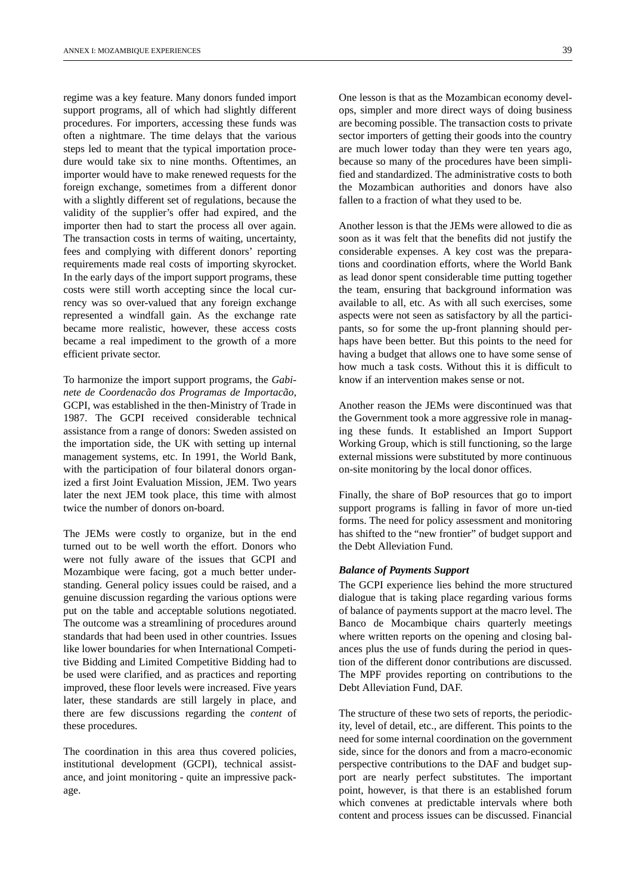regime was a key feature. Many donors funded import support programs, all of which had slightly different procedures. For importers, accessing these funds was often a nightmare. The time delays that the various steps led to meant that the typical importation procedure would take six to nine months. Oftentimes, an importer would have to make renewed requests for the foreign exchange, sometimes from a different donor with a slightly different set of regulations, because the validity of the supplier's offer had expired, and the importer then had to start the process all over again. The transaction costs in terms of waiting, uncertainty, fees and complying with different donors' reporting requirements made real costs of importing skyrocket. In the early days of the import support programs, these costs were still worth accepting since the local currency was so over-valued that any foreign exchange represented a windfall gain. As the exchange rate became more realistic, however, these access costs became a real impediment to the growth of a more efficient private sector.

To harmonize the import support programs, the *Gabinete de Coordenacão dos Programas de Importacão*, GCPI, was established in the then-Ministry of Trade in 1987. The GCPI received considerable technical assistance from a range of donors: Sweden assisted on the importation side, the UK with setting up internal management systems, etc. In 1991, the World Bank, with the participation of four bilateral donors organized a first Joint Evaluation Mission, JEM. Two years later the next JEM took place, this time with almost twice the number of donors on-board.

The JEMs were costly to organize, but in the end turned out to be well worth the effort. Donors who were not fully aware of the issues that GCPI and Mozambique were facing, got a much better understanding. General policy issues could be raised, and a genuine discussion regarding the various options were put on the table and acceptable solutions negotiated. The outcome was a streamlining of procedures around standards that had been used in other countries. Issues like lower boundaries for when International Competitive Bidding and Limited Competitive Bidding had to be used were clarified, and as practices and reporting improved, these floor levels were increased. Five years later, these standards are still largely in place, and there are few discussions regarding the *content* of these procedures.

The coordination in this area thus covered policies, institutional development (GCPI), technical assistance, and joint monitoring - quite an impressive package.

One lesson is that as the Mozambican economy develops, simpler and more direct ways of doing business are becoming possible. The transaction costs to private sector importers of getting their goods into the country are much lower today than they were ten years ago, because so many of the procedures have been simplified and standardized. The administrative costs to both the Mozambican authorities and donors have also fallen to a fraction of what they used to be.

Another lesson is that the JEMs were allowed to die as soon as it was felt that the benefits did not justify the considerable expenses. A key cost was the preparations and coordination efforts, where the World Bank as lead donor spent considerable time putting together the team, ensuring that background information was available to all, etc. As with all such exercises, some aspects were not seen as satisfactory by all the participants, so for some the up-front planning should perhaps have been better. But this points to the need for having a budget that allows one to have some sense of how much a task costs. Without this it is difficult to know if an intervention makes sense or not.

Another reason the JEMs were discontinued was that the Government took a more aggressive role in managing these funds. It established an Import Support Working Group, which is still functioning, so the large external missions were substituted by more continuous on-site monitoring by the local donor offices.

Finally, the share of BoP resources that go to import support programs is falling in favor of more un-tied forms. The need for policy assessment and monitoring has shifted to the "new frontier" of budget support and the Debt Alleviation Fund.

***Balance of Payments Support***

The GCPI experience lies behind the more structured dialogue that is taking place regarding various forms of balance of payments support at the macro level. The Banco de Mocambique chairs quarterly meetings where written reports on the opening and closing balances plus the use of funds during the period in question of the different donor contributions are discussed. The MPF provides reporting on contributions to the Debt Alleviation Fund, DAF.

The structure of these two sets of reports, the periodicity, level of detail, etc., are different. This points to the need for some internal coordination on the government side, since for the donors and from a macro-economic perspective contributions to the DAF and budget support are nearly perfect substitutes. The important point, however, is that there is an established forum which convenes at predictable intervals where both content and process issues can be discussed. Financial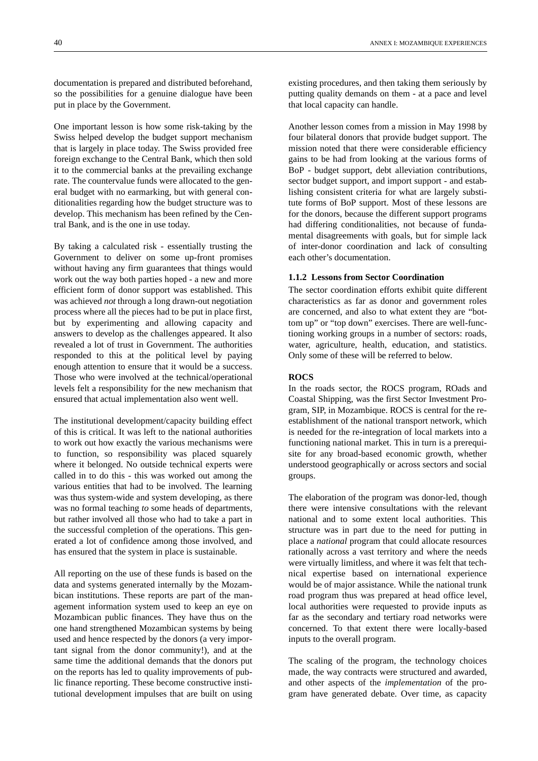documentation is prepared and distributed beforehand, so the possibilities for a genuine dialogue have been put in place by the Government.

One important lesson is how some risk-taking by the Swiss helped develop the budget support mechanism that is largely in place today. The Swiss provided free foreign exchange to the Central Bank, which then sold it to the commercial banks at the prevailing exchange rate. The countervalue funds were allocated to the general budget with no earmarking, but with general conditionalities regarding how the budget structure was to develop. This mechanism has been refined by the Central Bank, and is the one in use today.

By taking a calculated risk - essentially trusting the Government to deliver on some up-front promises without having any firm guarantees that things would work out the way both parties hoped - a new and more efficient form of donor support was established. This was achieved *not* through a long drawn-out negotiation process where all the pieces had to be put in place first, but by experimenting and allowing capacity and answers to develop as the challenges appeared. It also revealed a lot of trust in Government. The authorities responded to this at the political level by paying enough attention to ensure that it would be a success. Those who were involved at the technical/operational levels felt a responsibility for the new mechanism that ensured that actual implementation also went well.

The institutional development/capacity building effect of this is critical. It was left to the national authorities to work out how exactly the various mechanisms were to function, so responsibility was placed squarely where it belonged. No outside technical experts were called in to do this - this was worked out among the various entities that had to be involved. The learning was thus system-wide and system developing, as there was no formal teaching *to* some heads of departments, but rather involved all those who had to take a part in the successful completion of the operations. This generated a lot of confidence among those involved, and has ensured that the system in place is sustainable.

All reporting on the use of these funds is based on the data and systems generated internally by the Mozambican institutions. These reports are part of the management information system used to keep an eye on Mozambican public finances. They have thus on the one hand strengthened Mozambican systems by being used and hence respected by the donors (a very important signal from the donor community!), and at the same time the additional demands that the donors put on the reports has led to quality improvements of public finance reporting. These become constructive institutional development impulses that are built on using existing procedures, and then taking them seriously by putting quality demands on them - at a pace and level that local capacity can handle.

Another lesson comes from a mission in May 1998 by four bilateral donors that provide budget support. The mission noted that there were considerable efficiency gains to be had from looking at the various forms of BoP - budget support, debt alleviation contributions, sector budget support, and import support - and establishing consistent criteria for what are largely substitute forms of BoP support. Most of these lessons are for the donors, because the different support programs had differing conditionalities, not because of fundamental disagreements with goals, but for simple lack of inter-donor coordination and lack of consulting each other's documentation.

### 1.1.2 Lessons from Sector Coordination

The sector coordination efforts exhibit quite different characteristics as far as donor and government roles are concerned, and also to what extent they are "bottom up" or "top down" exercises. There are well-functioning working groups in a number of sectors: roads, water, agriculture, health, education, and statistics. Only some of these will be referred to below.

#### ROCS

In the roads sector, the ROCS program, ROads and Coastal Shipping, was the first Sector Investment Program, SIP, in Mozambique. ROCS is central for the re-establishment of the national transport network, which is needed for the re-integration of local markets into a functioning national market. This in turn is a prerequisite for any broad-based economic growth, whether understood geographically or across sectors and social groups.

The elaboration of the program was donor-led, though there were intensive consultations with the relevant national and to some extent local authorities. This structure was in part due to the need for putting in place a *national* program that could allocate resources rationally across a vast territory and where the needs were virtually limitless, and where it was felt that technical expertise based on international experience would be of major assistance. While the national trunk road program thus was prepared at head office level, local authorities were requested to provide inputs as far as the secondary and tertiary road networks were concerned. To that extent there were locally-based inputs to the overall program.

The scaling of the program, the technology choices made, the way contracts were structured and awarded, and other aspects of the *implementation* of the program have generated debate. Over time, as capacity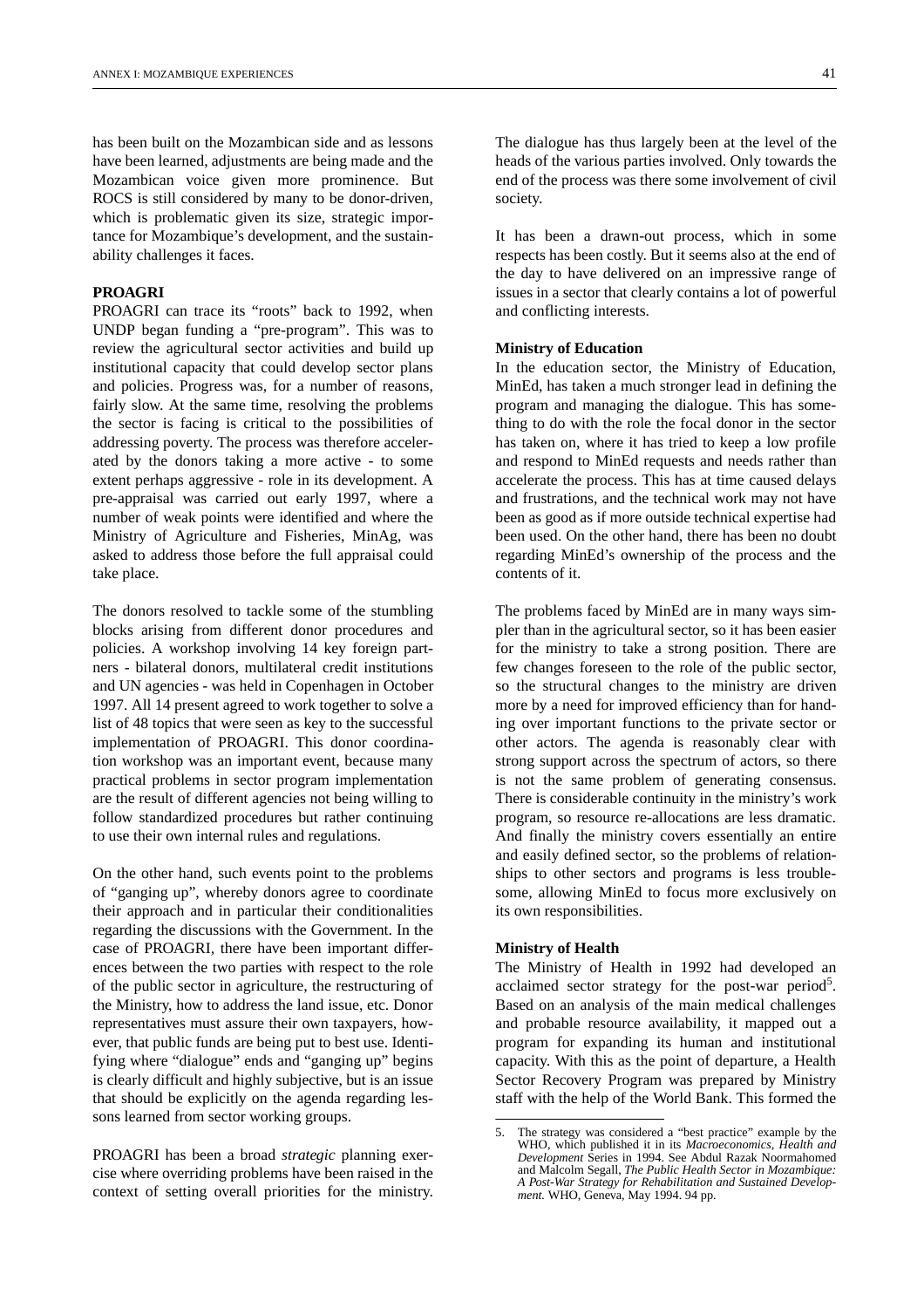has been built on the Mozambican side and as lessons have been learned, adjustments are being made and the Mozambican voice given more prominence. But ROCS is still considered by many to be donor-driven, which is problematic given its size, strategic importance for Mozambique's development, and the sustainability challenges it faces.

**PROAGRI**

PROAGRI can trace its "roots" back to 1992, when UNDP began funding a "pre-program". This was to review the agricultural sector activities and build up institutional capacity that could develop sector plans and policies. Progress was, for a number of reasons, fairly slow. At the same time, resolving the problems the sector is facing is critical to the possibilities of addressing poverty. The process was therefore accelerated by the donors taking a more active - to some extent perhaps aggressive - role in its development. A pre-appraisal was carried out early 1997, where a number of weak points were identified and where the Ministry of Agriculture and Fisheries, MinAg, was asked to address those before the full appraisal could take place.

The donors resolved to tackle some of the stumbling blocks arising from different donor procedures and policies. A workshop involving 14 key foreign partners - bilateral donors, multilateral credit institutions and UN agencies - was held in Copenhagen in October 1997. All 14 present agreed to work together to solve a list of 48 topics that were seen as key to the successful implementation of PROAGRI. This donor coordination workshop was an important event, because many practical problems in sector program implementation are the result of different agencies not being willing to follow standardized procedures but rather continuing to use their own internal rules and regulations.

On the other hand, such events point to the problems of "ganging up", whereby donors agree to coordinate their approach and in particular their conditionalities regarding the discussions with the Government. In the case of PROAGRI, there have been important differences between the two parties with respect to the role of the public sector in agriculture, the restructuring of the Ministry, how to address the land issue, etc. Donor representatives must assure their own taxpayers, however, that public funds are being put to best use. Identifying where "dialogue" ends and "ganging up" begins is clearly difficult and highly subjective, but is an issue that should be explicitly on the agenda regarding lessons learned from sector working groups.

PROAGRI has been a broad *strategic* planning exercise where overriding problems have been raised in the context of setting overall priorities for the ministry. The dialogue has thus largely been at the level of the heads of the various parties involved. Only towards the end of the process was there some involvement of civil society.

It has been a drawn-out process, which in some respects has been costly. But it seems also at the end of the day to have delivered on an impressive range of issues in a sector that clearly contains a lot of powerful and conflicting interests.

**Ministry of Education**

In the education sector, the Ministry of Education, MinEd, has taken a much stronger lead in defining the program and managing the dialogue. This has something to do with the role the focal donor in the sector has taken on, where it has tried to keep a low profile and respond to MinEd requests and needs rather than accelerate the process. This has at time caused delays and frustrations, and the technical work may not have been as good as if more outside technical expertise had been used. On the other hand, there has been no doubt regarding MinEd's ownership of the process and the contents of it.

The problems faced by MinEd are in many ways simpler than in the agricultural sector, so it has been easier for the ministry to take a strong position. There are few changes foreseen to the role of the public sector, so the structural changes to the ministry are driven more by a need for improved efficiency than for handing over important functions to the private sector or other actors. The agenda is reasonably clear with strong support across the spectrum of actors, so there is not the same problem of generating consensus. There is considerable continuity in the ministry's work program, so resource re-allocations are less dramatic. And finally the ministry covers essentially an entire and easily defined sector, so the problems of relationships to other sectors and programs is less troublesome, allowing MinEd to focus more exclusively on its own responsibilities.

**Ministry of Health**

The Ministry of Health in 1992 had developed an acclaimed sector strategy for the post-war period[5]. Based on an analysis of the main medical challenges and probable resource availability, it mapped out a program for expanding its human and institutional capacity. With this as the point of departure, a Health Sector Recovery Program was prepared by Ministry staff with the help of the World Bank. This formed the

5. The strategy was considered a "best practice" example by the WHO, which published it in its *Macroeconomics, Health and Development* Series in 1994. See Abdul Razak Noormahomed and Malcolm Segall, *The Public Health Sector in Mozambique: A Post-War Strategy for Rehabilitation and Sustained Development.* WHO, Geneva, May 1994. 94 pp.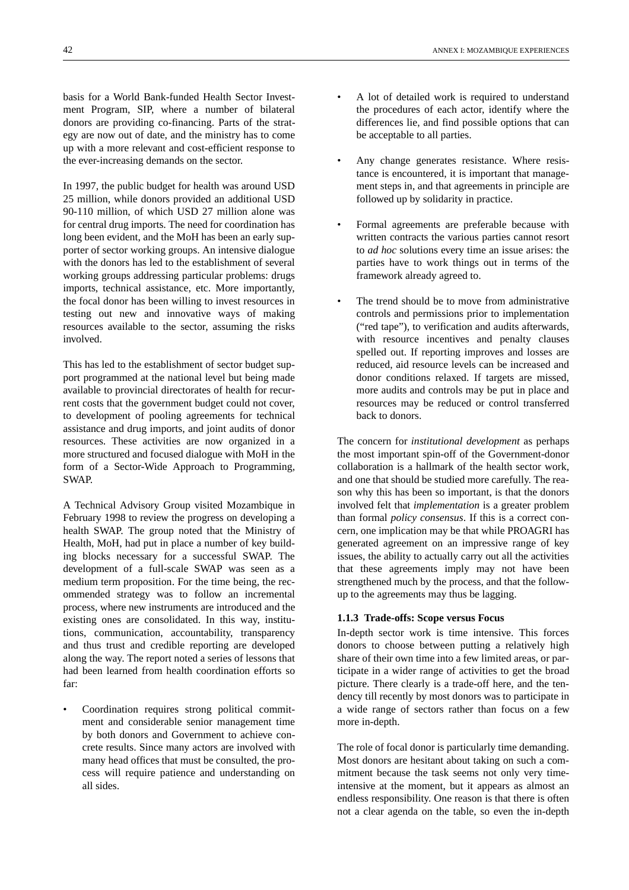basis for a World Bank-funded Health Sector Investment Program, SIP, where a number of bilateral donors are providing co-financing. Parts of the strategy are now out of date, and the ministry has to come up with a more relevant and cost-efficient response to the ever-increasing demands on the sector.

In 1997, the public budget for health was around USD 25 million, while donors provided an additional USD 90-110 million, of which USD 27 million alone was for central drug imports. The need for coordination has long been evident, and the MoH has been an early supporter of sector working groups. An intensive dialogue with the donors has led to the establishment of several working groups addressing particular problems: drugs imports, technical assistance, etc. More importantly, the focal donor has been willing to invest resources in testing out new and innovative ways of making resources available to the sector, assuming the risks involved.

This has led to the establishment of sector budget support programmed at the national level but being made available to provincial directorates of health for recurrent costs that the government budget could not cover, to development of pooling agreements for technical assistance and drug imports, and joint audits of donor resources. These activities are now organized in a more structured and focused dialogue with MoH in the form of a Sector-Wide Approach to Programming, SWAP.

A Technical Advisory Group visited Mozambique in February 1998 to review the progress on developing a health SWAP. The group noted that the Ministry of Health, MoH, had put in place a number of key building blocks necessary for a successful SWAP. The development of a full-scale SWAP was seen as a medium term proposition. For the time being, the recommended strategy was to follow an incremental process, where new instruments are introduced and the existing ones are consolidated. In this way, institutions, communication, accountability, transparency and thus trust and credible reporting are developed along the way. The report noted a series of lessons that had been learned from health coordination efforts so far:

- Coordination requires strong political commitment and considerable senior management time by both donors and Government to achieve concrete results. Since many actors are involved with many head offices that must be consulted, the process will require patience and understanding on all sides.
- A lot of detailed work is required to understand the procedures of each actor, identify where the differences lie, and find possible options that can be acceptable to all parties.
- Any change generates resistance. Where resistance is encountered, it is important that management steps in, and that agreements in principle are followed up by solidarity in practice.
- Formal agreements are preferable because with written contracts the various parties cannot resort to *ad hoc* solutions every time an issue arises: the parties have to work things out in terms of the framework already agreed to.
- The trend should be to move from administrative controls and permissions prior to implementation ("red tape"), to verification and audits afterwards, with resource incentives and penalty clauses spelled out. If reporting improves and losses are reduced, aid resource levels can be increased and donor conditions relaxed. If targets are missed, more audits and controls may be put in place and resources may be reduced or control transferred back to donors.

The concern for *institutional development* as perhaps the most important spin-off of the Government-donor collaboration is a hallmark of the health sector work, and one that should be studied more carefully. The reason why this has been so important, is that the donors involved felt that *implementation* is a greater problem than formal *policy consensus*. If this is a correct concern, one implication may be that while PROAGRI has generated agreement on an impressive range of key issues, the ability to actually carry out all the activities that these agreements imply may not have been strengthened much by the process, and that the follow-up to the agreements may thus be lagging.

### 1.1.3 Trade-offs: Scope versus Focus

In-depth sector work is time intensive. This forces donors to choose between putting a relatively high share of their own time into a few limited areas, or participate in a wider range of activities to get the broad picture. There clearly is a trade-off here, and the tendency till recently by most donors was to participate in a wide range of sectors rather than focus on a few more in-depth.

The role of focal donor is particularly time demanding. Most donors are hesitant about taking on such a commitment because the task seems not only very time-intensive at the moment, but it appears as almost an endless responsibility. One reason is that there is often not a clear agenda on the table, so even the in-depth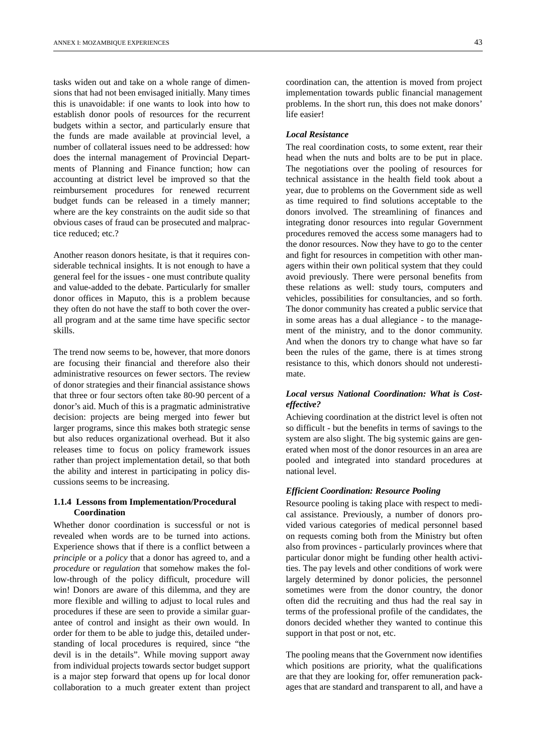tasks widen out and take on a whole range of dimensions that had not been envisaged initially. Many times this is unavoidable: if one wants to look into how to establish donor pools of resources for the recurrent budgets within a sector, and particularly ensure that the funds are made available at provincial level, a number of collateral issues need to be addressed: how does the internal management of Provincial Departments of Planning and Finance function; how can accounting at district level be improved so that the reimbursement procedures for renewed recurrent budget funds can be released in a timely manner; where are the key constraints on the audit side so that obvious cases of fraud can be prosecuted and malpractice reduced; etc.?

Another reason donors hesitate, is that it requires considerable technical insights. It is not enough to have a general feel for the issues - one must contribute quality and value-added to the debate. Particularly for smaller donor offices in Maputo, this is a problem because they often do not have the staff to both cover the overall program and at the same time have specific sector skills.

The trend now seems to be, however, that more donors are focusing their financial and therefore also their administrative resources on fewer sectors. The review of donor strategies and their financial assistance shows that three or four sectors often take 80-90 percent of a donor's aid. Much of this is a pragmatic administrative decision: projects are being merged into fewer but larger programs, since this makes both strategic sense but also reduces organizational overhead. But it also releases time to focus on policy framework issues rather than project implementation detail, so that both the ability and interest in participating in policy discussions seems to be increasing.

### 1.1.4 Lessons from Implementation/Procedural Coordination

Whether donor coordination is successful or not is revealed when words are to be turned into actions. Experience shows that if there is a conflict between a *principle* or a *policy* that a donor has agreed to, and a *procedure* or *regulation* that somehow makes the follow-through of the policy difficult, procedure will win! Donors are aware of this dilemma, and they are more flexible and willing to adjust to local rules and procedures if these are seen to provide a similar guarantee of control and insight as their own would. In order for them to be able to judge this, detailed understanding of local procedures is required, since "the devil is in the details". While moving support away from individual projects towards sector budget support is a major step forward that opens up for local donor collaboration to a much greater extent than project coordination can, the attention is moved from project implementation towards public financial management problems. In the short run, this does not make donors' life easier!

#### *Local Resistance*

The real coordination costs, to some extent, rear their head when the nuts and bolts are to be put in place. The negotiations over the pooling of resources for technical assistance in the health field took about a year, due to problems on the Government side as well as time required to find solutions acceptable to the donors involved. The streamlining of finances and integrating donor resources into regular Government procedures removed the access some managers had to the donor resources. Now they have to go to the center and fight for resources in competition with other managers within their own political system that they could avoid previously. There were personal benefits from these relations as well: study tours, computers and vehicles, possibilities for consultancies, and so forth. The donor community has created a public service that in some areas has a dual allegiance - to the management of the ministry, and to the donor community. And when the donors try to change what have so far been the rules of the game, there is at times strong resistance to this, which donors should not underestimate.

#### *Local versus National Coordination: What is Cost-effective?*

Achieving coordination at the district level is often not so difficult - but the benefits in terms of savings to the system are also slight. The big systemic gains are generated when most of the donor resources in an area are pooled and integrated into standard procedures at national level.

#### *Efficient Coordination: Resource Pooling*

Resource pooling is taking place with respect to medical assistance. Previously, a number of donors provided various categories of medical personnel based on requests coming both from the Ministry but often also from provinces - particularly provinces where that particular donor might be funding other health activities. The pay levels and other conditions of work were largely determined by donor policies, the personnel sometimes were from the donor country, the donor often did the recruiting and thus had the real say in terms of the professional profile of the candidates, the donors decided whether they wanted to continue this support in that post or not, etc.

The pooling means that the Government now identifies which positions are priority, what the qualifications are that they are looking for, offer remuneration packages that are standard and transparent to all, and have a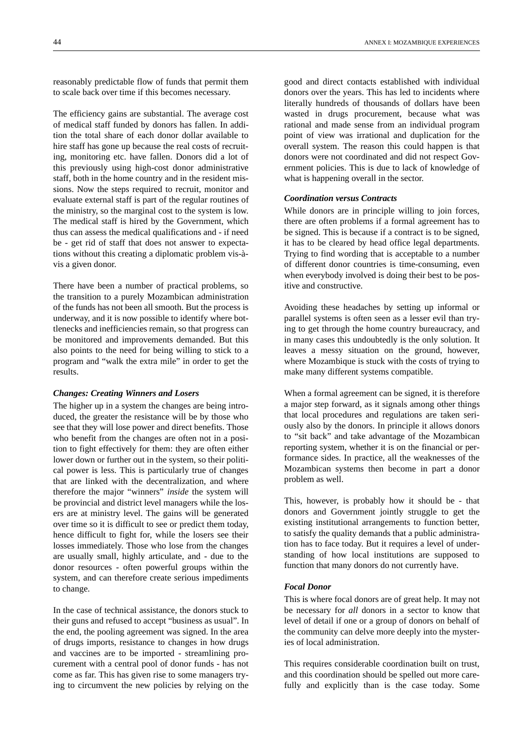reasonably predictable flow of funds that permit them to scale back over time if this becomes necessary.

The efficiency gains are substantial. The average cost of medical staff funded by donors has fallen. In addition the total share of each donor dollar available to hire staff has gone up because the real costs of recruiting, monitoring etc. have fallen. Donors did a lot of this previously using high-cost donor administrative staff, both in the home country and in the resident missions. Now the steps required to recruit, monitor and evaluate external staff is part of the regular routines of the ministry, so the marginal cost to the system is low. The medical staff is hired by the Government, which thus can assess the medical qualifications and - if need be - get rid of staff that does not answer to expectations without this creating a diplomatic problem vis-à-vis a given donor.

There have been a number of practical problems, so the transition to a purely Mozambican administration of the funds has not been all smooth. But the process is underway, and it is now possible to identify where bottlenecks and inefficiencies remain, so that progress can be monitored and improvements demanded. But this also points to the need for being willing to stick to a program and "walk the extra mile" in order to get the results.

#### *Changes: Creating Winners and Losers*

The higher up in a system the changes are being introduced, the greater the resistance will be by those who see that they will lose power and direct benefits. Those who benefit from the changes are often not in a position to fight effectively for them: they are often either lower down or further out in the system, so their political power is less. This is particularly true of changes that are linked with the decentralization, and where therefore the major "winners" *inside* the system will be provincial and district level managers while the losers are at ministry level. The gains will be generated over time so it is difficult to see or predict them today, hence difficult to fight for, while the losers see their losses immediately. Those who lose from the changes are usually small, highly articulate, and - due to the donor resources - often powerful groups within the system, and can therefore create serious impediments to change.

In the case of technical assistance, the donors stuck to their guns and refused to accept "business as usual". In the end, the pooling agreement was signed. In the area of drugs imports, resistance to changes in how drugs and vaccines are to be imported - streamlining procurement with a central pool of donor funds - has not come as far. This has given rise to some managers trying to circumvent the new policies by relying on the good and direct contacts established with individual donors over the years. This has led to incidents where literally hundreds of thousands of dollars have been wasted in drugs procurement, because what was rational and made sense from an individual program point of view was irrational and duplication for the overall system. The reason this could happen is that donors were not coordinated and did not respect Government policies. This is due to lack of knowledge of what is happening overall in the sector.

#### *Coordination versus Contracts*

While donors are in principle willing to join forces, there are often problems if a formal agreement has to be signed. This is because if a contract is to be signed, it has to be cleared by head office legal departments. Trying to find wording that is acceptable to a number of different donor countries is time-consuming, even when everybody involved is doing their best to be positive and constructive.

Avoiding these headaches by setting up informal or parallel systems is often seen as a lesser evil than trying to get through the home country bureaucracy, and in many cases this undoubtedly is the only solution. It leaves a messy situation on the ground, however, where Mozambique is stuck with the costs of trying to make many different systems compatible.

When a formal agreement can be signed, it is therefore a major step forward, as it signals among other things that local procedures and regulations are taken seriously also by the donors. In principle it allows donors to "sit back" and take advantage of the Mozambican reporting system, whether it is on the financial or performance sides. In practice, all the weaknesses of the Mozambican systems then become in part a donor problem as well.

This, however, is probably how it should be - that donors and Government jointly struggle to get the existing institutional arrangements to function better, to satisfy the quality demands that a public administration has to face today. But it requires a level of understanding of how local institutions are supposed to function that many donors do not currently have.

#### *Focal Donor*

This is where focal donors are of great help. It may not be necessary for *all* donors in a sector to know that level of detail if one or a group of donors on behalf of the community can delve more deeply into the mysteries of local administration.

This requires considerable coordination built on trust, and this coordination should be spelled out more carefully and explicitly than is the case today. Some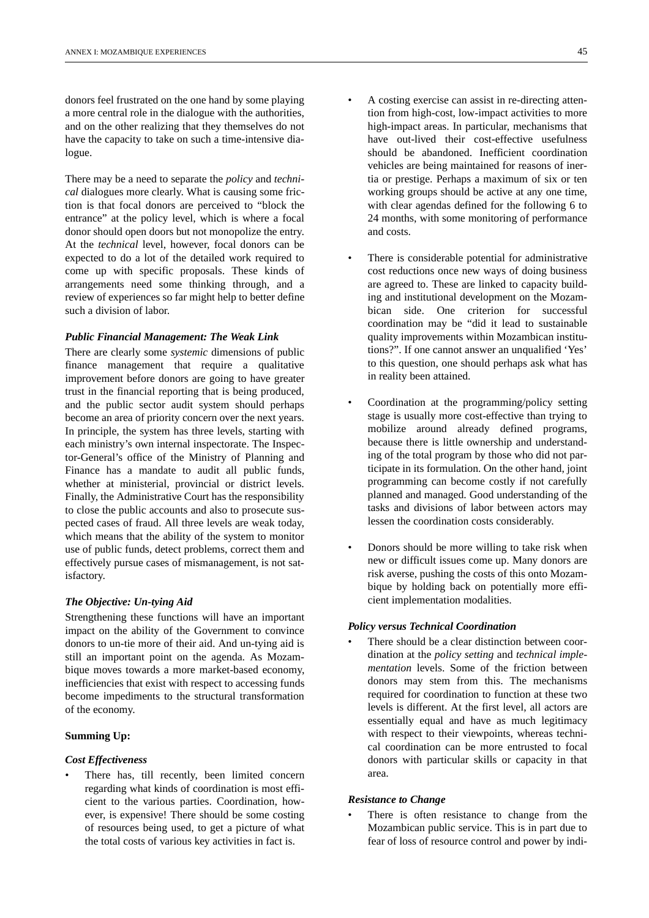donors feel frustrated on the one hand by some playing a more central role in the dialogue with the authorities, and on the other realizing that they themselves do not have the capacity to take on such a time-intensive dialogue.

There may be a need to separate the *policy* and *technical* dialogues more clearly. What is causing some friction is that focal donors are perceived to "block the entrance" at the policy level, which is where a focal donor should open doors but not monopolize the entry. At the *technical* level, however, focal donors can be expected to do a lot of the detailed work required to come up with specific proposals. These kinds of arrangements need some thinking through, and a review of experiences so far might help to better define such a division of labor.

### *Public Financial Management: The Weak Link*

There are clearly some *systemic* dimensions of public finance management that require a qualitative improvement before donors are going to have greater trust in the financial reporting that is being produced, and the public sector audit system should perhaps become an area of priority concern over the next years. In principle, the system has three levels, starting with each ministry's own internal inspectorate. The Inspector-General's office of the Ministry of Planning and Finance has a mandate to audit all public funds, whether at ministerial, provincial or district levels. Finally, the Administrative Court has the responsibility to close the public accounts and also to prosecute suspected cases of fraud. All three levels are weak today, which means that the ability of the system to monitor use of public funds, detect problems, correct them and effectively pursue cases of mismanagement, is not satisfactory.

### *The Objective: Un-tying Aid*

Strengthening these functions will have an important impact on the ability of the Government to convince donors to un-tie more of their aid. And un-tying aid is still an important point on the agenda. As Mozambique moves towards a more market-based economy, inefficiencies that exist with respect to accessing funds become impediments to the structural transformation of the economy.

### **Summing Up:**

### *Cost Effectiveness*

- There has, till recently, been limited concern regarding what kinds of coordination is most efficient to the various parties. Coordination, however, is expensive! There should be some costing of resources being used, to get a picture of what the total costs of various key activities in fact is.
- A costing exercise can assist in re-directing attention from high-cost, low-impact activities to more high-impact areas. In particular, mechanisms that have out-lived their cost-effective usefulness should be abandoned. Inefficient coordination vehicles are being maintained for reasons of inertia or prestige. Perhaps a maximum of six or ten working groups should be active at any one time, with clear agendas defined for the following 6 to 24 months, with some monitoring of performance and costs.
- There is considerable potential for administrative cost reductions once new ways of doing business are agreed to. These are linked to capacity building and institutional development on the Mozambican side. One criterion for successful coordination may be "did it lead to sustainable quality improvements within Mozambican institutions?". If one cannot answer an unqualified 'Yes' to this question, one should perhaps ask what has in reality been attained.
- Coordination at the programming/policy setting stage is usually more cost-effective than trying to mobilize around already defined programs, because there is little ownership and understanding of the total program by those who did not participate in its formulation. On the other hand, joint programming can become costly if not carefully planned and managed. Good understanding of the tasks and divisions of labor between actors may lessen the coordination costs considerably.
- Donors should be more willing to take risk when new or difficult issues come up. Many donors are risk averse, pushing the costs of this onto Mozambique by holding back on potentially more efficient implementation modalities.

### *Policy versus Technical Coordination*

- There should be a clear distinction between coordination at the *policy setting* and *technical implementation* levels. Some of the friction between donors may stem from this. The mechanisms required for coordination to function at these two levels is different. At the first level, all actors are essentially equal and have as much legitimacy with respect to their viewpoints, whereas technical coordination can be more entrusted to focal donors with particular skills or capacity in that area.

### *Resistance to Change*

- There is often resistance to change from the Mozambican public service. This is in part due to fear of loss of resource control and power by indi-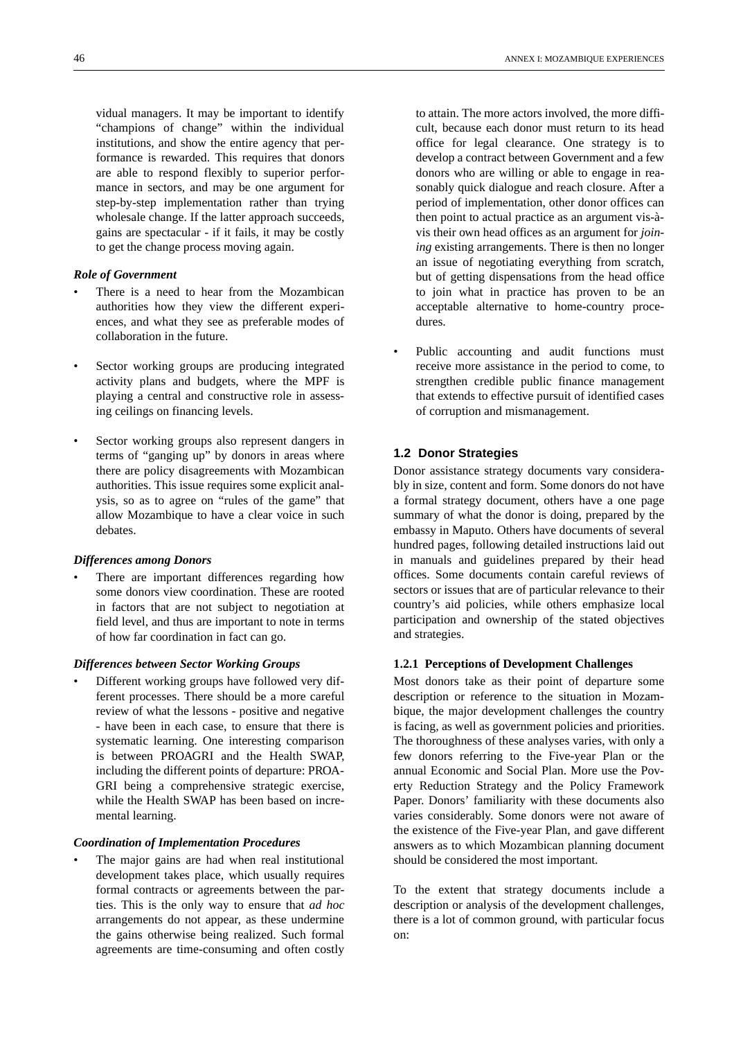vidual managers. It may be important to identify "champions of change" within the individual institutions, and show the entire agency that performance is rewarded. This requires that donors are able to respond flexibly to superior performance in sectors, and may be one argument for step-by-step implementation rather than trying wholesale change. If the latter approach succeeds, gains are spectacular - if it fails, it may be costly to get the change process moving again.

***Role of Government***

- There is a need to hear from the Mozambican authorities how they view the different experiences, and what they see as preferable modes of collaboration in the future.

- Sector working groups are producing integrated activity plans and budgets, where the MPF is playing a central and constructive role in assessing ceilings on financing levels.

- Sector working groups also represent dangers in terms of "ganging up" by donors in areas where there are policy disagreements with Mozambican authorities. This issue requires some explicit analysis, so as to agree on "rules of the game" that allow Mozambique to have a clear voice in such debates.

***Differences among Donors***

- There are important differences regarding how some donors view coordination. These are rooted in factors that are not subject to negotiation at field level, and thus are important to note in terms of how far coordination in fact can go.

***Differences between Sector Working Groups***

- Different working groups have followed very different processes. There should be a more careful review of what the lessons - positive and negative - have been in each case, to ensure that there is systematic learning. One interesting comparison is between PROAGRI and the Health SWAP, including the different points of departure: PROAGRI being a comprehensive strategic exercise, while the Health SWAP has been based on incremental learning.

***Coordination of Implementation Procedures***

- The major gains are had when real institutional development takes place, which usually requires formal contracts or agreements between the parties. This is the only way to ensure that *ad hoc* arrangements do not appear, as these undermine the gains otherwise being realized. Such formal agreements are time-consuming and often costly to attain. The more actors involved, the more difficult, because each donor must return to its head office for legal clearance. One strategy is to develop a contract between Government and a few donors who are willing or able to engage in reasonably quick dialogue and reach closure. After a period of implementation, other donor offices can then point to actual practice as an argument vis-à-vis their own head offices as an argument for *joining* existing arrangements. There is then no longer an issue of negotiating everything from scratch, but of getting dispensations from the head office to join what in practice has proven to be an acceptable alternative to home-country procedures.

- Public accounting and audit functions must receive more assistance in the period to come, to strengthen credible public finance management that extends to effective pursuit of identified cases of corruption and mismanagement.

## 1.2 Donor Strategies

Donor assistance strategy documents vary considerably in size, content and form. Some donors do not have a formal strategy document, others have a one page summary of what the donor is doing, prepared by the embassy in Maputo. Others have documents of several hundred pages, following detailed instructions laid out in manuals and guidelines prepared by their head offices. Some documents contain careful reviews of sectors or issues that are of particular relevance to their country's aid policies, while others emphasize local participation and ownership of the stated objectives and strategies.

### 1.2.1 Perceptions of Development Challenges

Most donors take as their point of departure some description or reference to the situation in Mozambique, the major development challenges the country is facing, as well as government policies and priorities. The thoroughness of these analyses varies, with only a few donors referring to the Five-year Plan or the annual Economic and Social Plan. More use the Poverty Reduction Strategy and the Policy Framework Paper. Donors' familiarity with these documents also varies considerably. Some donors were not aware of the existence of the Five-year Plan, and gave different answers as to which Mozambican planning document should be considered the most important.

To the extent that strategy documents include a description or analysis of the development challenges, there is a lot of common ground, with particular focus on: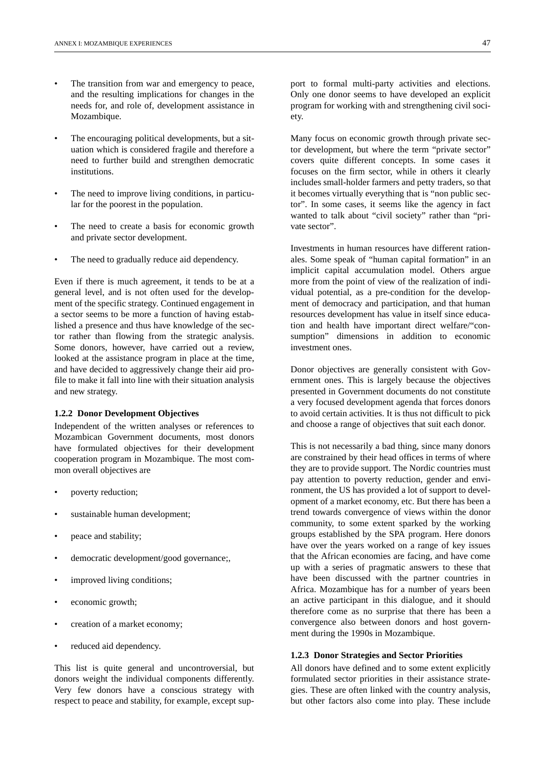- The transition from war and emergency to peace, and the resulting implications for changes in the needs for, and role of, development assistance in Mozambique.
- The encouraging political developments, but a situation which is considered fragile and therefore a need to further build and strengthen democratic institutions.
- The need to improve living conditions, in particular for the poorest in the population.
- The need to create a basis for economic growth and private sector development.
- The need to gradually reduce aid dependency.

Even if there is much agreement, it tends to be at a general level, and is not often used for the development of the specific strategy. Continued engagement in a sector seems to be more a function of having established a presence and thus have knowledge of the sector rather than flowing from the strategic analysis. Some donors, however, have carried out a review, looked at the assistance program in place at the time, and have decided to aggressively change their aid profile to make it fall into line with their situation analysis and new strategy.

#### 1.2.2 Donor Development Objectives

Independent of the written analyses or references to Mozambican Government documents, most donors have formulated objectives for their development cooperation program in Mozambique. The most common overall objectives are

- poverty reduction;
- sustainable human development;
- peace and stability;
- democratic development/good governance;,
- improved living conditions;
- economic growth;
- creation of a market economy;
- reduced aid dependency.

This list is quite general and uncontroversial, but donors weight the individual components differently. Very few donors have a conscious strategy with respect to peace and stability, for example, except support to formal multi-party activities and elections. Only one donor seems to have developed an explicit program for working with and strengthening civil society.

Many focus on economic growth through private sector development, but where the term "private sector" covers quite different concepts. In some cases it focuses on the firm sector, while in others it clearly includes small-holder farmers and petty traders, so that it becomes virtually everything that is "non public sector". In some cases, it seems like the agency in fact wanted to talk about "civil society" rather than "private sector".

Investments in human resources have different rationales. Some speak of "human capital formation" in an implicit capital accumulation model. Others argue more from the point of view of the realization of individual potential, as a pre-condition for the development of democracy and participation, and that human resources development has value in itself since education and health have important direct welfare/"consumption" dimensions in addition to economic investment ones.

Donor objectives are generally consistent with Government ones. This is largely because the objectives presented in Government documents do not constitute a very focused development agenda that forces donors to avoid certain activities. It is thus not difficult to pick and choose a range of objectives that suit each donor.

This is not necessarily a bad thing, since many donors are constrained by their head offices in terms of where they are to provide support. The Nordic countries must pay attention to poverty reduction, gender and environment, the US has provided a lot of support to development of a market economy, etc. But there has been a trend towards convergence of views within the donor community, to some extent sparked by the working groups established by the SPA program. Here donors have over the years worked on a range of key issues that the African economies are facing, and have come up with a series of pragmatic answers to these that have been discussed with the partner countries in Africa. Mozambique has for a number of years been an active participant in this dialogue, and it should therefore come as no surprise that there has been a convergence also between donors and host government during the 1990s in Mozambique.

#### 1.2.3 Donor Strategies and Sector Priorities

All donors have defined and to some extent explicitly formulated sector priorities in their assistance strategies. These are often linked with the country analysis, but other factors also come into play. These include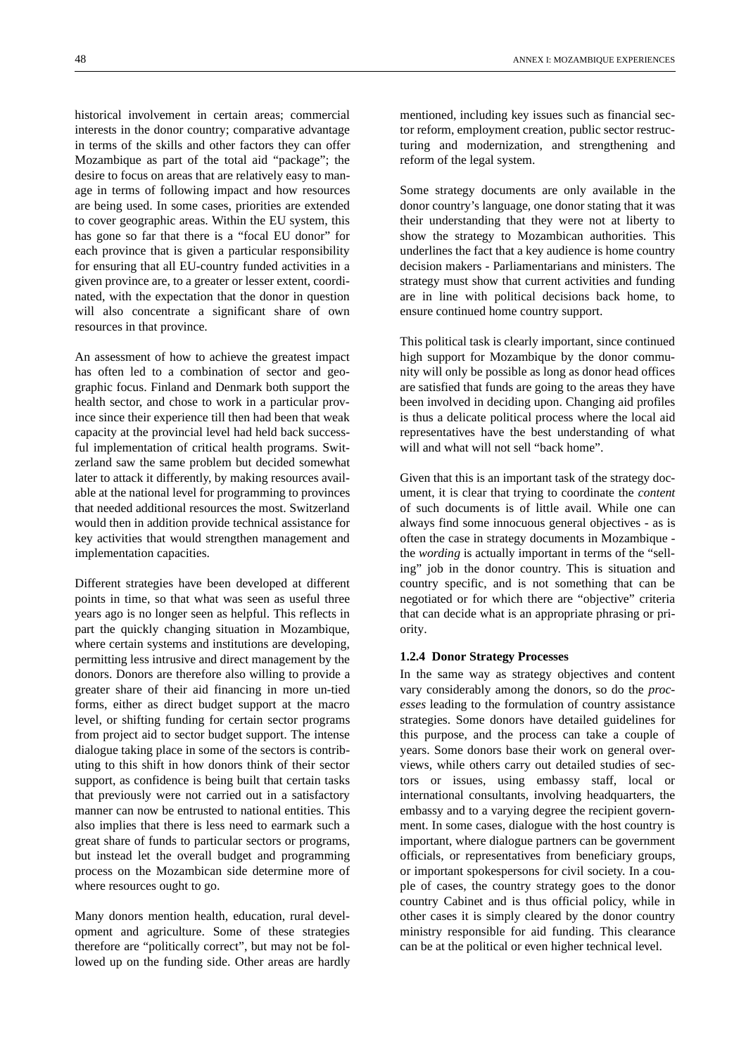historical involvement in certain areas; commercial interests in the donor country; comparative advantage in terms of the skills and other factors they can offer Mozambique as part of the total aid "package"; the desire to focus on areas that are relatively easy to manage in terms of following impact and how resources are being used. In some cases, priorities are extended to cover geographic areas. Within the EU system, this has gone so far that there is a "focal EU donor" for each province that is given a particular responsibility for ensuring that all EU-country funded activities in a given province are, to a greater or lesser extent, coordinated, with the expectation that the donor in question will also concentrate a significant share of own resources in that province.

An assessment of how to achieve the greatest impact has often led to a combination of sector and geographic focus. Finland and Denmark both support the health sector, and chose to work in a particular province since their experience till then had been that weak capacity at the provincial level had held back successful implementation of critical health programs. Switzerland saw the same problem but decided somewhat later to attack it differently, by making resources available at the national level for programming to provinces that needed additional resources the most. Switzerland would then in addition provide technical assistance for key activities that would strengthen management and implementation capacities.

Different strategies have been developed at different points in time, so that what was seen as useful three years ago is no longer seen as helpful. This reflects in part the quickly changing situation in Mozambique, where certain systems and institutions are developing, permitting less intrusive and direct management by the donors. Donors are therefore also willing to provide a greater share of their aid financing in more un-tied forms, either as direct budget support at the macro level, or shifting funding for certain sector programs from project aid to sector budget support. The intense dialogue taking place in some of the sectors is contributing to this shift in how donors think of their sector support, as confidence is being built that certain tasks that previously were not carried out in a satisfactory manner can now be entrusted to national entities. This also implies that there is less need to earmark such a great share of funds to particular sectors or programs, but instead let the overall budget and programming process on the Mozambican side determine more of where resources ought to go.

Many donors mention health, education, rural development and agriculture. Some of these strategies therefore are "politically correct", but may not be followed up on the funding side. Other areas are hardly mentioned, including key issues such as financial sector reform, employment creation, public sector restructuring and modernization, and strengthening and reform of the legal system.

Some strategy documents are only available in the donor country's language, one donor stating that it was their understanding that they were not at liberty to show the strategy to Mozambican authorities. This underlines the fact that a key audience is home country decision makers - Parliamentarians and ministers. The strategy must show that current activities and funding are in line with political decisions back home, to ensure continued home country support.

This political task is clearly important, since continued high support for Mozambique by the donor community will only be possible as long as donor head offices are satisfied that funds are going to the areas they have been involved in deciding upon. Changing aid profiles is thus a delicate political process where the local aid representatives have the best understanding of what will and what will not sell "back home".

Given that this is an important task of the strategy document, it is clear that trying to coordinate the *content* of such documents is of little avail. While one can always find some innocuous general objectives - as is often the case in strategy documents in Mozambique - the *wording* is actually important in terms of the "selling" job in the donor country. This is situation and country specific, and is not something that can be negotiated or for which there are "objective" criteria that can decide what is an appropriate phrasing or priority.

#### 1.2.4 Donor Strategy Processes

In the same way as strategy objectives and content vary considerably among the donors, so do the *processes* leading to the formulation of country assistance strategies. Some donors have detailed guidelines for this purpose, and the process can take a couple of years. Some donors base their work on general overviews, while others carry out detailed studies of sectors or issues, using embassy staff, local or international consultants, involving headquarters, the embassy and to a varying degree the recipient government. In some cases, dialogue with the host country is important, where dialogue partners can be government officials, or representatives from beneficiary groups, or important spokespersons for civil society. In a couple of cases, the country strategy goes to the donor country Cabinet and is thus official policy, while in other cases it is simply cleared by the donor country ministry responsible for aid funding. This clearance can be at the political or even higher technical level.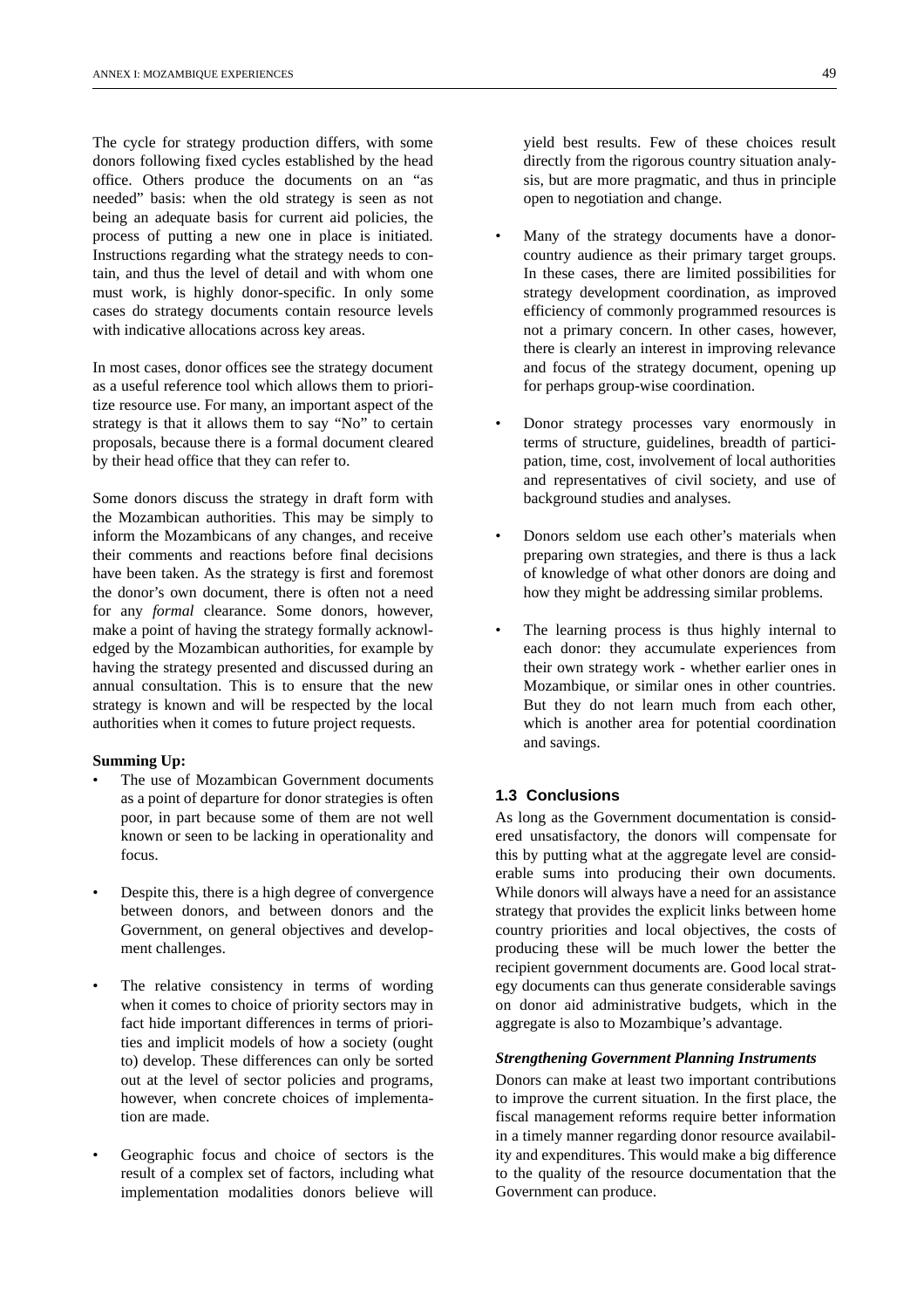The cycle for strategy production differs, with some donors following fixed cycles established by the head office. Others produce the documents on an "as needed" basis: when the old strategy is seen as not being an adequate basis for current aid policies, the process of putting a new one in place is initiated. Instructions regarding what the strategy needs to contain, and thus the level of detail and with whom one must work, is highly donor-specific. In only some cases do strategy documents contain resource levels with indicative allocations across key areas.

In most cases, donor offices see the strategy document as a useful reference tool which allows them to prioritize resource use. For many, an important aspect of the strategy is that it allows them to say "No" to certain proposals, because there is a formal document cleared by their head office that they can refer to.

Some donors discuss the strategy in draft form with the Mozambican authorities. This may be simply to inform the Mozambicans of any changes, and receive their comments and reactions before final decisions have been taken. As the strategy is first and foremost the donor's own document, there is often not a need for any *formal* clearance. Some donors, however, make a point of having the strategy formally acknowledged by the Mozambican authorities, for example by having the strategy presented and discussed during an annual consultation. This is to ensure that the new strategy is known and will be respected by the local authorities when it comes to future project requests.

**Summing Up:**

- The use of Mozambican Government documents as a point of departure for donor strategies is often poor, in part because some of them are not well known or seen to be lacking in operationality and focus.
- Despite this, there is a high degree of convergence between donors, and between donors and the Government, on general objectives and development challenges.
- The relative consistency in terms of wording when it comes to choice of priority sectors may in fact hide important differences in terms of priorities and implicit models of how a society (ought to) develop. These differences can only be sorted out at the level of sector policies and programs, however, when concrete choices of implementation are made.
- Geographic focus and choice of sectors is the result of a complex set of factors, including what implementation modalities donors believe will yield best results. Few of these choices result directly from the rigorous country situation analysis, but are more pragmatic, and thus in principle open to negotiation and change.
- Many of the strategy documents have a donor-country audience as their primary target groups. In these cases, there are limited possibilities for strategy development coordination, as improved efficiency of commonly programmed resources is not a primary concern. In other cases, however, there is clearly an interest in improving relevance and focus of the strategy document, opening up for perhaps group-wise coordination.
- Donor strategy processes vary enormously in terms of structure, guidelines, breadth of participation, time, cost, involvement of local authorities and representatives of civil society, and use of background studies and analyses.
- Donors seldom use each other's materials when preparing own strategies, and there is thus a lack of knowledge of what other donors are doing and how they might be addressing similar problems.
- The learning process is thus highly internal to each donor: they accumulate experiences from their own strategy work - whether earlier ones in Mozambique, or similar ones in other countries. But they do not learn much from each other, which is another area for potential coordination and savings.

### 1.3 Conclusions

As long as the Government documentation is considered unsatisfactory, the donors will compensate for this by putting what at the aggregate level are considerable sums into producing their own documents. While donors will always have a need for an assistance strategy that provides the explicit links between home country priorities and local objectives, the costs of producing these will be much lower the better the recipient government documents are. Good local strategy documents can thus generate considerable savings on donor aid administrative budgets, which in the aggregate is also to Mozambique's advantage.

***Strengthening Government Planning Instruments***

Donors can make at least two important contributions to improve the current situation. In the first place, the fiscal management reforms require better information in a timely manner regarding donor resource availability and expenditures. This would make a big difference to the quality of the resource documentation that the Government can produce.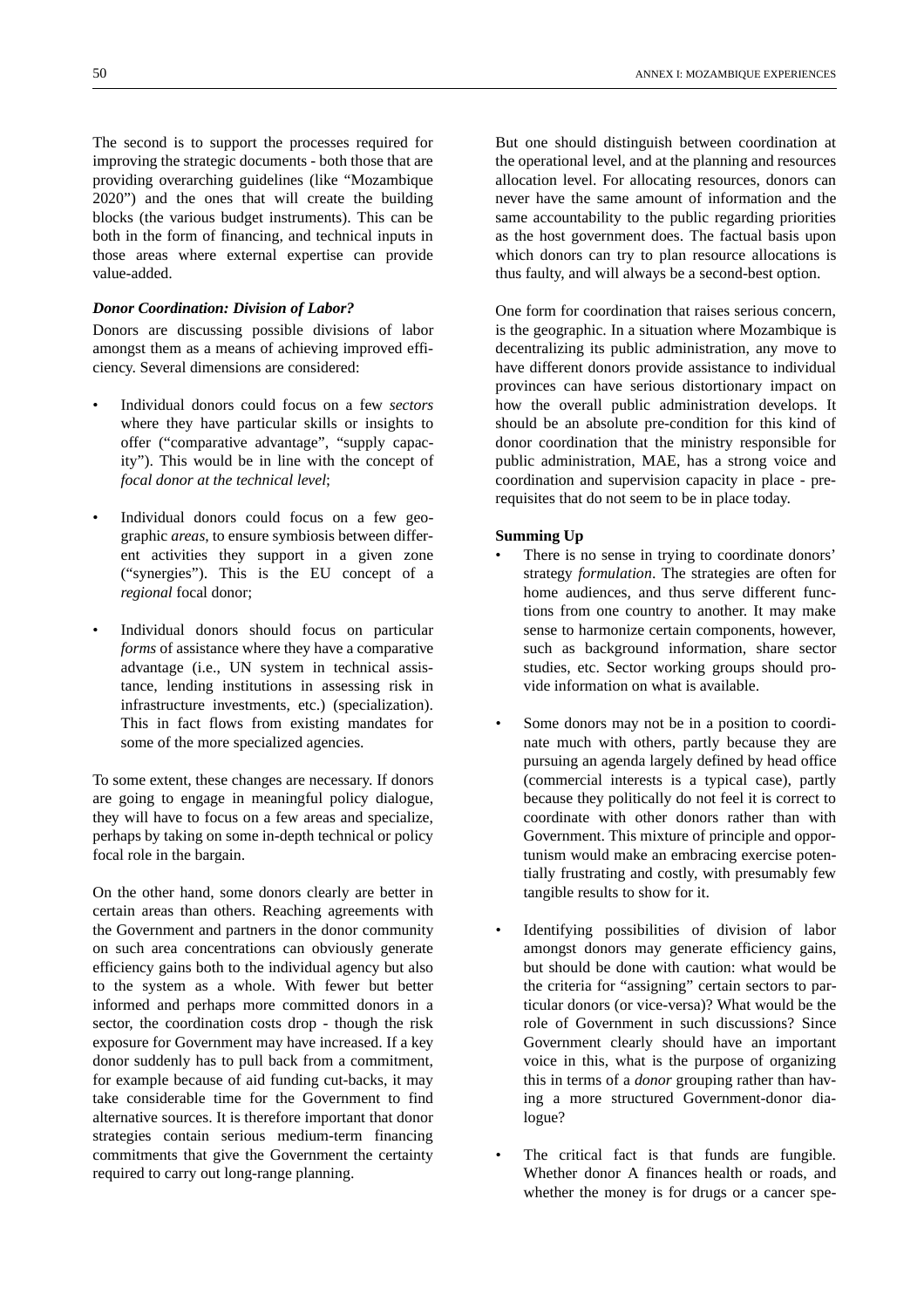The second is to support the processes required for improving the strategic documents - both those that are providing overarching guidelines (like "Mozambique 2020") and the ones that will create the building blocks (the various budget instruments). This can be both in the form of financing, and technical inputs in those areas where external expertise can provide value-added.

### *Donor Coordination: Division of Labor?*

Donors are discussing possible divisions of labor amongst them as a means of achieving improved efficiency. Several dimensions are considered:

- Individual donors could focus on a few *sectors* where they have particular skills or insights to offer ("comparative advantage", "supply capacity"). This would be in line with the concept of *focal donor at the technical level*;
- Individual donors could focus on a few geographic *areas*, to ensure symbiosis between different activities they support in a given zone ("synergies"). This is the EU concept of a *regional* focal donor;
- Individual donors should focus on particular *forms* of assistance where they have a comparative advantage (i.e., UN system in technical assistance, lending institutions in assessing risk in infrastructure investments, etc.) (specialization). This in fact flows from existing mandates for some of the more specialized agencies.

To some extent, these changes are necessary. If donors are going to engage in meaningful policy dialogue, they will have to focus on a few areas and specialize, perhaps by taking on some in-depth technical or policy focal role in the bargain.

On the other hand, some donors clearly are better in certain areas than others. Reaching agreements with the Government and partners in the donor community on such area concentrations can obviously generate efficiency gains both to the individual agency but also to the system as a whole. With fewer but better informed and perhaps more committed donors in a sector, the coordination costs drop - though the risk exposure for Government may have increased. If a key donor suddenly has to pull back from a commitment, for example because of aid funding cut-backs, it may take considerable time for the Government to find alternative sources. It is therefore important that donor strategies contain serious medium-term financing commitments that give the Government the certainty required to carry out long-range planning.

But one should distinguish between coordination at the operational level, and at the planning and resources allocation level. For allocating resources, donors can never have the same amount of information and the same accountability to the public regarding priorities as the host government does. The factual basis upon which donors can try to plan resource allocations is thus faulty, and will always be a second-best option.

One form for coordination that raises serious concern, is the geographic. In a situation where Mozambique is decentralizing its public administration, any move to have different donors provide assistance to individual provinces can have serious distortionary impact on how the overall public administration develops. It should be an absolute pre-condition for this kind of donor coordination that the ministry responsible for public administration, MAE, has a strong voice and coordination and supervision capacity in place - prerequisites that do not seem to be in place today.

**Summing Up**

- There is no sense in trying to coordinate donors' strategy *formulation*. The strategies are often for home audiences, and thus serve different functions from one country to another. It may make sense to harmonize certain components, however, such as background information, share sector studies, etc. Sector working groups should provide information on what is available.
- Some donors may not be in a position to coordinate much with others, partly because they are pursuing an agenda largely defined by head office (commercial interests is a typical case), partly because they politically do not feel it is correct to coordinate with other donors rather than with Government. This mixture of principle and opportunism would make an embracing exercise potentially frustrating and costly, with presumably few tangible results to show for it.
- Identifying possibilities of division of labor amongst donors may generate efficiency gains, but should be done with caution: what would be the criteria for "assigning" certain sectors to particular donors (or vice-versa)? What would be the role of Government in such discussions? Since Government clearly should have an important voice in this, what is the purpose of organizing this in terms of a *donor* grouping rather than having a more structured Government-donor dialogue?
- The critical fact is that funds are fungible. Whether donor A finances health or roads, and whether the money is for drugs or a cancer spe-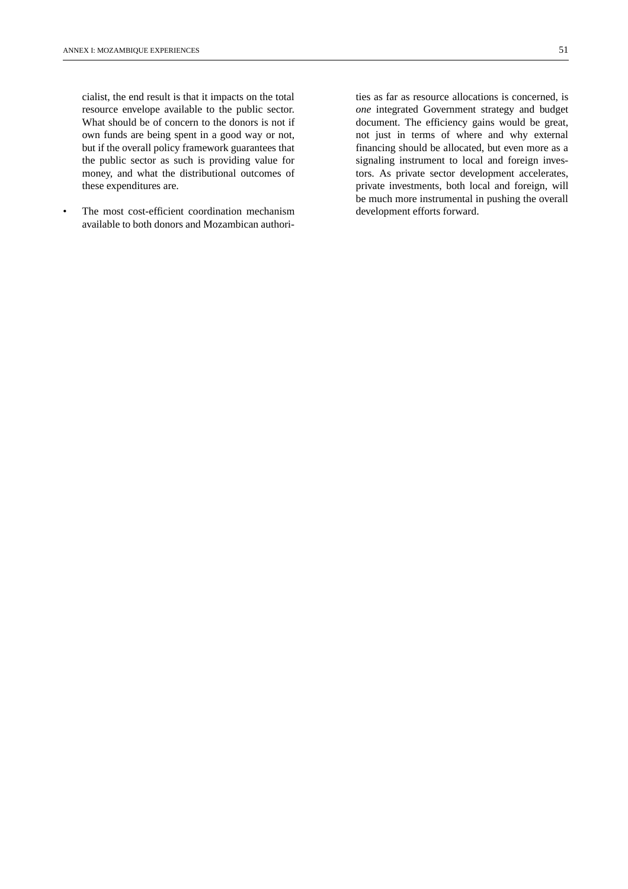cialist, the end result is that it impacts on the total resource envelope available to the public sector. What should be of concern to the donors is not if own funds are being spent in a good way or not, but if the overall policy framework guarantees that the public sector as such is providing value for money, and what the distributional outcomes of these expenditures are.

- The most cost-efficient coordination mechanism available to both donors and Mozambican authorities as far as resource allocations is concerned, is *one* integrated Government strategy and budget document. The efficiency gains would be great, not just in terms of where and why external financing should be allocated, but even more as a signaling instrument to local and foreign investors. As private sector development accelerates, private investments, both local and foreign, will be much more instrumental in pushing the overall development efforts forward.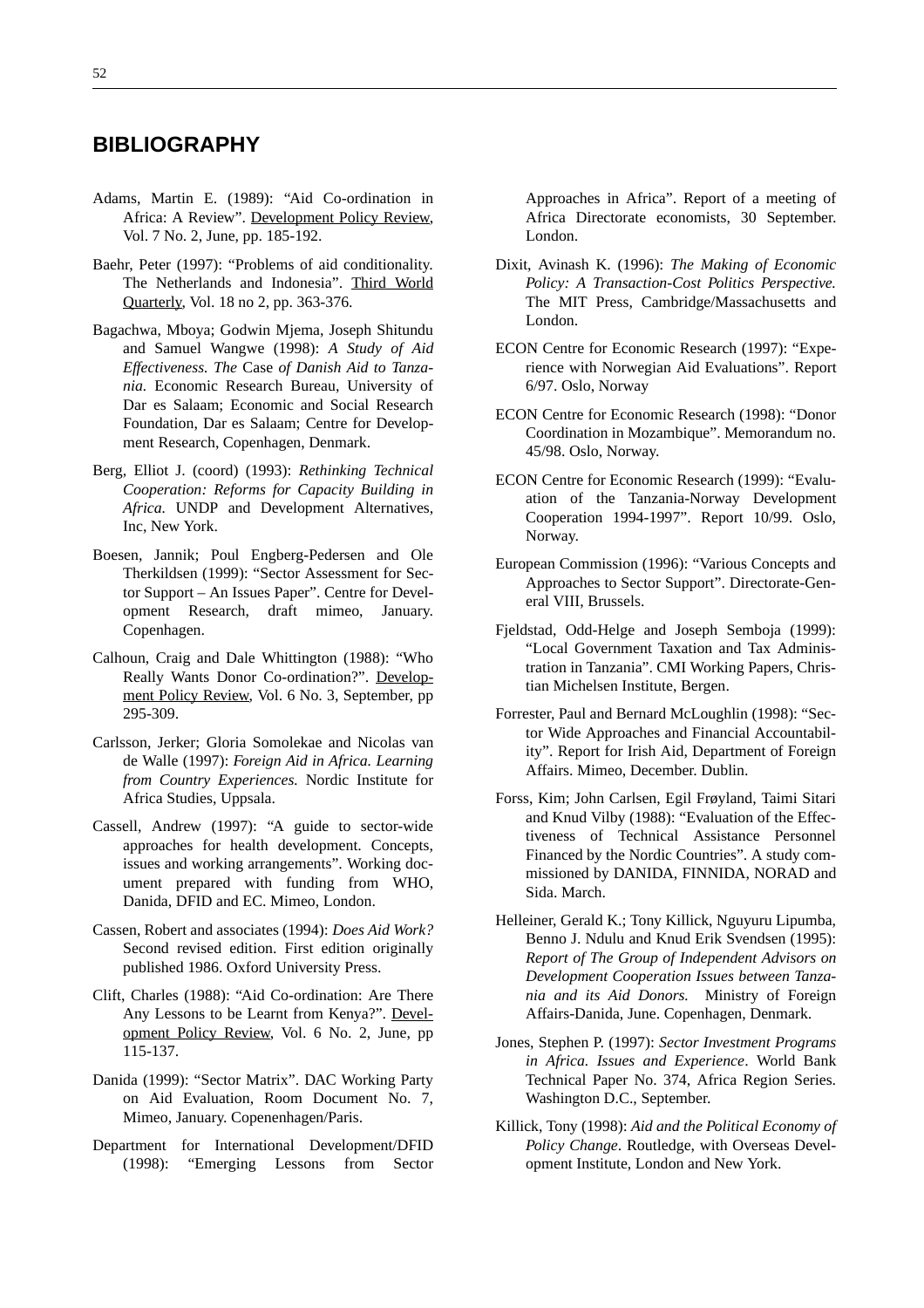## BIBLIOGRAPHY

Adams, Martin E. (1989): "Aid Co-ordination in Africa: A Review". Development Policy Review, Vol. 7 No. 2, June, pp. 185-192.

Baehr, Peter (1997): "Problems of aid conditionality. The Netherlands and Indonesia". Third World Quarterly, Vol. 18 no 2, pp. 363-376.

Bagachwa, Mboya; Godwin Mjema, Joseph Shitundu and Samuel Wangwe (1998): *A Study of Aid Effectiveness. The* Case *of Danish Aid to Tanzania.* Economic Research Bureau, University of Dar es Salaam; Economic and Social Research Foundation, Dar es Salaam; Centre for Development Research, Copenhagen, Denmark.

Berg, Elliot J. (coord) (1993): *Rethinking Technical Cooperation: Reforms for Capacity Building in Africa.* UNDP and Development Alternatives, Inc, New York.

Boesen, Jannik; Poul Engberg-Pedersen and Ole Therkildsen (1999): "Sector Assessment for Sector Support – An Issues Paper". Centre for Development Research, draft mimeo, January. Copenhagen.

Calhoun, Craig and Dale Whittington (1988): "Who Really Wants Donor Co-ordination?". Development Policy Review, Vol. 6 No. 3, September, pp 295-309.

Carlsson, Jerker; Gloria Somolekae and Nicolas van de Walle (1997): *Foreign Aid in Africa. Learning from Country Experiences.* Nordic Institute for Africa Studies, Uppsala.

Cassell, Andrew (1997): "A guide to sector-wide approaches for health development. Concepts, issues and working arrangements". Working document prepared with funding from WHO, Danida, DFID and EC. Mimeo, London.

Cassen, Robert and associates (1994): *Does Aid Work?* Second revised edition. First edition originally published 1986. Oxford University Press.

Clift, Charles (1988): "Aid Co-ordination: Are There Any Lessons to be Learnt from Kenya?". Development Policy Review, Vol. 6 No. 2, June, pp 115-137.

Danida (1999): "Sector Matrix". DAC Working Party on Aid Evaluation, Room Document No. 7, Mimeo, January. Copenenhagen/Paris.

Department for International Development/DFID (1998): "Emerging Lessons from Sector Approaches in Africa". Report of a meeting of Africa Directorate economists, 30 September. London.

Dixit, Avinash K. (1996): *The Making of Economic Policy: A Transaction-Cost Politics Perspective.* The MIT Press, Cambridge/Massachusetts and London.

ECON Centre for Economic Research (1997): "Experience with Norwegian Aid Evaluations". Report 6/97. Oslo, Norway

ECON Centre for Economic Research (1998): "Donor Coordination in Mozambique". Memorandum no. 45/98. Oslo, Norway.

ECON Centre for Economic Research (1999): "Evaluation of the Tanzania-Norway Development Cooperation 1994-1997". Report 10/99. Oslo, Norway.

European Commission (1996): "Various Concepts and Approaches to Sector Support". Directorate-General VIII, Brussels.

Fjeldstad, Odd-Helge and Joseph Semboja (1999): "Local Government Taxation and Tax Administration in Tanzania". CMI Working Papers, Christian Michelsen Institute, Bergen.

Forrester, Paul and Bernard McLoughlin (1998): "Sector Wide Approaches and Financial Accountability". Report for Irish Aid, Department of Foreign Affairs. Mimeo, December. Dublin.

Forss, Kim; John Carlsen, Egil Frøyland, Taimi Sitari and Knud Vilby (1988): "Evaluation of the Effectiveness of Technical Assistance Personnel Financed by the Nordic Countries". A study commissioned by DANIDA, FINNIDA, NORAD and Sida. March.

Helleiner, Gerald K.; Tony Killick, Nguyuru Lipumba, Benno J. Ndulu and Knud Erik Svendsen (1995): *Report of The Group of Independent Advisors on Development Cooperation Issues between Tanzania and its Aid Donors.* Ministry of Foreign Affairs-Danida, June. Copenhagen, Denmark.

Jones, Stephen P. (1997): *Sector Investment Programs in Africa. Issues and Experience*. World Bank Technical Paper No. 374, Africa Region Series. Washington D.C., September.

Killick, Tony (1998): *Aid and the Political Economy of Policy Change*. Routledge, with Overseas Development Institute, London and New York.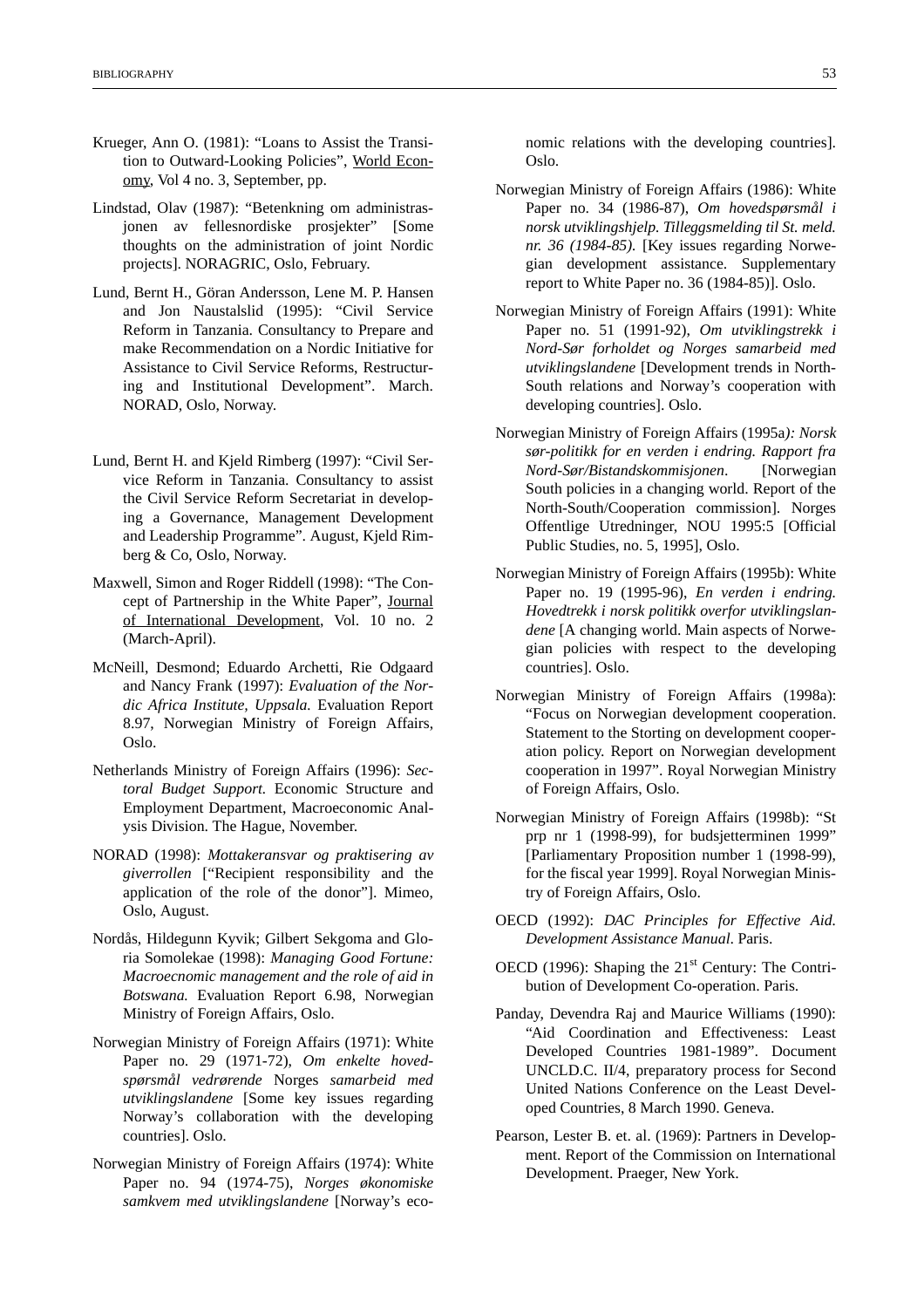Krueger, Ann O. (1981): "Loans to Assist the Transition to Outward-Looking Policies", World Economy, Vol 4 no. 3, September, pp.

Lindstad, Olav (1987): "Betenkning om administrasjonen av fellesnordiske prosjekter" [Some thoughts on the administration of joint Nordic projects]. NORAGRIC, Oslo, February.

Lund, Bernt H., Göran Andersson, Lene M. P. Hansen and Jon Naustalslid (1995): "Civil Service Reform in Tanzania. Consultancy to Prepare and make Recommendation on a Nordic Initiative for Assistance to Civil Service Reforms, Restructuring and Institutional Development". March. NORAD, Oslo, Norway.

Lund, Bernt H. and Kjeld Rimberg (1997): "Civil Service Reform in Tanzania. Consultancy to assist the Civil Service Reform Secretariat in developing a Governance, Management Development and Leadership Programme". August, Kjeld Rimberg & Co, Oslo, Norway.

Maxwell, Simon and Roger Riddell (1998): "The Concept of Partnership in the White Paper", Journal of International Development, Vol. 10 no. 2 (March-April).

McNeill, Desmond; Eduardo Archetti, Rie Odgaard and Nancy Frank (1997): *Evaluation of the Nordic Africa Institute, Uppsala.* Evaluation Report 8.97, Norwegian Ministry of Foreign Affairs, Oslo.

Netherlands Ministry of Foreign Affairs (1996): *Sectoral Budget Support.* Economic Structure and Employment Department, Macroeconomic Analysis Division. The Hague, November.

NORAD (1998): *Mottakeransvar og praktisering av giverrollen* ["Recipient responsibility and the application of the role of the donor"]. Mimeo, Oslo, August.

Nordås, Hildegunn Kyvik; Gilbert Sekgoma and Gloria Somolekae (1998): *Managing Good Fortune: Macroecnomic management and the role of aid in Botswana.* Evaluation Report 6.98, Norwegian Ministry of Foreign Affairs, Oslo.

Norwegian Ministry of Foreign Affairs (1971): White Paper no. 29 (1971-72), *Om enkelte hovedspørsmål vedrørende* Norges *samarbeid med utviklingslandene* [Some key issues regarding Norway's collaboration with the developing countries]. Oslo.

Norwegian Ministry of Foreign Affairs (1974): White Paper no. 94 (1974-75), *Norges økonomiske samkvem med utviklingslandene* [Norway's economic relations with the developing countries]. Oslo.

Norwegian Ministry of Foreign Affairs (1986): White Paper no. 34 (1986-87), *Om hovedspørsmål i norsk utviklingshjelp. Tilleggsmelding til St. meld. nr. 36 (1984-85).* [Key issues regarding Norwegian development assistance. Supplementary report to White Paper no. 36 (1984-85)]. Oslo.

Norwegian Ministry of Foreign Affairs (1991): White Paper no. 51 (1991-92), *Om utviklingstrekk i Nord-Sør forholdet og Norges samarbeid med utviklingslandene* [Development trends in North-South relations and Norway's cooperation with developing countries]. Oslo.

Norwegian Ministry of Foreign Affairs (1995a*): Norsk sør-politikk for en verden i endring. Rapport fra Nord-Sør/Bistandskommisjonen*. [Norwegian South policies in a changing world. Report of the North-South/Cooperation commission]. Norges Offentlige Utredninger, NOU 1995:5 [Official Public Studies, no. 5, 1995], Oslo.

Norwegian Ministry of Foreign Affairs (1995b): White Paper no. 19 (1995-96), *En verden i endring. Hovedtrekk i norsk politikk overfor utviklingslandene* [A changing world. Main aspects of Norwegian policies with respect to the developing countries]. Oslo.

Norwegian Ministry of Foreign Affairs (1998a): "Focus on Norwegian development cooperation. Statement to the Storting on development cooperation policy. Report on Norwegian development cooperation in 1997". Royal Norwegian Ministry of Foreign Affairs, Oslo.

Norwegian Ministry of Foreign Affairs (1998b): "St prp nr 1 (1998-99), for budsjetterminen 1999" [Parliamentary Proposition number 1 (1998-99), for the fiscal year 1999]. Royal Norwegian Ministry of Foreign Affairs, Oslo.

OECD (1992): *DAC Principles for Effective Aid. Development Assistance Manual*. Paris.

OECD (1996): Shaping the 21st Century: The Contribution of Development Co-operation. Paris.

Panday, Devendra Raj and Maurice Williams (1990): "Aid Coordination and Effectiveness: Least Developed Countries 1981-1989". Document UNCLD.C. II/4, preparatory process for Second United Nations Conference on the Least Developed Countries, 8 March 1990. Geneva.

Pearson, Lester B. et. al. (1969): Partners in Development. Report of the Commission on International Development. Praeger, New York.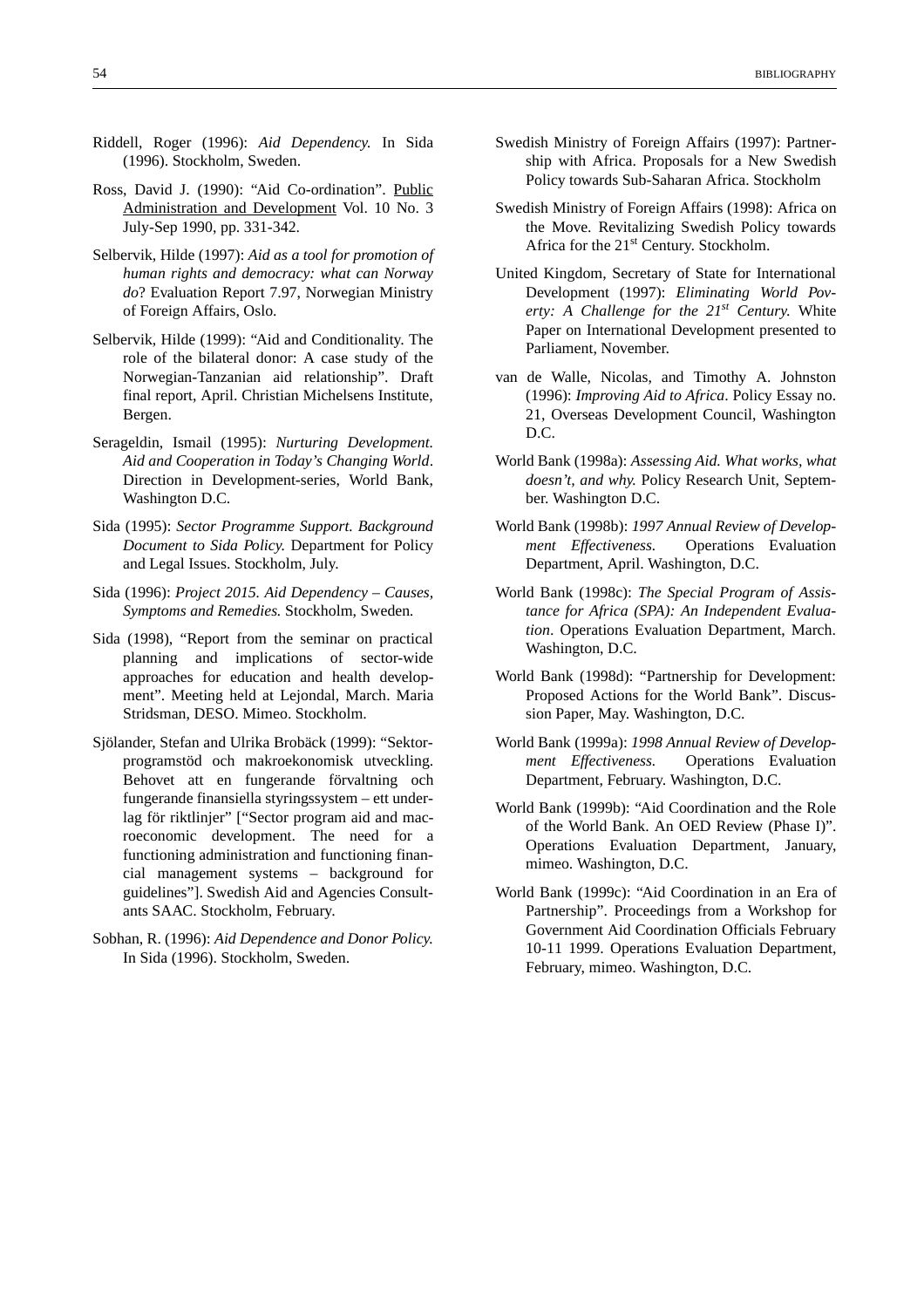Riddell, Roger (1996): *Aid Dependency.* In Sida (1996). Stockholm, Sweden.

Ross, David J. (1990): "Aid Co-ordination". Public Administration and Development Vol. 10 No. 3 July-Sep 1990, pp. 331-342.

Selbervik, Hilde (1997): *Aid as a tool for promotion of human rights and democracy: what can Norway do*? Evaluation Report 7.97, Norwegian Ministry of Foreign Affairs, Oslo.

Selbervik, Hilde (1999): "Aid and Conditionality. The role of the bilateral donor: A case study of the Norwegian-Tanzanian aid relationship". Draft final report, April. Christian Michelsens Institute, Bergen.

Serageldin, Ismail (1995): *Nurturing Development. Aid and Cooperation in Today's Changing World*. Direction in Development-series, World Bank, Washington D.C.

Sida (1995): *Sector Programme Support. Background Document to Sida Policy.* Department for Policy and Legal Issues. Stockholm, July.

Sida (1996): *Project 2015. Aid Dependency – Causes, Symptoms and Remedies.* Stockholm, Sweden.

Sida (1998), "Report from the seminar on practical planning and implications of sector-wide approaches for education and health development". Meeting held at Lejondal, March. Maria Stridsman, DESO. Mimeo. Stockholm.

Sjölander, Stefan and Ulrika Brobäck (1999): "Sektorprogramstöd och makroekonomisk utveckling. Behovet att en fungerande förvaltning och fungerande finansiella styringssystem – ett underlag för riktlinjer" ["Sector program aid and macroeconomic development. The need for a functioning administration and functioning financial management systems – background for guidelines"]. Swedish Aid and Agencies Consultants SAAC. Stockholm, February.

Sobhan, R. (1996): *Aid Dependence and Donor Policy.* In Sida (1996). Stockholm, Sweden.

Swedish Ministry of Foreign Affairs (1997): Partnership with Africa. Proposals for a New Swedish Policy towards Sub-Saharan Africa. Stockholm

Swedish Ministry of Foreign Affairs (1998): Africa on the Move. Revitalizing Swedish Policy towards Africa for the 21st Century. Stockholm.

United Kingdom, Secretary of State for International Development (1997): *Eliminating World Poverty: A Challenge for the 21st Century.* White Paper on International Development presented to Parliament, November.

van de Walle, Nicolas, and Timothy A. Johnston (1996): *Improving Aid to Africa*. Policy Essay no. 21, Overseas Development Council, Washington D.C.

World Bank (1998a): *Assessing Aid. What works, what doesn't, and why.* Policy Research Unit, September. Washington D.C.

World Bank (1998b): *1997 Annual Review of Development Effectiveness.* Operations Evaluation Department, April. Washington, D.C.

World Bank (1998c): *The Special Program of Assistance for Africa (SPA): An Independent Evaluation*. Operations Evaluation Department, March. Washington, D.C.

World Bank (1998d): "Partnership for Development: Proposed Actions for the World Bank". Discussion Paper, May. Washington, D.C.

World Bank (1999a): *1998 Annual Review of Development Effectiveness.* Operations Evaluation Department, February. Washington, D.C.

World Bank (1999b): "Aid Coordination and the Role of the World Bank. An OED Review (Phase I)". Operations Evaluation Department, January, mimeo. Washington, D.C.

World Bank (1999c): "Aid Coordination in an Era of Partnership". Proceedings from a Workshop for Government Aid Coordination Officials February 10-11 1999. Operations Evaluation Department, February, mimeo. Washington, D.C.